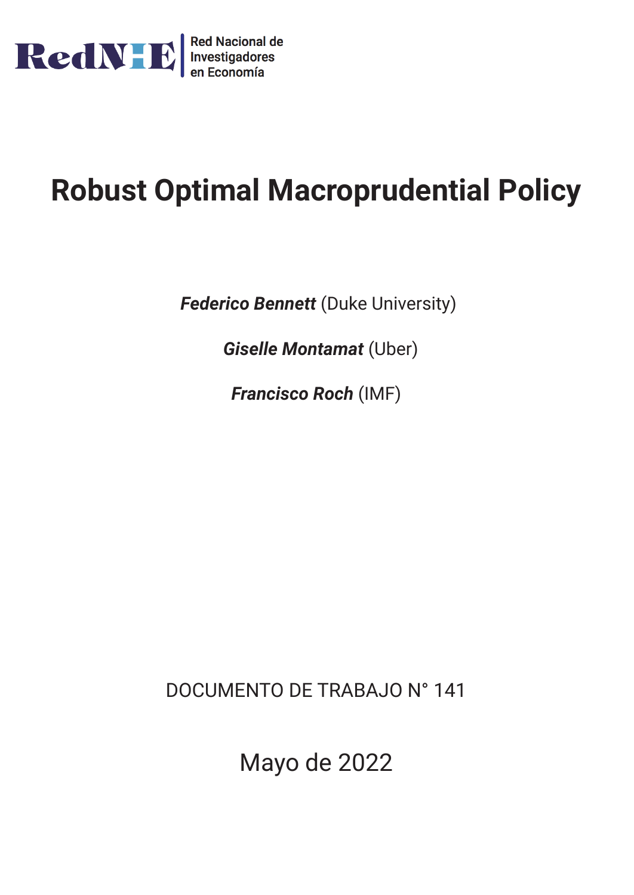RedNIE

Red Nacional de Investigadores en Economía

# Robust Optimal Macroprudential Policy

***Federico Bennett*** (Duke University)

***Giselle Montamat*** (Uber)

***Francisco Roch*** (IMF)

DOCUMENTO DE TRABAJO N° 141

Mayo de 2022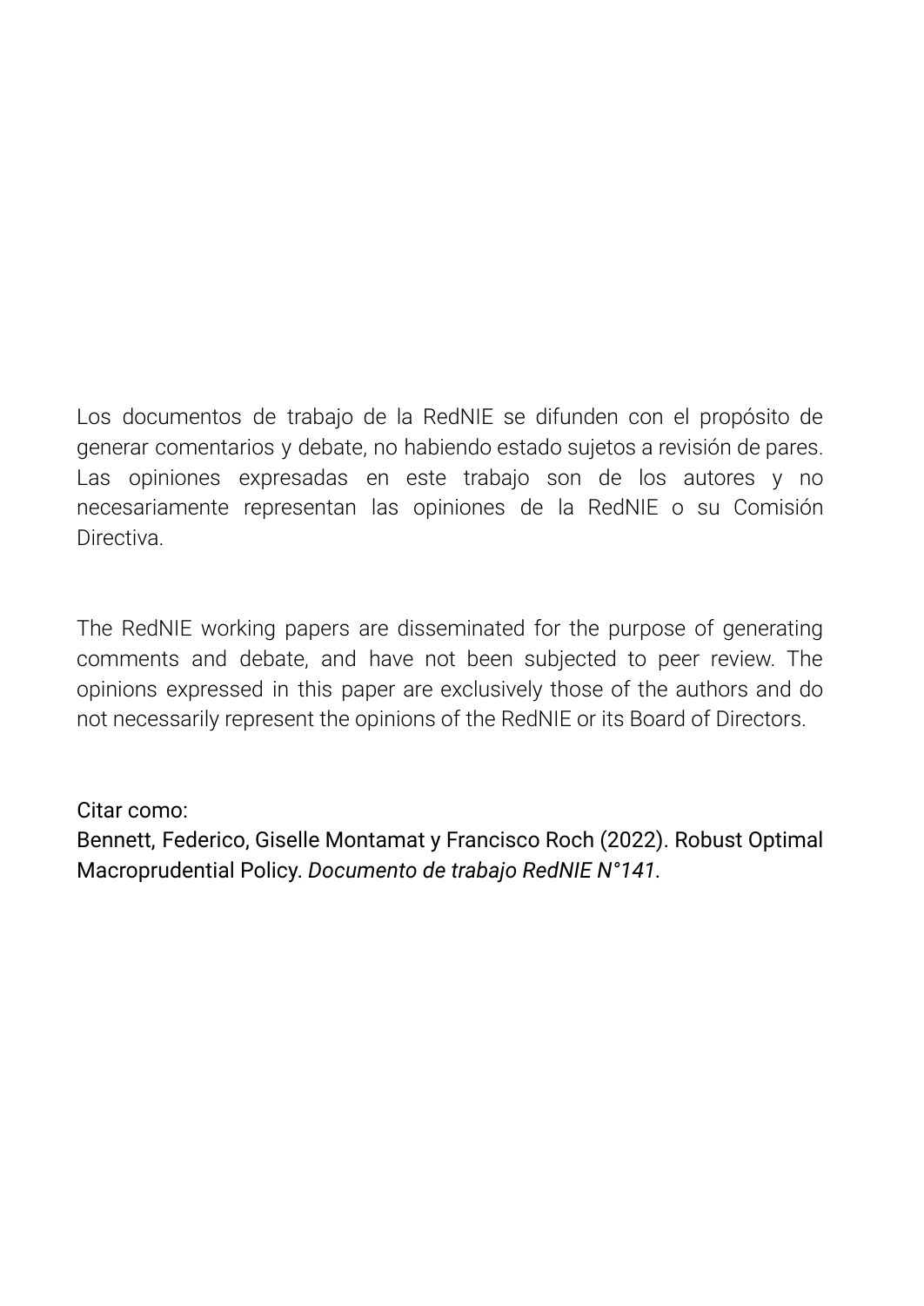Los documentos de trabajo de la RedNIE se difunden con el propósito de generar comentarios y debate, no habiendo estado sujetos a revisión de pares. Las opiniones expresadas en este trabajo son de los autores y no necesariamente representan las opiniones de la RedNIE o su Comisión Directiva.

The RedNIE working papers are disseminated for the purpose of generating comments and debate, and have not been subjected to peer review. The opinions expressed in this paper are exclusively those of the authors and do not necessarily represent the opinions of the RedNIE or its Board of Directors.

Citar como:
Bennett, Federico, Giselle Montamat y Francisco Roch (2022). Robust Optimal Macroprudential Policy. *Documento de trabajo RedNIE N°141.*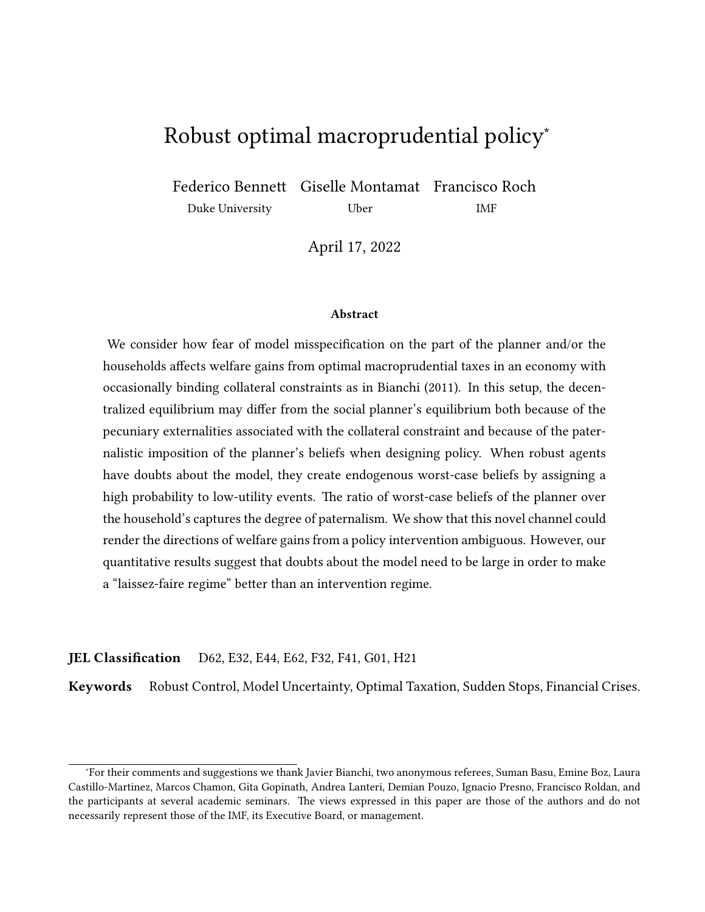# Robust optimal macroprudential policy*

Federico Bennett  Giselle Montamat  Francisco Roch

Duke University  Uber  IMF

April 17, 2022

**Abstract**

We consider how fear of model misspecification on the part of the planner and/or the households affects welfare gains from optimal macroprudential taxes in an economy with occasionally binding collateral constraints as in Bianchi (2011). In this setup, the decentralized equilibrium may differ from the social planner's equilibrium both because of the pecuniary externalities associated with the collateral constraint and because of the paternalistic imposition of the planner's beliefs when designing policy. When robust agents have doubts about the model, they create endogenous worst-case beliefs by assigning a high probability to low-utility events. The ratio of worst-case beliefs of the planner over the household's captures the degree of paternalism. We show that this novel channel could render the directions of welfare gains from a policy intervention ambiguous. However, our quantitative results suggest that doubts about the model need to be large in order to make a "laissez-faire regime" better than an intervention regime.

**JEL Classification** D62, E32, E44, E62, F32, F41, G01, H21

**Keywords** Robust Control, Model Uncertainty, Optimal Taxation, Sudden Stops, Financial Crises.

*For their comments and suggestions we thank Javier Bianchi, two anonymous referees, Suman Basu, Emine Boz, Laura Castillo-Martinez, Marcos Chamon, Gita Gopinath, Andrea Lanteri, Demian Pouzo, Ignacio Presno, Francisco Roldan, and the participants at several academic seminars. The views expressed in this paper are those of the authors and do not necessarily represent those of the IMF, its Executive Board, or management.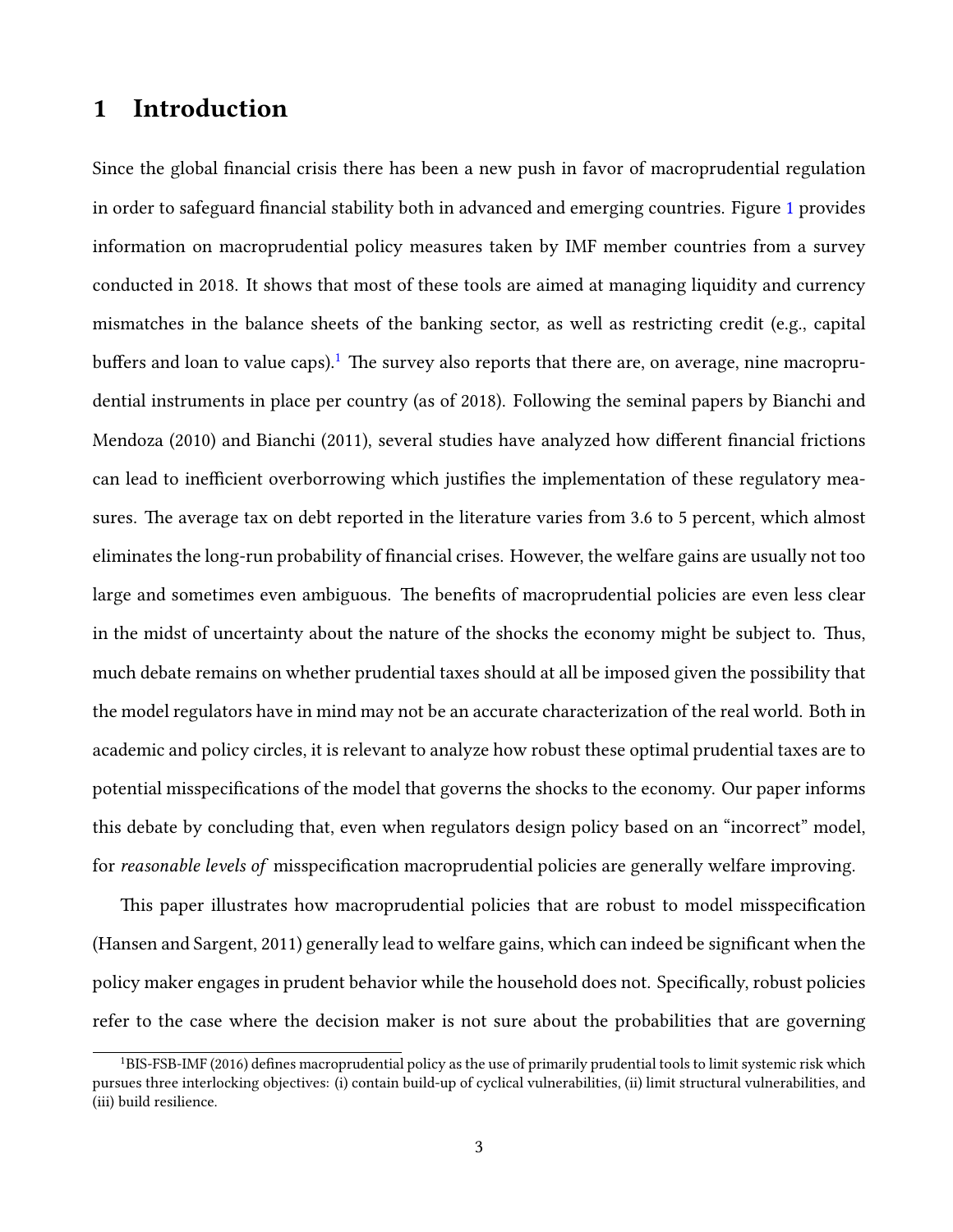# 1 Introduction

Since the global financial crisis there has been a new push in favor of macroprudential regulation in order to safeguard financial stability both in advanced and emerging countries. Figure 1 provides information on macroprudential policy measures taken by IMF member countries from a survey conducted in 2018. It shows that most of these tools are aimed at managing liquidity and currency mismatches in the balance sheets of the banking sector, as well as restricting credit (e.g., capital buffers and loan to value caps).[1] The survey also reports that there are, on average, nine macroprudential instruments in place per country (as of 2018). Following the seminal papers by Bianchi and Mendoza (2010) and Bianchi (2011), several studies have analyzed how different financial frictions can lead to inefficient overborrowing which justifies the implementation of these regulatory measures. The average tax on debt reported in the literature varies from 3.6 to 5 percent, which almost eliminates the long-run probability of financial crises. However, the welfare gains are usually not too large and sometimes even ambiguous. The benefits of macroprudential policies are even less clear in the midst of uncertainty about the nature of the shocks the economy might be subject to. Thus, much debate remains on whether prudential taxes should at all be imposed given the possibility that the model regulators have in mind may not be an accurate characterization of the real world. Both in academic and policy circles, it is relevant to analyze how robust these optimal prudential taxes are to potential misspecifications of the model that governs the shocks to the economy. Our paper informs this debate by concluding that, even when regulators design policy based on an "incorrect" model, for *reasonable levels of* misspecification macroprudential policies are generally welfare improving.

This paper illustrates how macroprudential policies that are robust to model misspecification (Hansen and Sargent, 2011) generally lead to welfare gains, which can indeed be significant when the policy maker engages in prudent behavior while the household does not. Specifically, robust policies refer to the case where the decision maker is not sure about the probabilities that are governing

[1] BIS-FSB-IMF (2016) defines macroprudential policy as the use of primarily prudential tools to limit systemic risk which pursues three interlocking objectives: (i) contain build-up of cyclical vulnerabilities, (ii) limit structural vulnerabilities, and (iii) build resilience.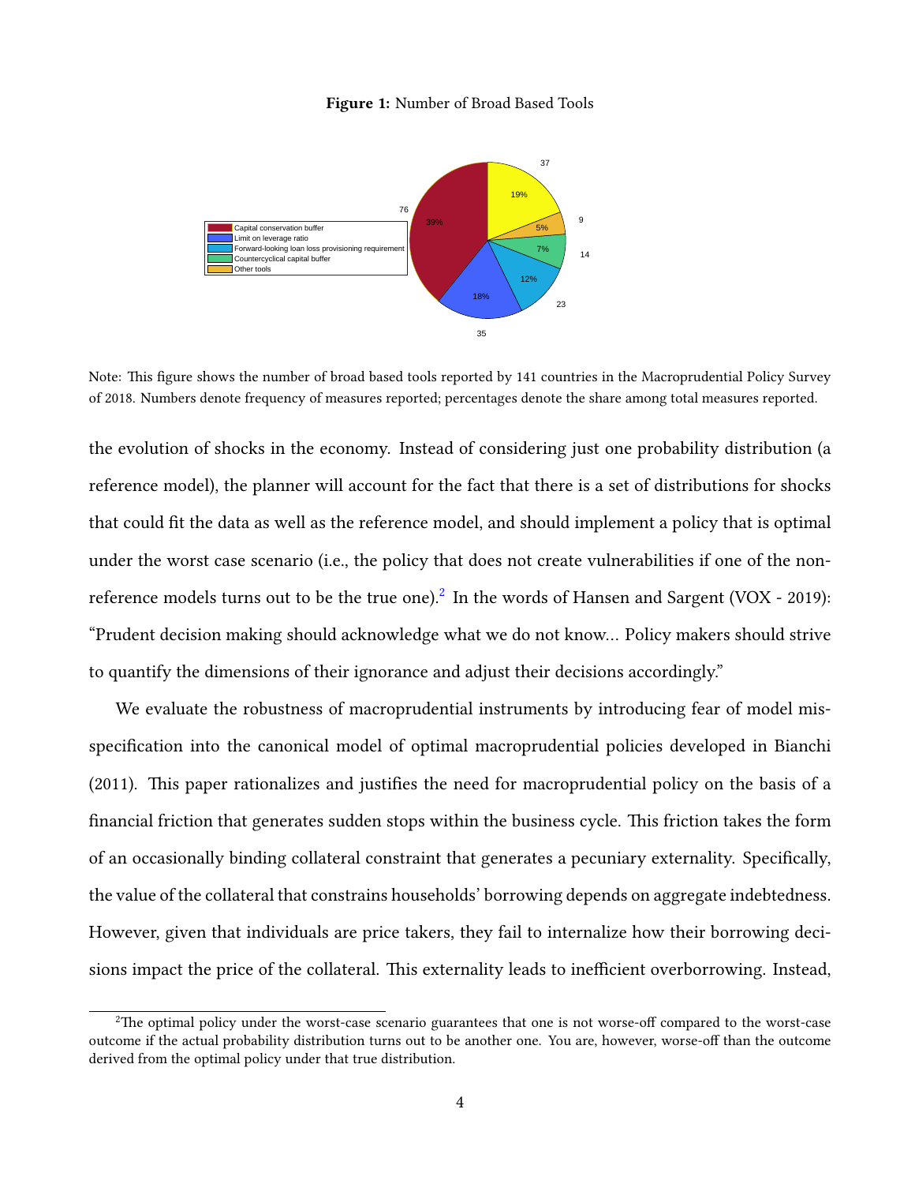**Figure 1:** Number of Broad Based Tools

Note: This figure shows the number of broad based tools reported by 141 countries in the Macroprudential Policy Survey of 2018. Numbers denote frequency of measures reported; percentages denote the share among total measures reported.

the evolution of shocks in the economy. Instead of considering just one probability distribution (a reference model), the planner will account for the fact that there is a set of distributions for shocks that could fit the data as well as the reference model, and should implement a policy that is optimal under the worst case scenario (i.e., the policy that does not create vulnerabilities if one of the non-reference models turns out to be the true one).[2] In the words of Hansen and Sargent (VOX - 2019): "Prudent decision making should acknowledge what we do not know... Policy makers should strive to quantify the dimensions of their ignorance and adjust their decisions accordingly."

We evaluate the robustness of macroprudential instruments by introducing fear of model misspecification into the canonical model of optimal macroprudential policies developed in Bianchi (2011). This paper rationalizes and justifies the need for macroprudential policy on the basis of a financial friction that generates sudden stops within the business cycle. This friction takes the form of an occasionally binding collateral constraint that generates a pecuniary externality. Specifically, the value of the collateral that constrains households' borrowing depends on aggregate indebtedness. However, given that individuals are price takers, they fail to internalize how their borrowing decisions impact the price of the collateral. This externality leads to inefficient overborrowing. Instead,

[2] The optimal policy under the worst-case scenario guarantees that one is not worse-off compared to the worst-case outcome if the actual probability distribution turns out to be another one. You are, however, worse-off than the outcome derived from the optimal policy under that true distribution.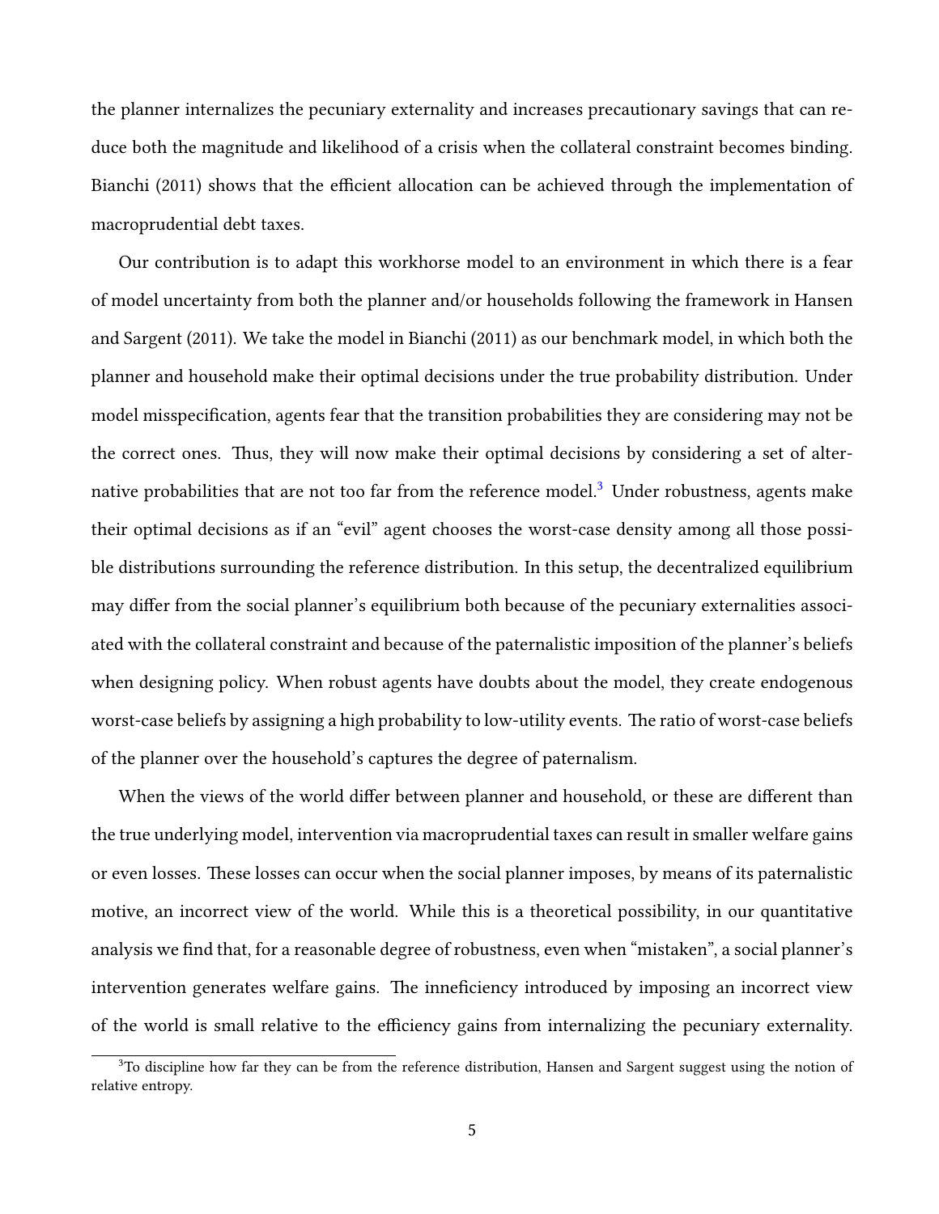the planner internalizes the pecuniary externality and increases precautionary savings that can reduce both the magnitude and likelihood of a crisis when the collateral constraint becomes binding. Bianchi (2011) shows that the efficient allocation can be achieved through the implementation of macroprudential debt taxes.

Our contribution is to adapt this workhorse model to an environment in which there is a fear of model uncertainty from both the planner and/or households following the framework in Hansen and Sargent (2011). We take the model in Bianchi (2011) as our benchmark model, in which both the planner and household make their optimal decisions under the true probability distribution. Under model misspecification, agents fear that the transition probabilities they are considering may not be the correct ones. Thus, they will now make their optimal decisions by considering a set of alternative probabilities that are not too far from the reference model.[3] Under robustness, agents make their optimal decisions as if an "evil" agent chooses the worst-case density among all those possible distributions surrounding the reference distribution. In this setup, the decentralized equilibrium may differ from the social planner's equilibrium both because of the pecuniary externalities associated with the collateral constraint and because of the paternalistic imposition of the planner's beliefs when designing policy. When robust agents have doubts about the model, they create endogenous worst-case beliefs by assigning a high probability to low-utility events. The ratio of worst-case beliefs of the planner over the household's captures the degree of paternalism.

When the views of the world differ between planner and household, or these are different than the true underlying model, intervention via macroprudential taxes can result in smaller welfare gains or even losses. These losses can occur when the social planner imposes, by means of its paternalistic motive, an incorrect view of the world. While this is a theoretical possibility, in our quantitative analysis we find that, for a reasonable degree of robustness, even when "mistaken", a social planner's intervention generates welfare gains. The inneficiency introduced by imposing an incorrect view of the world is small relative to the efficiency gains from internalizing the pecuniary externality.

[3] To discipline how far they can be from the reference distribution, Hansen and Sargent suggest using the notion of relative entropy.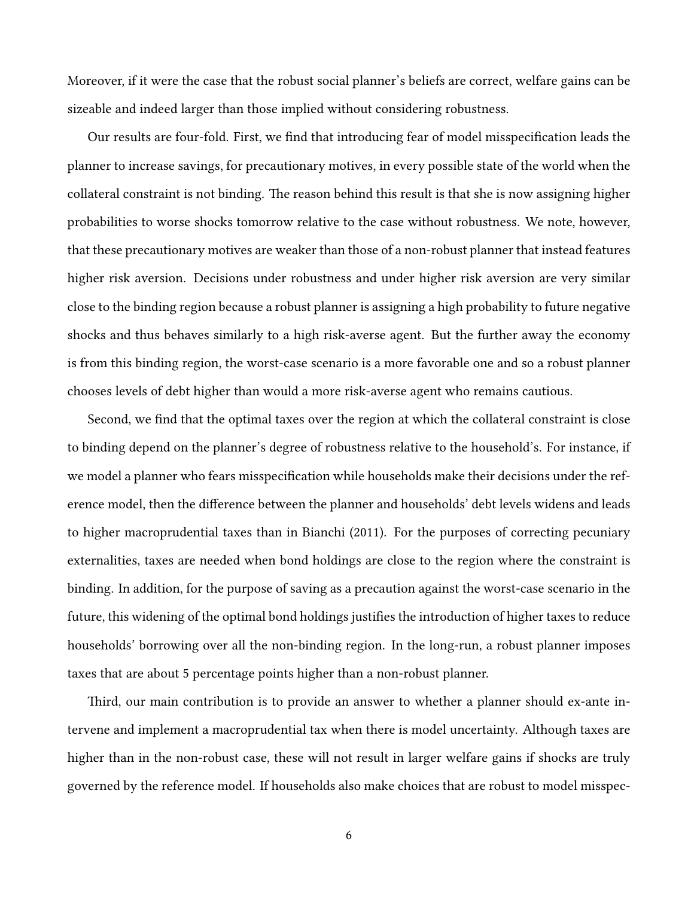Moreover, if it were the case that the robust social planner's beliefs are correct, welfare gains can be sizeable and indeed larger than those implied without considering robustness.

Our results are four-fold. First, we find that introducing fear of model misspecification leads the planner to increase savings, for precautionary motives, in every possible state of the world when the collateral constraint is not binding. The reason behind this result is that she is now assigning higher probabilities to worse shocks tomorrow relative to the case without robustness. We note, however, that these precautionary motives are weaker than those of a non-robust planner that instead features higher risk aversion. Decisions under robustness and under higher risk aversion are very similar close to the binding region because a robust planner is assigning a high probability to future negative shocks and thus behaves similarly to a high risk-averse agent. But the further away the economy is from this binding region, the worst-case scenario is a more favorable one and so a robust planner chooses levels of debt higher than would a more risk-averse agent who remains cautious.

Second, we find that the optimal taxes over the region at which the collateral constraint is close to binding depend on the planner's degree of robustness relative to the household's. For instance, if we model a planner who fears misspecification while households make their decisions under the reference model, then the difference between the planner and households' debt levels widens and leads to higher macroprudential taxes than in Bianchi (2011). For the purposes of correcting pecuniary externalities, taxes are needed when bond holdings are close to the region where the constraint is binding. In addition, for the purpose of saving as a precaution against the worst-case scenario in the future, this widening of the optimal bond holdings justifies the introduction of higher taxes to reduce households' borrowing over all the non-binding region. In the long-run, a robust planner imposes taxes that are about 5 percentage points higher than a non-robust planner.

Third, our main contribution is to provide an answer to whether a planner should ex-ante intervene and implement a macroprudential tax when there is model uncertainty. Although taxes are higher than in the non-robust case, these will not result in larger welfare gains if shocks are truly governed by the reference model. If households also make choices that are robust to model misspec-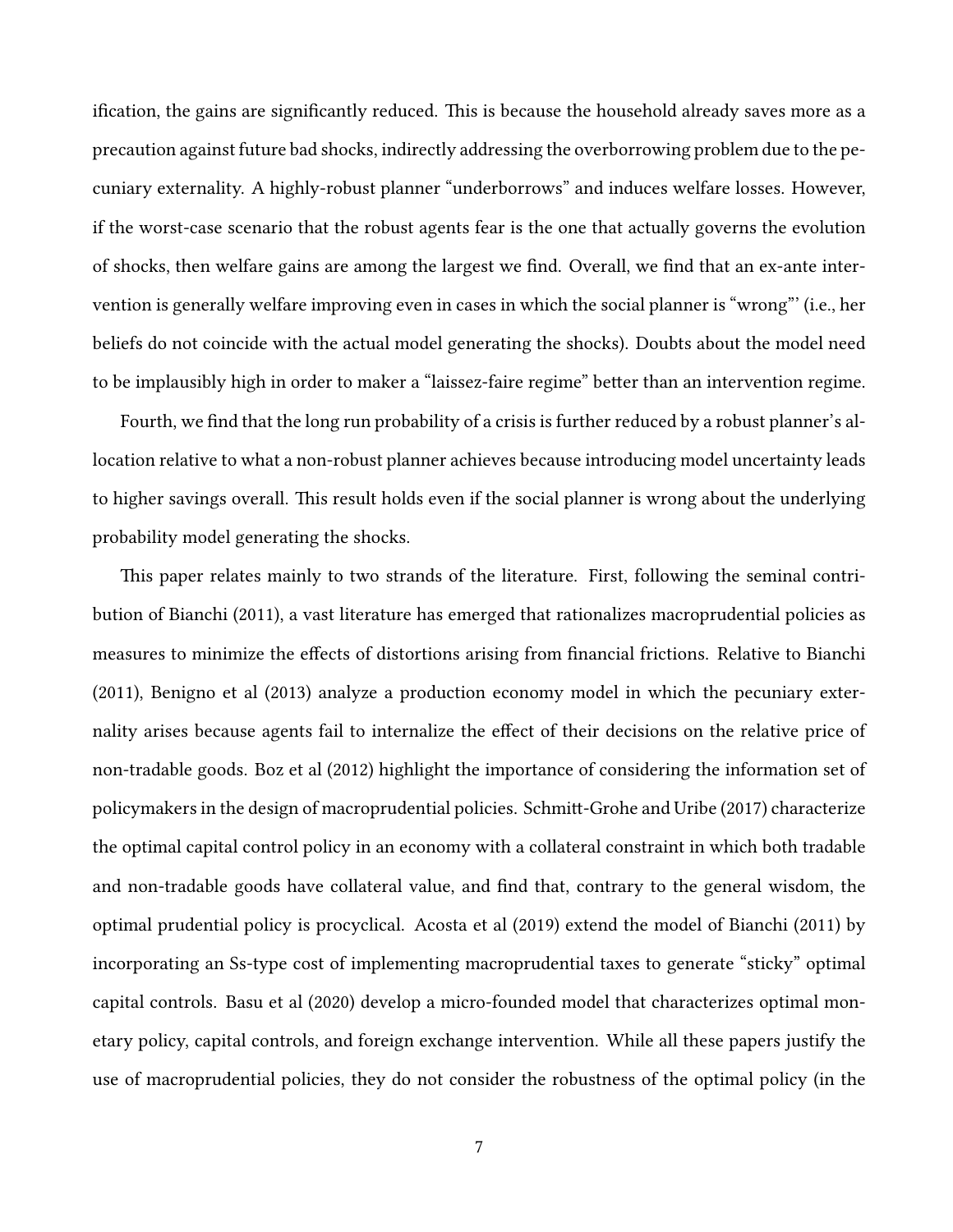ification, the gains are significantly reduced. This is because the household already saves more as a precaution against future bad shocks, indirectly addressing the overborrowing problem due to the pecuniary externality. A highly-robust planner "underborrows" and induces welfare losses. However, if the worst-case scenario that the robust agents fear is the one that actually governs the evolution of shocks, then welfare gains are among the largest we find. Overall, we find that an ex-ante intervention is generally welfare improving even in cases in which the social planner is "wrong"' (i.e., her beliefs do not coincide with the actual model generating the shocks). Doubts about the model need to be implausibly high in order to maker a "laissez-faire regime" better than an intervention regime.

Fourth, we find that the long run probability of a crisis is further reduced by a robust planner's allocation relative to what a non-robust planner achieves because introducing model uncertainty leads to higher savings overall. This result holds even if the social planner is wrong about the underlying probability model generating the shocks.

This paper relates mainly to two strands of the literature. First, following the seminal contribution of Bianchi (2011), a vast literature has emerged that rationalizes macroprudential policies as measures to minimize the effects of distortions arising from financial frictions. Relative to Bianchi (2011), Benigno et al (2013) analyze a production economy model in which the pecuniary externality arises because agents fail to internalize the effect of their decisions on the relative price of non-tradable goods. Boz et al (2012) highlight the importance of considering the information set of policymakers in the design of macroprudential policies. Schmitt-Grohe and Uribe (2017) characterize the optimal capital control policy in an economy with a collateral constraint in which both tradable and non-tradable goods have collateral value, and find that, contrary to the general wisdom, the optimal prudential policy is procyclical. Acosta et al (2019) extend the model of Bianchi (2011) by incorporating an Ss-type cost of implementing macroprudential taxes to generate "sticky" optimal capital controls. Basu et al (2020) develop a micro-founded model that characterizes optimal monetary policy, capital controls, and foreign exchange intervention. While all these papers justify the use of macroprudential policies, they do not consider the robustness of the optimal policy (in the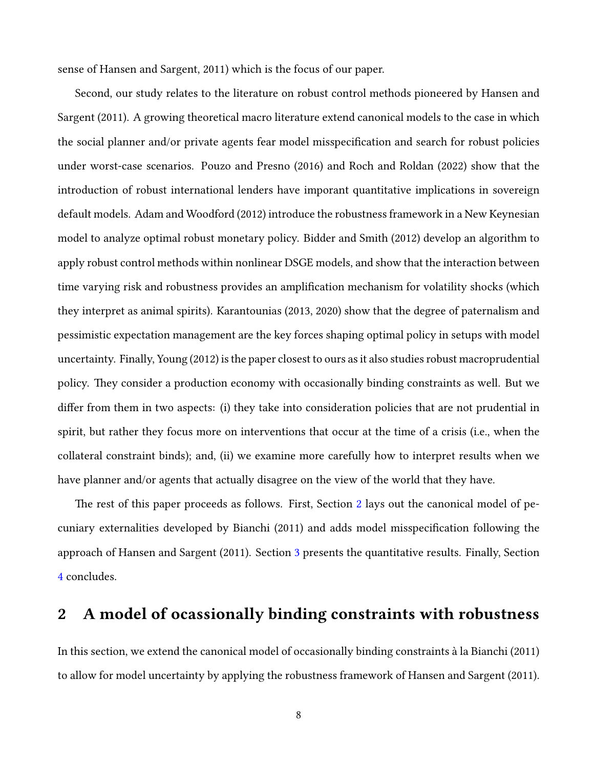sense of Hansen and Sargent, 2011) which is the focus of our paper.

Second, our study relates to the literature on robust control methods pioneered by Hansen and Sargent (2011). A growing theoretical macro literature extend canonical models to the case in which the social planner and/or private agents fear model misspecification and search for robust policies under worst-case scenarios. Pouzo and Presno (2016) and Roch and Roldan (2022) show that the introduction of robust international lenders have imporant quantitative implications in sovereign default models. Adam and Woodford (2012) introduce the robustness framework in a New Keynesian model to analyze optimal robust monetary policy. Bidder and Smith (2012) develop an algorithm to apply robust control methods within nonlinear DSGE models, and show that the interaction between time varying risk and robustness provides an amplification mechanism for volatility shocks (which they interpret as animal spirits). Karantounias (2013, 2020) show that the degree of paternalism and pessimistic expectation management are the key forces shaping optimal policy in setups with model uncertainty. Finally, Young (2012) is the paper closest to ours as it also studies robust macroprudential policy. They consider a production economy with occasionally binding constraints as well. But we differ from them in two aspects: (i) they take into consideration policies that are not prudential in spirit, but rather they focus more on interventions that occur at the time of a crisis (i.e., when the collateral constraint binds); and, (ii) we examine more carefully how to interpret results when we have planner and/or agents that actually disagree on the view of the world that they have.

The rest of this paper proceeds as follows. First, Section 2 lays out the canonical model of pecuniary externalities developed by Bianchi (2011) and adds model misspecification following the approach of Hansen and Sargent (2011). Section 3 presents the quantitative results. Finally, Section 4 concludes.

## 2 A model of ocassionally binding constraints with robustness

In this section, we extend the canonical model of occasionally binding constraints à la Bianchi (2011) to allow for model uncertainty by applying the robustness framework of Hansen and Sargent (2011).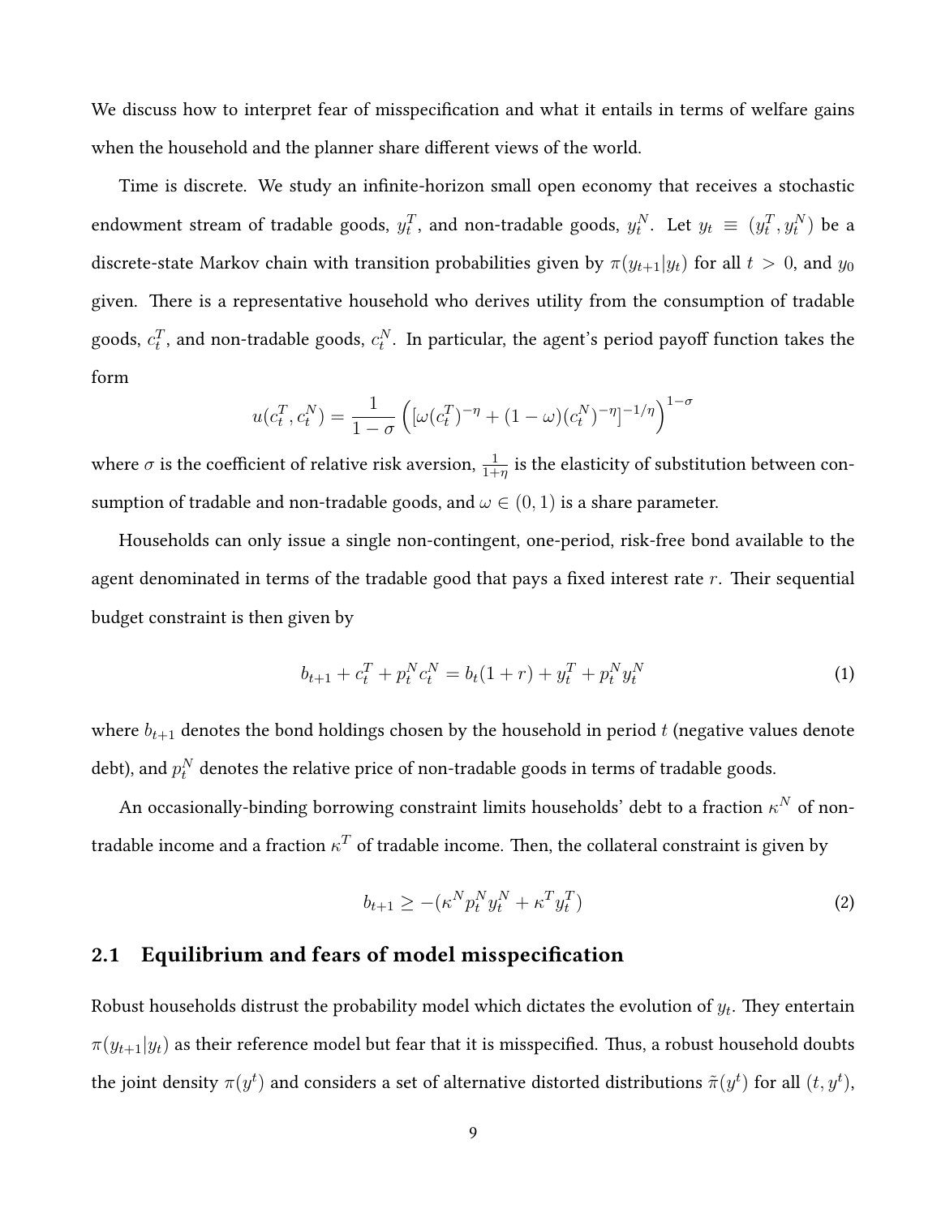We discuss how to interpret fear of misspecification and what it entails in terms of welfare gains when the household and the planner share different views of the world.

Time is discrete. We study an infinite-horizon small open economy that receives a stochastic endowment stream of tradable goods, $y_t^T$, and non-tradable goods, $y_t^N$. Let $y_t \equiv (y_t^T, y_t^N)$ be a discrete-state Markov chain with transition probabilities given by $\pi(y_{t+1}|y_t)$ for all $t > 0$, and $y_0$ given. There is a representative household who derives utility from the consumption of tradable goods, $c_t^T$, and non-tradable goods, $c_t^N$. In particular, the agent's period payoff function takes the form

$$u(c_t^T, c_t^N) = \frac{1}{1-\sigma}\left(\left[\omega(c_t^T)^{-\eta} + (1-\omega)(c_t^N)^{-\eta}\right]^{-1/\eta}\right)^{1-\sigma}$$

where $\sigma$ is the coefficient of relative risk aversion, $\frac{1}{1+\eta}$ is the elasticity of substitution between consumption of tradable and non-tradable goods, and $\omega \in (0,1)$ is a share parameter.

Households can only issue a single non-contingent, one-period, risk-free bond available to the agent denominated in terms of the tradable good that pays a fixed interest rate $r$. Their sequential budget constraint is then given by

$$b_{t+1} + c_t^T + p_t^N c_t^N = b_t(1+r) + y_t^T + p_t^N y_t^N \tag{1}$$

where $b_{t+1}$ denotes the bond holdings chosen by the household in period $t$ (negative values denote debt), and $p_t^N$ denotes the relative price of non-tradable goods in terms of tradable goods.

An occasionally-binding borrowing constraint limits households' debt to a fraction $\kappa^N$ of non-tradable income and a fraction $\kappa^T$ of tradable income. Then, the collateral constraint is given by

$$b_{t+1} \geq -(\kappa^N p_t^N y_t^N + \kappa^T y_t^T) \tag{2}$$

## 2.1 Equilibrium and fears of model misspecification

Robust households distrust the probability model which dictates the evolution of $y_t$. They entertain $\pi(y_{t+1}|y_t)$ as their reference model but fear that it is misspecified. Thus, a robust household doubts the joint density $\pi(y^t)$ and considers a set of alternative distorted distributions $\tilde{\pi}(y^t)$ for all $(t, y^t)$,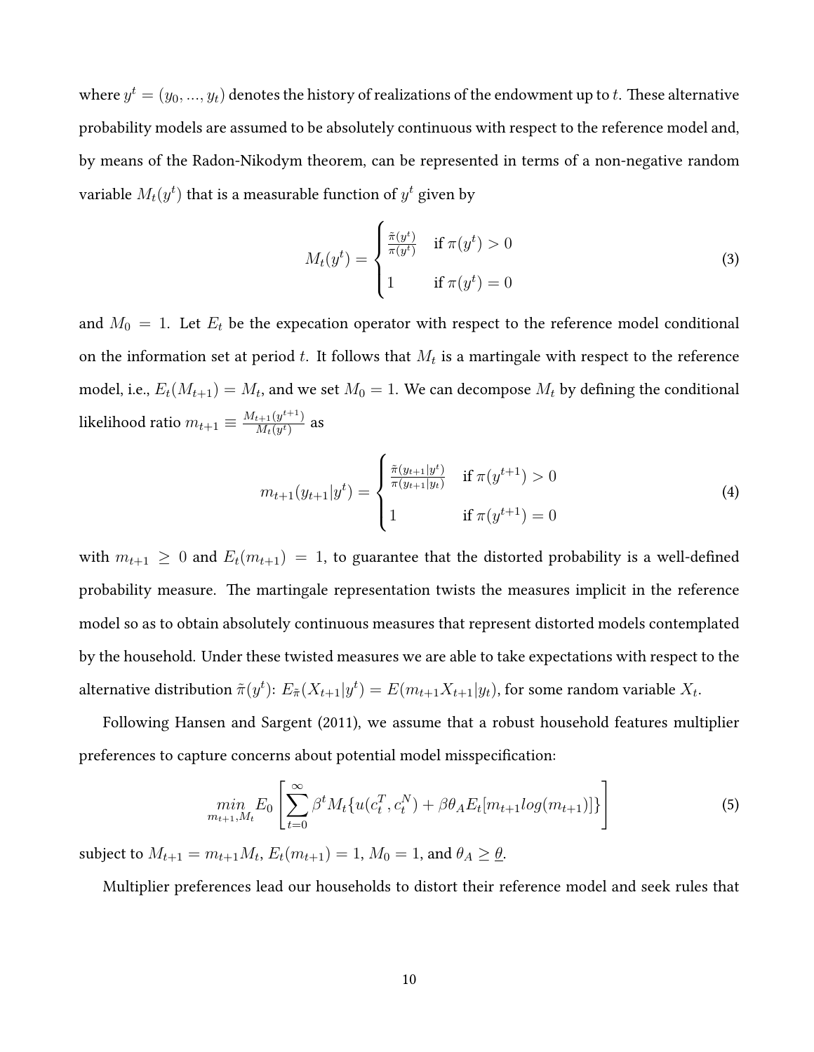where $y^t = (y_0, ..., y_t)$ denotes the history of realizations of the endowment up to $t$. These alternative probability models are assumed to be absolutely continuous with respect to the reference model and, by means of the Radon-Nikodym theorem, can be represented in terms of a non-negative random variable $M_t(y^t)$ that is a measurable function of $y^t$ given by

$$M_t(y^t) = \begin{cases} \frac{\tilde{\pi}(y^t)}{\pi(y^t)} & \text{if } \pi(y^t) > 0 \\ 1 & \text{if } \pi(y^t) = 0 \end{cases} \tag{3}$$

and $M_0 = 1$. Let $E_t$ be the expecation operator with respect to the reference model conditional on the information set at period $t$. It follows that $M_t$ is a martingale with respect to the reference model, i.e., $E_t(M_{t+1}) = M_t$, and we set $M_0 = 1$. We can decompose $M_t$ by defining the conditional likelihood ratio $m_{t+1} \equiv \frac{M_{t+1}(y^{t+1})}{M_t(y^t)}$ as

$$m_{t+1}(y_{t+1}|y^t) = \begin{cases} \frac{\tilde{\pi}(y_{t+1}|y^t)}{\pi(y_{t+1}|y_t)} & \text{if } \pi(y^{t+1}) > 0 \\ 1 & \text{if } \pi(y^{t+1}) = 0 \end{cases} \tag{4}$$

with $m_{t+1} \geq 0$ and $E_t(m_{t+1}) = 1$, to guarantee that the distorted probability is a well-defined probability measure. The martingale representation twists the measures implicit in the reference model so as to obtain absolutely continuous measures that represent distorted models contemplated by the household. Under these twisted measures we are able to take expectations with respect to the alternative distribution $\tilde{\pi}(y^t)$: $E_{\tilde{\pi}}(X_{t+1}|y^t) = E(m_{t+1}X_{t+1}|y_t)$, for some random variable $X_t$.

Following Hansen and Sargent (2011), we assume that a robust household features multiplier preferences to capture concerns about potential model misspecification:

$$\underset{m_{t+1}, M_t}{min} E_0 \left[ \sum_{t=0}^{\infty} \beta^t M_t \{ u(c_t^T, c_t^N) + \beta \theta_A E_t[m_{t+1} log(m_{t+1})] \} \right] \tag{5}$$

subject to $M_{t+1} = m_{t+1}M_t$, $E_t(m_{t+1}) = 1$, $M_0 = 1$, and $\theta_A \geq \underline{\theta}$.

Multiplier preferences lead our households to distort their reference model and seek rules that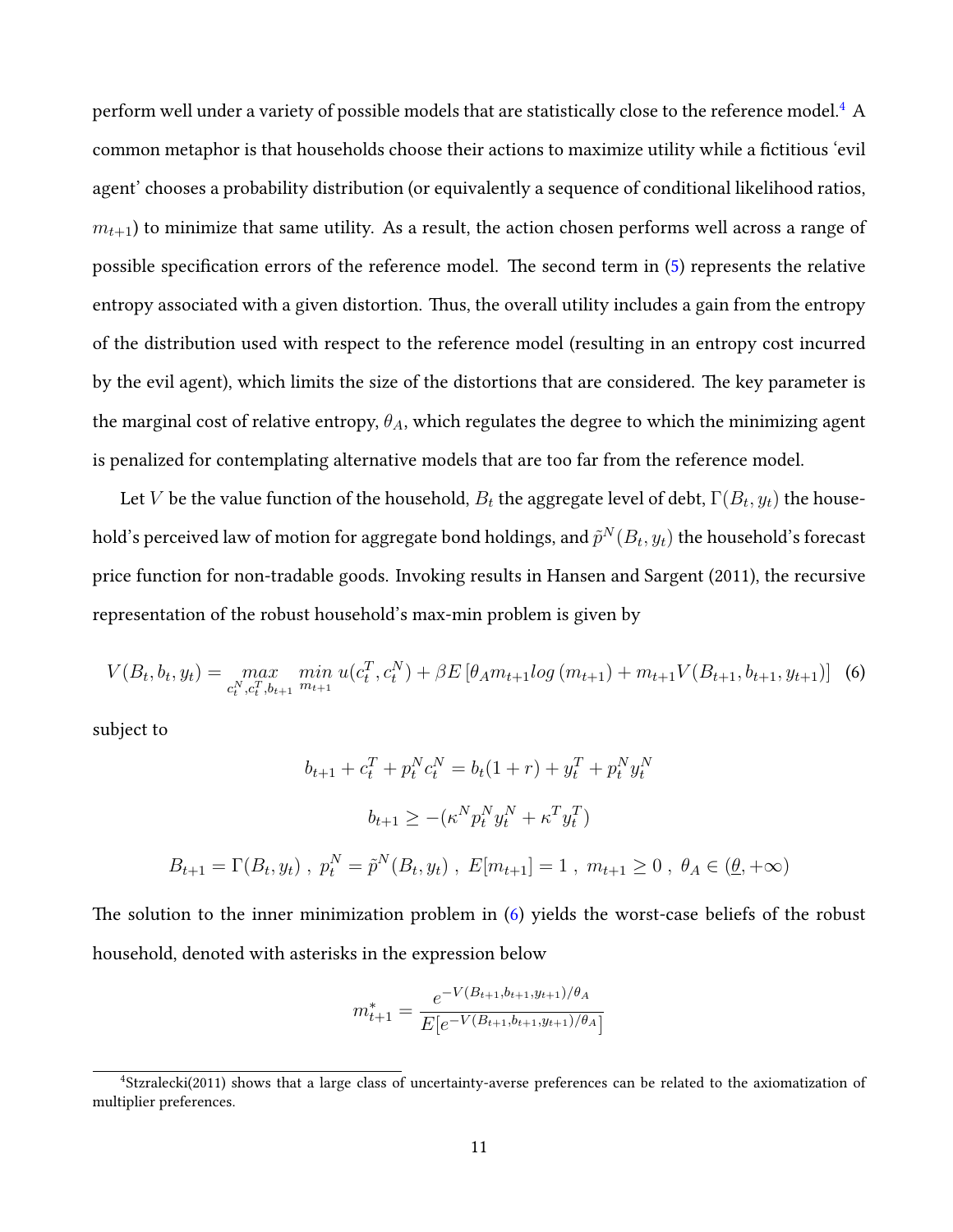perform well under a variety of possible models that are statistically close to the reference model.[4] A common metaphor is that households choose their actions to maximize utility while a fictitious 'evil agent' chooses a probability distribution (or equivalently a sequence of conditional likelihood ratios, $m_{t+1}$) to minimize that same utility. As a result, the action chosen performs well across a range of possible specification errors of the reference model. The second term in (5) represents the relative entropy associated with a given distortion. Thus, the overall utility includes a gain from the entropy of the distribution used with respect to the reference model (resulting in an entropy cost incurred by the evil agent), which limits the size of the distortions that are considered. The key parameter is the marginal cost of relative entropy, $\theta_A$, which regulates the degree to which the minimizing agent is penalized for contemplating alternative models that are too far from the reference model.

Let $V$ be the value function of the household, $B_t$ the aggregate level of debt, $\Gamma(B_t, y_t)$ the household's perceived law of motion for aggregate bond holdings, and $\tilde{p}^N(B_t, y_t)$ the household's forecast price function for non-tradable goods. Invoking results in Hansen and Sargent (2011), the recursive representation of the robust household's max-min problem is given by

$$V(B_t, b_t, y_t) = \max_{c_t^N, c_t^T, b_{t+1}} \min_{m_{t+1}} u(c_t^T, c_t^N) + \beta E\left[\theta_A m_{t+1} log\left(m_{t+1}\right) + m_{t+1} V(B_{t+1}, b_{t+1}, y_{t+1})\right] \quad (6)$$

subject to

$$b_{t+1} + c_t^T + p_t^N c_t^N = b_t(1+r) + y_t^T + p_t^N y_t^N$$

$$b_{t+1} \geq -(\kappa^N p_t^N y_t^N + \kappa^T y_t^T)$$

$$B_{t+1} = \Gamma(B_t, y_t)\ ,\ p_t^N = \tilde{p}^N(B_t, y_t)\ ,\ E[m_{t+1}] = 1\ ,\ m_{t+1} \geq 0\ ,\ \theta_A \in (\underline{\theta}, +\infty)$$

The solution to the inner minimization problem in (6) yields the worst-case beliefs of the robust household, denoted with asterisks in the expression below

$$m_{t+1}^* = \frac{e^{-V(B_{t+1}, b_{t+1}, y_{t+1})/\theta_A}}{E[e^{-V(B_{t+1}, b_{t+1}, y_{t+1})/\theta_A}]}$$

[4] Stzralecki(2011) shows that a large class of uncertainty-averse preferences can be related to the axiomatization of multiplier preferences.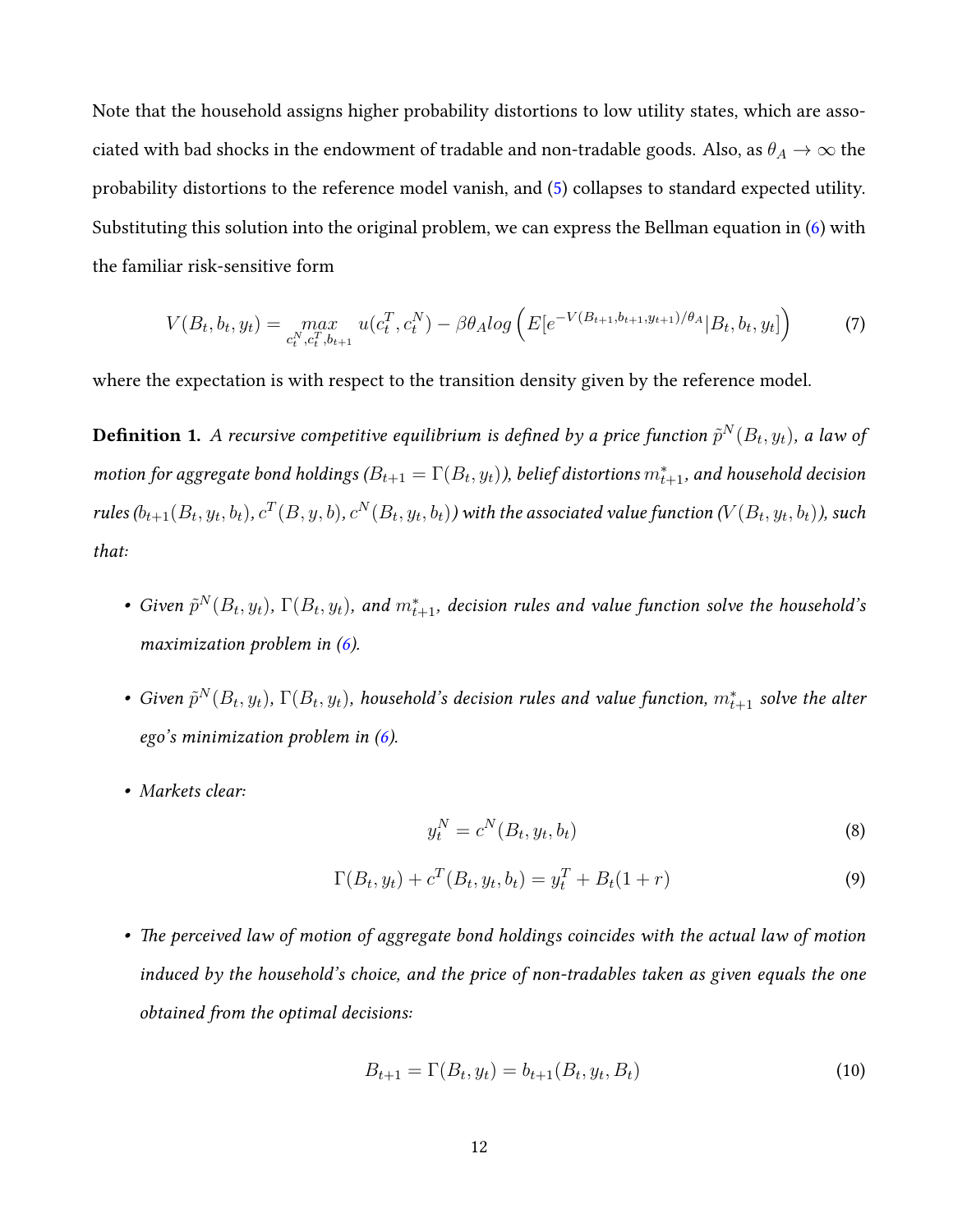Note that the household assigns higher probability distortions to low utility states, which are associated with bad shocks in the endowment of tradable and non-tradable goods. Also, as $\theta_A \to \infty$ the probability distortions to the reference model vanish, and (5) collapses to standard expected utility. Substituting this solution into the original problem, we can express the Bellman equation in (6) with the familiar risk-sensitive form

$$V(B_t, b_t, y_t) = \max_{c_t^N, c_t^T, b_{t+1}} u(c_t^T, c_t^N) - \beta\theta_A log\left(E[e^{-V(B_{t+1}, b_{t+1}, y_{t+1})/\theta_A} | B_t, b_t, y_t]\right) \tag{7}$$

where the expectation is with respect to the transition density given by the reference model.

**Definition 1.** *A recursive competitive equilibrium is defined by a price function $\tilde{p}^N(B_t, y_t)$, a law of motion for aggregate bond holdings ($B_{t+1} = \Gamma(B_t, y_t)$), belief distortions $m_{t+1}^*$, and household decision rules ($b_{t+1}(B_t, y_t, b_t)$, $c^T(B, y, b)$, $c^N(B_t, y_t, b_t)$) with the associated value function ($V(B_t, y_t, b_t)$), such that:*

- *Given $\tilde{p}^N(B_t, y_t)$, $\Gamma(B_t, y_t)$, and $m_{t+1}^*$, decision rules and value function solve the household's maximization problem in (6).*
- *Given $\tilde{p}^N(B_t, y_t)$, $\Gamma(B_t, y_t)$, household's decision rules and value function, $m_{t+1}^*$ solve the alter ego's minimization problem in (6).*
- *Markets clear:*

$$y_t^N = c^N(B_t, y_t, b_t) \tag{8}$$

$$\Gamma(B_t, y_t) + c^T(B_t, y_t, b_t) = y_t^T + B_t(1+r) \tag{9}$$

- *The perceived law of motion of aggregate bond holdings coincides with the actual law of motion induced by the household's choice, and the price of non-tradables taken as given equals the one obtained from the optimal decisions:*

$$B_{t+1} = \Gamma(B_t, y_t) = b_{t+1}(B_t, y_t, B_t) \tag{10}$$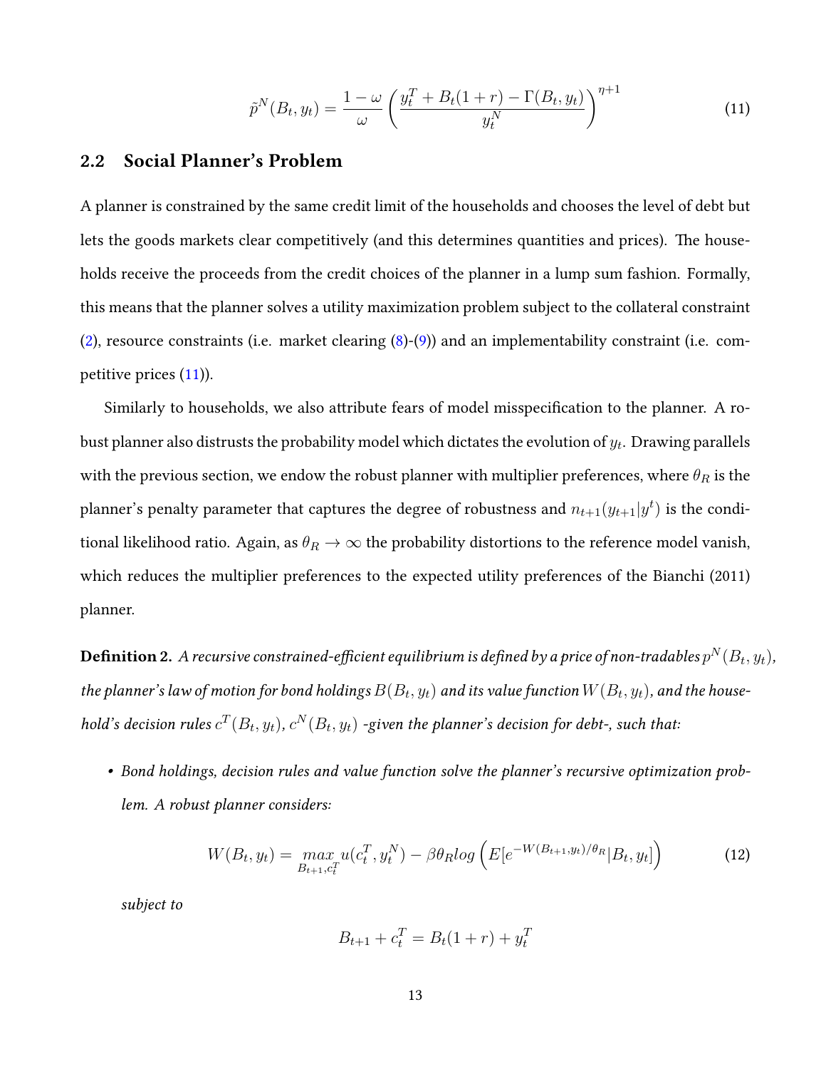$$\tilde{p}^N(B_t, y_t) = \frac{1-\omega}{\omega}\left(\frac{y_t^T + B_t(1+r) - \Gamma(B_t, y_t)}{y_t^N}\right)^{\eta+1} \tag{11}$$

## 2.2 Social Planner's Problem

A planner is constrained by the same credit limit of the households and chooses the level of debt but lets the goods markets clear competitively (and this determines quantities and prices). The households receive the proceeds from the credit choices of the planner in a lump sum fashion. Formally, this means that the planner solves a utility maximization problem subject to the collateral constraint (2), resource constraints (i.e. market clearing (8)-(9)) and an implementability constraint (i.e. competitive prices (11)).

Similarly to households, we also attribute fears of model misspecification to the planner. A robust planner also distrusts the probability model which dictates the evolution of $y_t$. Drawing parallels with the previous section, we endow the robust planner with multiplier preferences, where $\theta_R$ is the planner's penalty parameter that captures the degree of robustness and $n_{t+1}(y_{t+1}|y^t)$ is the conditional likelihood ratio. Again, as $\theta_R \to \infty$ the probability distortions to the reference model vanish, which reduces the multiplier preferences to the expected utility preferences of the Bianchi (2011) planner.

**Definition 2.** *A recursive constrained-efficient equilibrium is defined by a price of non-tradables $p^N(B_t, y_t)$, the planner's law of motion for bond holdings $B(B_t, y_t)$ and its value function $W(B_t, y_t)$, and the household's decision rules $c^T(B_t, y_t)$, $c^N(B_t, y_t)$ -given the planner's decision for debt-, such that:*

- *Bond holdings, decision rules and value function solve the planner's recursive optimization problem. A robust planner considers:*

$$W(B_t, y_t) = \max_{B_{t+1}, c_t^T} u(c_t^T, y_t^N) - \beta\theta_R log\left(E[e^{-W(B_{t+1}, y_t)/\theta_R}|B_t, y_t]\right) \tag{12}$$

*subject to*

$$B_{t+1} + c_t^T = B_t(1+r) + y_t^T$$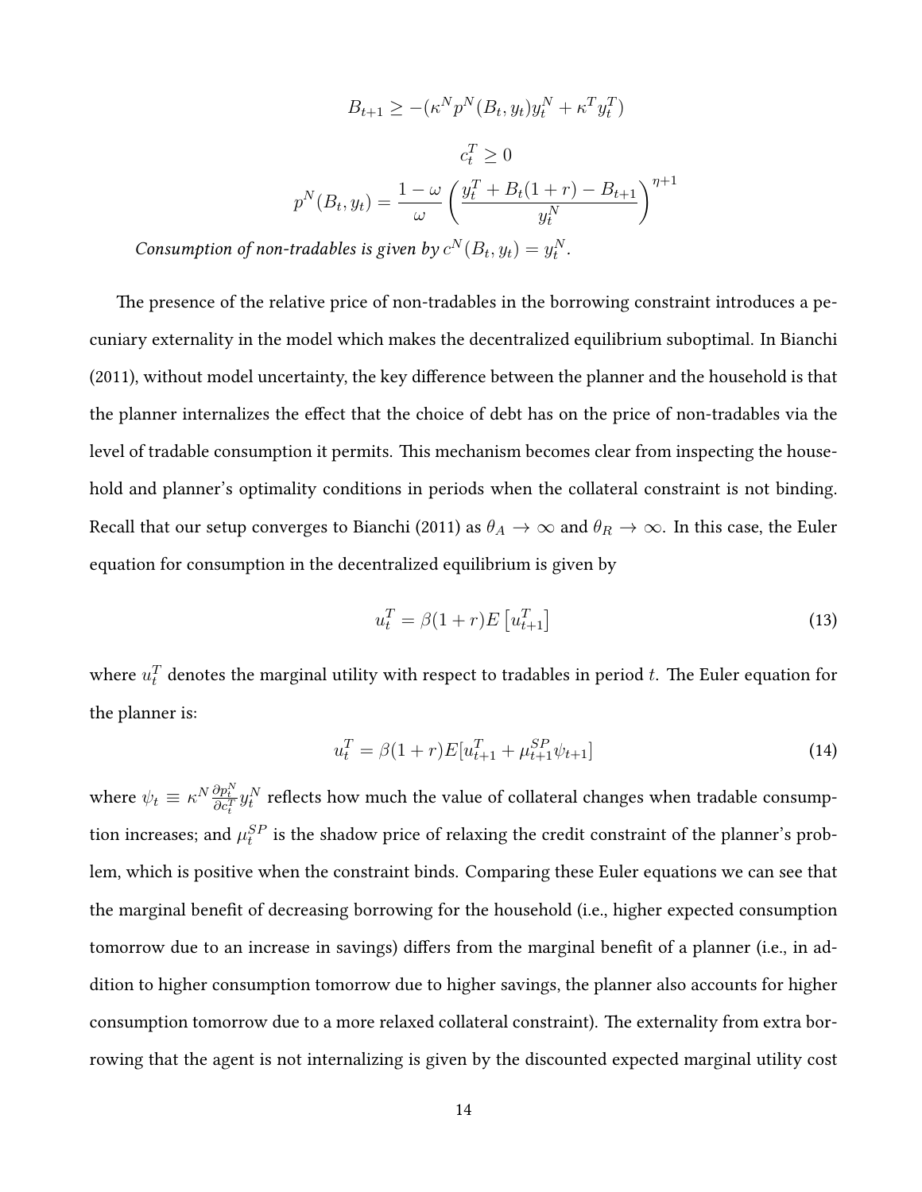$$B_{t+1} \geq -(\kappa^N p^N(B_t, y_t) y_t^N + \kappa^T y_t^T)$$

$$c_t^T \geq 0$$

$$p^N(B_t, y_t) = \frac{1-\omega}{\omega} \left( \frac{y_t^T + B_t(1+r) - B_{t+1}}{y_t^N} \right)^{\eta+1}$$

*Consumption of non-tradables is given by* $c^N(B_t, y_t) = y_t^N$.

The presence of the relative price of non-tradables in the borrowing constraint introduces a pecuniary externality in the model which makes the decentralized equilibrium suboptimal. In Bianchi (2011), without model uncertainty, the key difference between the planner and the household is that the planner internalizes the effect that the choice of debt has on the price of non-tradables via the level of tradable consumption it permits. This mechanism becomes clear from inspecting the household and planner's optimality conditions in periods when the collateral constraint is not binding. Recall that our setup converges to Bianchi (2011) as $\theta_A \to \infty$ and $\theta_R \to \infty$. In this case, the Euler equation for consumption in the decentralized equilibrium is given by

$$u_t^T = \beta(1+r)E\left[u_{t+1}^T\right] \tag{13}$$

where $u_t^T$ denotes the marginal utility with respect to tradables in period $t$. The Euler equation for the planner is:

$$u_t^T = \beta(1+r)E[u_{t+1}^T + \mu_{t+1}^{SP}\psi_{t+1}] \tag{14}$$

where $\psi_t \equiv \kappa^N \frac{\partial p_t^N}{\partial c_t^T} y_t^N$ reflects how much the value of collateral changes when tradable consumption increases; and $\mu_t^{SP}$ is the shadow price of relaxing the credit constraint of the planner's problem, which is positive when the constraint binds. Comparing these Euler equations we can see that the marginal benefit of decreasing borrowing for the household (i.e., higher expected consumption tomorrow due to an increase in savings) differs from the marginal benefit of a planner (i.e., in addition to higher consumption tomorrow due to higher savings, the planner also accounts for higher consumption tomorrow due to a more relaxed collateral constraint). The externality from extra borrowing that the agent is not internalizing is given by the discounted expected marginal utility cost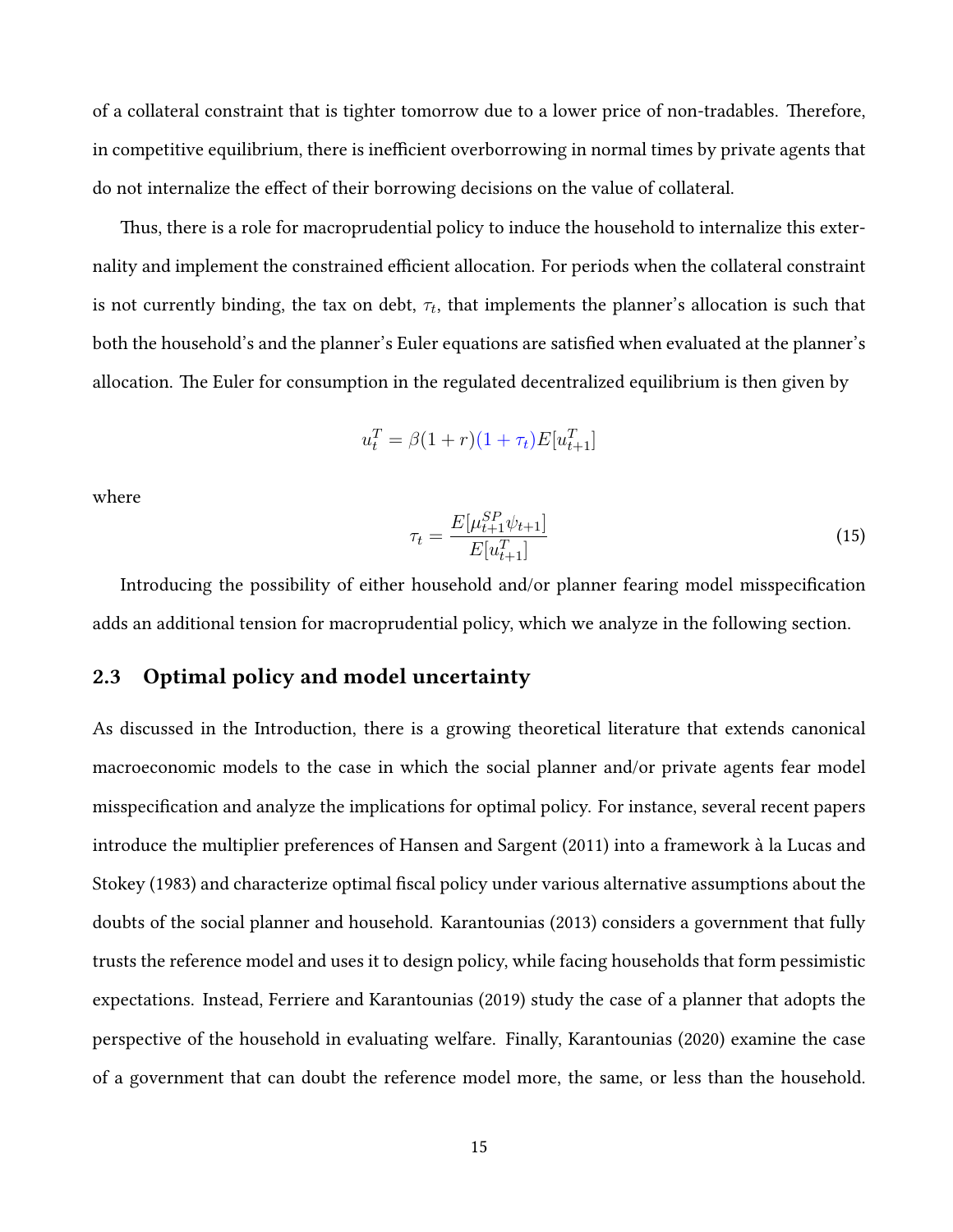of a collateral constraint that is tighter tomorrow due to a lower price of non-tradables. Therefore, in competitive equilibrium, there is inefficient overborrowing in normal times by private agents that do not internalize the effect of their borrowing decisions on the value of collateral.

Thus, there is a role for macroprudential policy to induce the household to internalize this externality and implement the constrained efficient allocation. For periods when the collateral constraint is not currently binding, the tax on debt, $\tau_t$, that implements the planner's allocation is such that both the household's and the planner's Euler equations are satisfied when evaluated at the planner's allocation. The Euler for consumption in the regulated decentralized equilibrium is then given by

$$u_t^T = \beta(1+r)(1+\tau_t)E[u_{t+1}^T]$$

where

$$\tau_t = \frac{E[\mu_{t+1}^{SP}\psi_{t+1}]}{E[u_{t+1}^T]} \tag{15}$$

Introducing the possibility of either household and/or planner fearing model misspecification adds an additional tension for macroprudential policy, which we analyze in the following section.

## 2.3 Optimal policy and model uncertainty

As discussed in the Introduction, there is a growing theoretical literature that extends canonical macroeconomic models to the case in which the social planner and/or private agents fear model misspecification and analyze the implications for optimal policy. For instance, several recent papers introduce the multiplier preferences of Hansen and Sargent (2011) into a framework à la Lucas and Stokey (1983) and characterize optimal fiscal policy under various alternative assumptions about the doubts of the social planner and household. Karantounias (2013) considers a government that fully trusts the reference model and uses it to design policy, while facing households that form pessimistic expectations. Instead, Ferriere and Karantounias (2019) study the case of a planner that adopts the perspective of the household in evaluating welfare. Finally, Karantounias (2020) examine the case of a government that can doubt the reference model more, the same, or less than the household.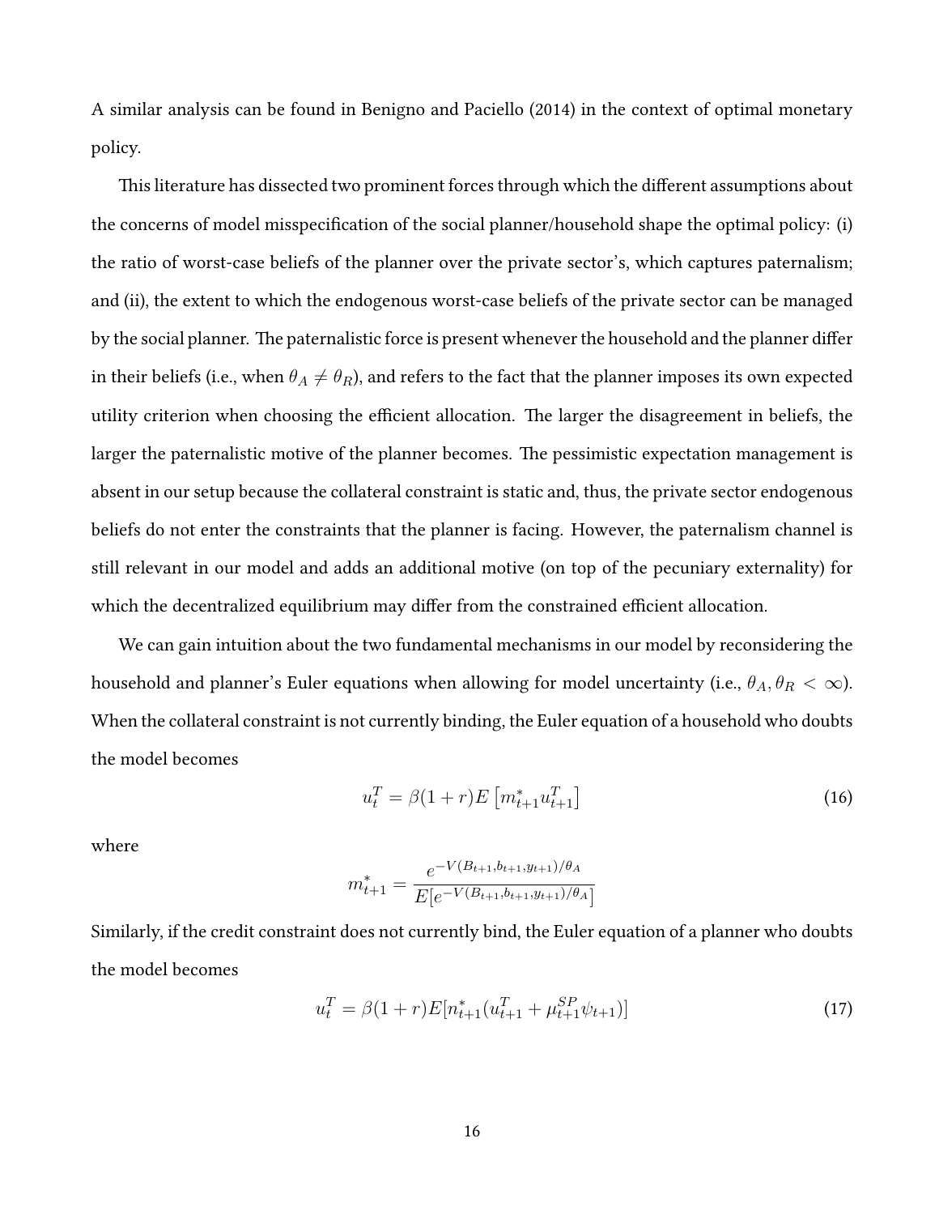A similar analysis can be found in Benigno and Paciello (2014) in the context of optimal monetary policy.

This literature has dissected two prominent forces through which the different assumptions about the concerns of model misspecification of the social planner/household shape the optimal policy: (i) the ratio of worst-case beliefs of the planner over the private sector's, which captures paternalism; and (ii), the extent to which the endogenous worst-case beliefs of the private sector can be managed by the social planner. The paternalistic force is present whenever the household and the planner differ in their beliefs (i.e., when $\theta_A \neq \theta_R$), and refers to the fact that the planner imposes its own expected utility criterion when choosing the efficient allocation. The larger the disagreement in beliefs, the larger the paternalistic motive of the planner becomes. The pessimistic expectation management is absent in our setup because the collateral constraint is static and, thus, the private sector endogenous beliefs do not enter the constraints that the planner is facing. However, the paternalism channel is still relevant in our model and adds an additional motive (on top of the pecuniary externality) for which the decentralized equilibrium may differ from the constrained efficient allocation.

We can gain intuition about the two fundamental mechanisms in our model by reconsidering the household and planner's Euler equations when allowing for model uncertainty (i.e., $\theta_A, \theta_R < \infty$). When the collateral constraint is not currently binding, the Euler equation of a household who doubts the model becomes

$$u_t^T = \beta(1+r)E\left[m_{t+1}^* u_{t+1}^T\right] \tag{16}$$

where

$$m_{t+1}^* = \frac{e^{-V(B_{t+1},b_{t+1},y_{t+1})/\theta_A}}{E[e^{-V(B_{t+1},b_{t+1},y_{t+1})/\theta_A}]}$$

Similarly, if the credit constraint does not currently bind, the Euler equation of a planner who doubts the model becomes

$$u_t^T = \beta(1+r)E[n_{t+1}^*(u_{t+1}^T + \mu_{t+1}^{SP}\psi_{t+1})] \tag{17}$$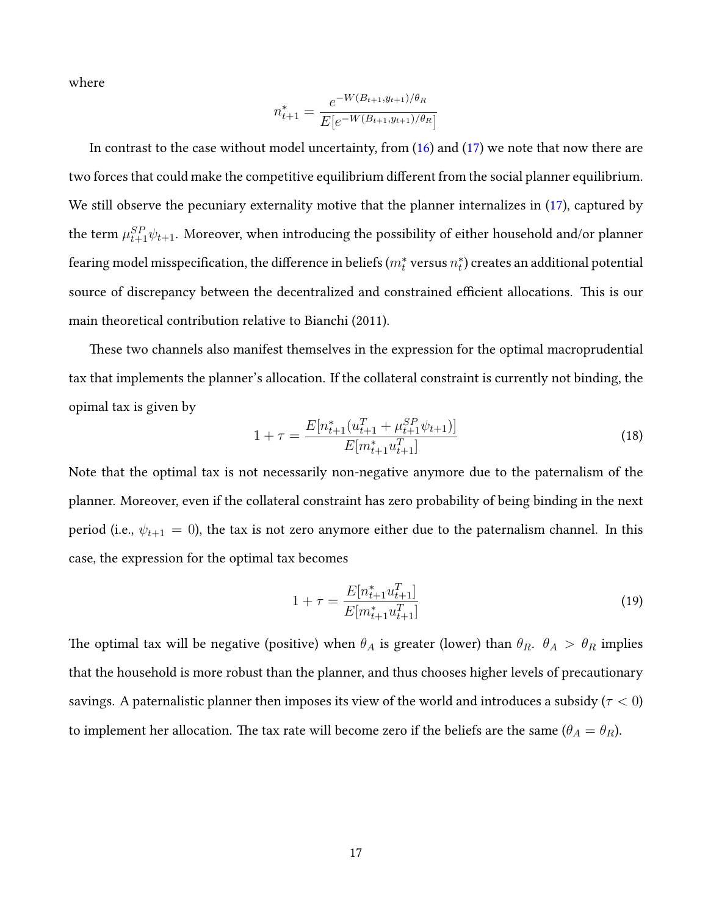where

$$n^*_{t+1} = \frac{e^{-W(B_{t+1},y_{t+1})/\theta_R}}{E[e^{-W(B_{t+1},y_{t+1})/\theta_R}]}$$

In contrast to the case without model uncertainty, from (16) and (17) we note that now there are two forces that could make the competitive equilibrium different from the social planner equilibrium. We still observe the pecuniary externality motive that the planner internalizes in (17), captured by the term $\mu^{SP}_{t+1}\psi_{t+1}$. Moreover, when introducing the possibility of either household and/or planner fearing model misspecification, the difference in beliefs ($m^*_t$ versus $n^*_t$) creates an additional potential source of discrepancy between the decentralized and constrained efficient allocations. This is our main theoretical contribution relative to Bianchi (2011).

These two channels also manifest themselves in the expression for the optimal macroprudential tax that implements the planner's allocation. If the collateral constraint is currently not binding, the opimal tax is given by

$$1 + \tau = \frac{E[n^*_{t+1}(u^T_{t+1} + \mu^{SP}_{t+1}\psi_{t+1})]}{E[m^*_{t+1}u^T_{t+1}]} \tag{18}$$

Note that the optimal tax is not necessarily non-negative anymore due to the paternalism of the planner. Moreover, even if the collateral constraint has zero probability of being binding in the next period (i.e., $\psi_{t+1} = 0$), the tax is not zero anymore either due to the paternalism channel. In this case, the expression for the optimal tax becomes

$$1 + \tau = \frac{E[n^*_{t+1}u^T_{t+1}]}{E[m^*_{t+1}u^T_{t+1}]} \tag{19}$$

The optimal tax will be negative (positive) when $\theta_A$ is greater (lower) than $\theta_R$. $\theta_A > \theta_R$ implies that the household is more robust than the planner, and thus chooses higher levels of precautionary savings. A paternalistic planner then imposes its view of the world and introduces a subsidy ($\tau < 0$) to implement her allocation. The tax rate will become zero if the beliefs are the same ($\theta_A = \theta_R$).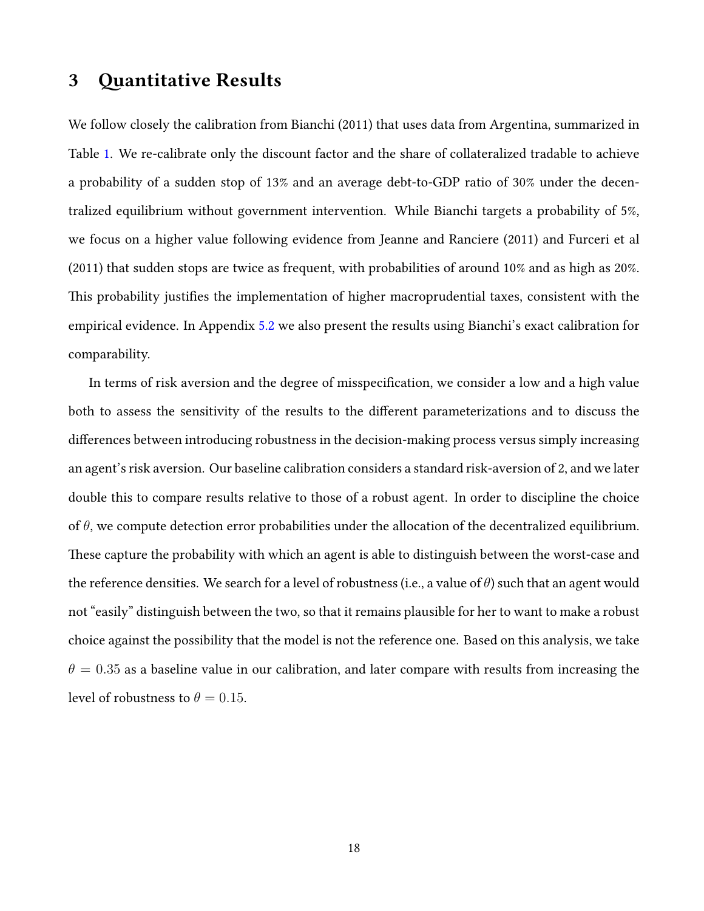# 3 Quantitative Results

We follow closely the calibration from Bianchi (2011) that uses data from Argentina, summarized in Table 1. We re-calibrate only the discount factor and the share of collateralized tradable to achieve a probability of a sudden stop of 13% and an average debt-to-GDP ratio of 30% under the decentralized equilibrium without government intervention. While Bianchi targets a probability of 5%, we focus on a higher value following evidence from Jeanne and Ranciere (2011) and Furceri et al (2011) that sudden stops are twice as frequent, with probabilities of around 10% and as high as 20%. This probability justifies the implementation of higher macroprudential taxes, consistent with the empirical evidence. In Appendix 5.2 we also present the results using Bianchi's exact calibration for comparability.

In terms of risk aversion and the degree of misspecification, we consider a low and a high value both to assess the sensitivity of the results to the different parameterizations and to discuss the differences between introducing robustness in the decision-making process versus simply increasing an agent's risk aversion. Our baseline calibration considers a standard risk-aversion of 2, and we later double this to compare results relative to those of a robust agent. In order to discipline the choice of $\theta$, we compute detection error probabilities under the allocation of the decentralized equilibrium. These capture the probability with which an agent is able to distinguish between the worst-case and the reference densities. We search for a level of robustness (i.e., a value of $\theta$) such that an agent would not "easily" distinguish between the two, so that it remains plausible for her to want to make a robust choice against the possibility that the model is not the reference one. Based on this analysis, we take $\theta = 0.35$ as a baseline value in our calibration, and later compare with results from increasing the level of robustness to $\theta = 0.15$.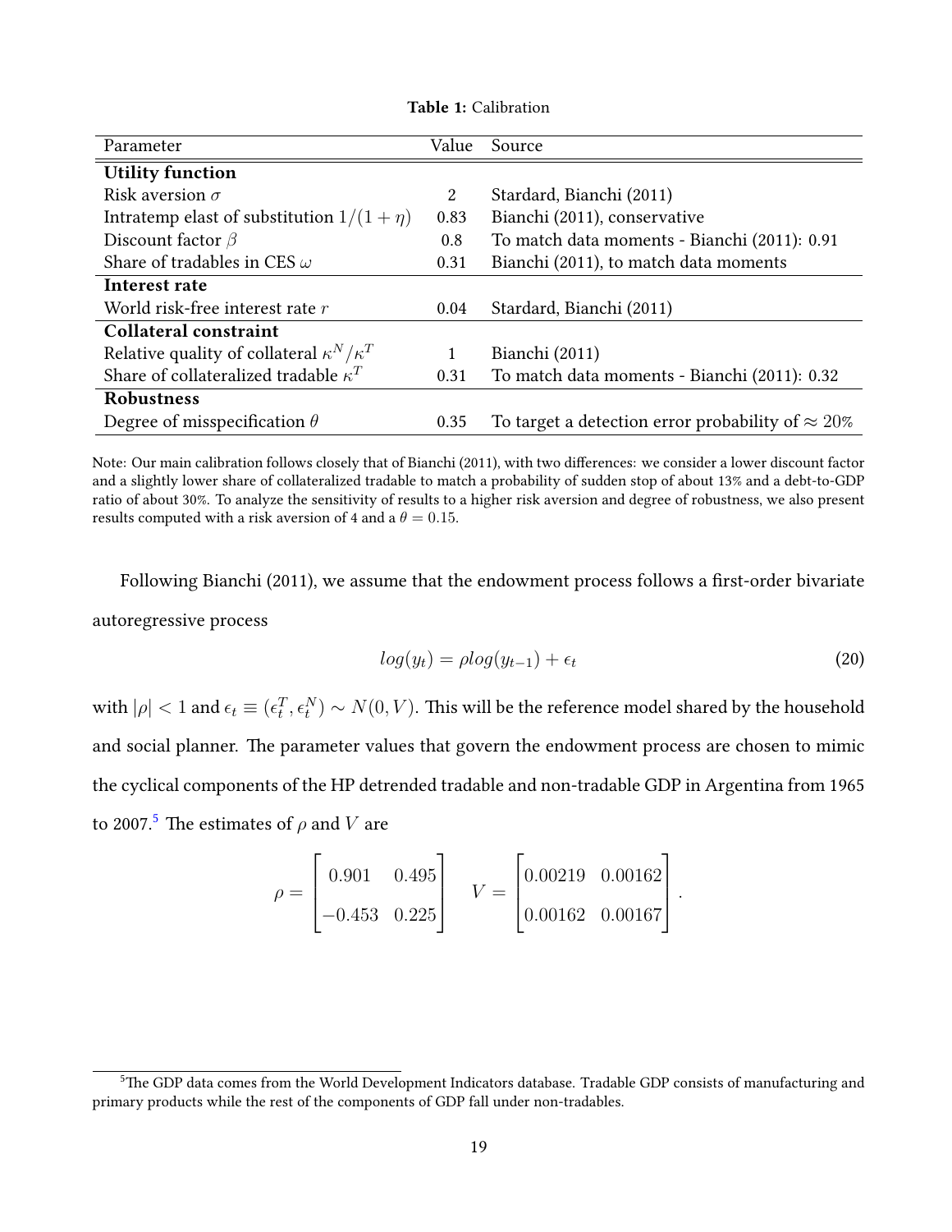**Table 1:** Calibration

| Parameter | Value | Source |
|---|---|---|
| **Utility function** | | |
| Risk aversion $\sigma$ | 2 | Stardard, Bianchi (2011) |
| Intratemp elast of substitution $1/(1+\eta)$ | 0.83 | Bianchi (2011), conservative |
| Discount factor $\beta$ | 0.8 | To match data moments - Bianchi (2011): 0.91 |
| Share of tradables in CES $\omega$ | 0.31 | Bianchi (2011), to match data moments |
| **Interest rate** | | |
| World risk-free interest rate $r$ | 0.04 | Stardard, Bianchi (2011) |
| **Collateral constraint** | | |
| Relative quality of collateral $\kappa^N/\kappa^T$ | 1 | Bianchi (2011) |
| Share of collateralized tradable $\kappa^T$ | 0.31 | To match data moments - Bianchi (2011): 0.32 |
| **Robustness** | | |
| Degree of misspecification $\theta$ | 0.35 | To target a detection error probability of $\approx 20\%$ |

Note: Our main calibration follows closely that of Bianchi (2011), with two differences: we consider a lower discount factor and a slightly lower share of collateralized tradable to match a probability of sudden stop of about 13% and a debt-to-GDP ratio of about 30%. To analyze the sensitivity of results to a higher risk aversion and degree of robustness, we also present results computed with a risk aversion of 4 and a $\theta = 0.15$.

Following Bianchi (2011), we assume that the endowment process follows a first-order bivariate autoregressive process

$$log(y_t) = \rho log(y_{t-1}) + \epsilon_t \tag{20}$$

with $|\rho| < 1$ and $\epsilon_t \equiv (\epsilon_t^T, \epsilon_t^N) \sim N(0, V)$. This will be the reference model shared by the household and social planner. The parameter values that govern the endowment process are chosen to mimic the cyclical components of the HP detrended tradable and non-tradable GDP in Argentina from 1965 to 2007.[5] The estimates of $\rho$ and $V$ are

$$\rho = \begin{bmatrix} 0.901 & 0.495 \\ -0.453 & 0.225 \end{bmatrix} \quad V = \begin{bmatrix} 0.00219 & 0.00162 \\ 0.00162 & 0.00167 \end{bmatrix}.$$

[5]The GDP data comes from the World Development Indicators database. Tradable GDP consists of manufacturing and primary products while the rest of the components of GDP fall under non-tradables.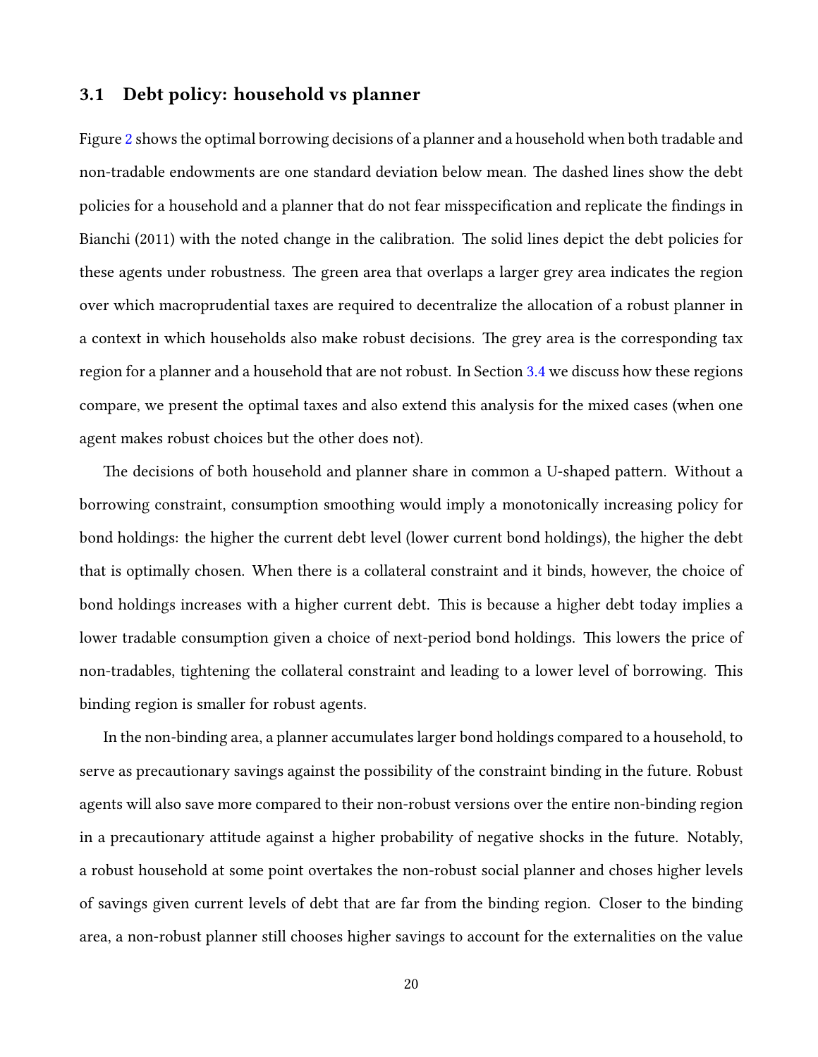## 3.1 Debt policy: household vs planner

Figure 2 shows the optimal borrowing decisions of a planner and a household when both tradable and non-tradable endowments are one standard deviation below mean. The dashed lines show the debt policies for a household and a planner that do not fear misspecification and replicate the findings in Bianchi (2011) with the noted change in the calibration. The solid lines depict the debt policies for these agents under robustness. The green area that overlaps a larger grey area indicates the region over which macroprudential taxes are required to decentralize the allocation of a robust planner in a context in which households also make robust decisions. The grey area is the corresponding tax region for a planner and a household that are not robust. In Section 3.4 we discuss how these regions compare, we present the optimal taxes and also extend this analysis for the mixed cases (when one agent makes robust choices but the other does not).

The decisions of both household and planner share in common a U-shaped pattern. Without a borrowing constraint, consumption smoothing would imply a monotonically increasing policy for bond holdings: the higher the current debt level (lower current bond holdings), the higher the debt that is optimally chosen. When there is a collateral constraint and it binds, however, the choice of bond holdings increases with a higher current debt. This is because a higher debt today implies a lower tradable consumption given a choice of next-period bond holdings. This lowers the price of non-tradables, tightening the collateral constraint and leading to a lower level of borrowing. This binding region is smaller for robust agents.

In the non-binding area, a planner accumulates larger bond holdings compared to a household, to serve as precautionary savings against the possibility of the constraint binding in the future. Robust agents will also save more compared to their non-robust versions over the entire non-binding region in a precautionary attitude against a higher probability of negative shocks in the future. Notably, a robust household at some point overtakes the non-robust social planner and choses higher levels of savings given current levels of debt that are far from the binding region. Closer to the binding area, a non-robust planner still chooses higher savings to account for the externalities on the value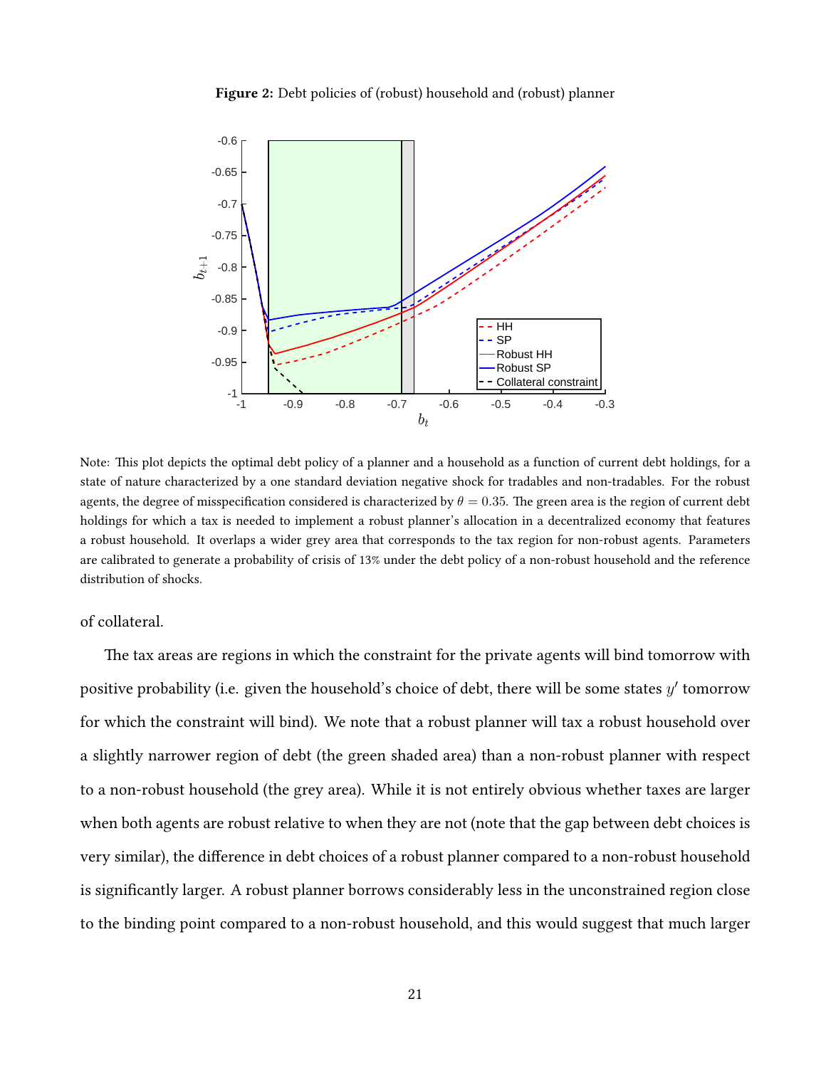**Figure 2:** Debt policies of (robust) household and (robust) planner

Note: This plot depicts the optimal debt policy of a planner and a household as a function of current debt holdings, for a state of nature characterized by a one standard deviation negative shock for tradables and non-tradables. For the robust agents, the degree of misspecification considered is characterized by $\theta = 0.35$. The green area is the region of current debt holdings for which a tax is needed to implement a robust planner's allocation in a decentralized economy that features a robust household. It overlaps a wider grey area that corresponds to the tax region for non-robust agents. Parameters are calibrated to generate a probability of crisis of 13% under the debt policy of a non-robust household and the reference distribution of shocks.

of collateral.

The tax areas are regions in which the constraint for the private agents will bind tomorrow with positive probability (i.e. given the household's choice of debt, there will be some states $y'$ tomorrow for which the constraint will bind). We note that a robust planner will tax a robust household over a slightly narrower region of debt (the green shaded area) than a non-robust planner with respect to a non-robust household (the grey area). While it is not entirely obvious whether taxes are larger when both agents are robust relative to when they are not (note that the gap between debt choices is very similar), the difference in debt choices of a robust planner compared to a non-robust household is significantly larger. A robust planner borrows considerably less in the unconstrained region close to the binding point compared to a non-robust household, and this would suggest that much larger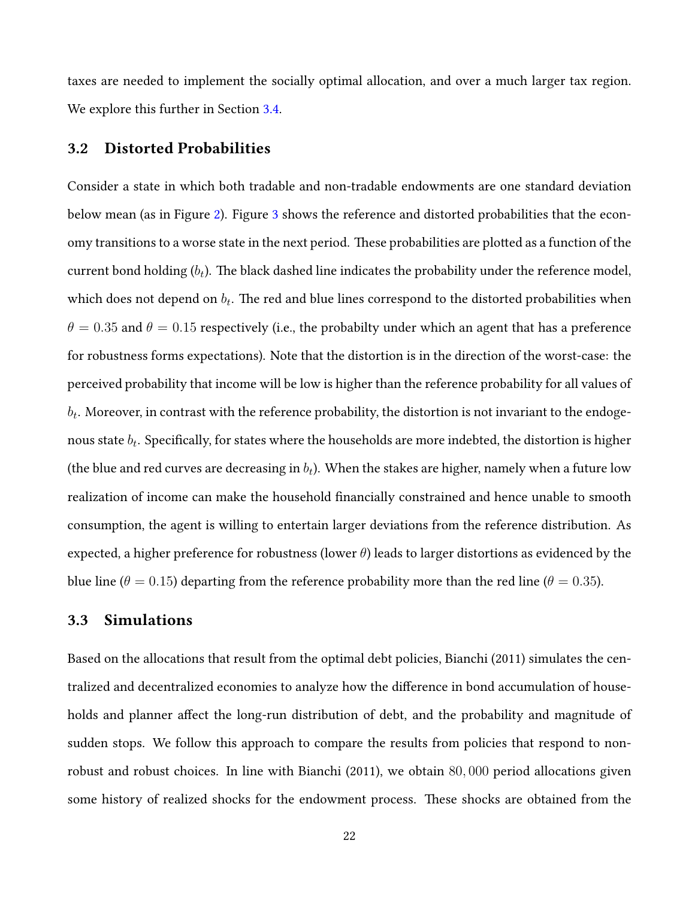taxes are needed to implement the socially optimal allocation, and over a much larger tax region. We explore this further in Section 3.4.

## 3.2 Distorted Probabilities

Consider a state in which both tradable and non-tradable endowments are one standard deviation below mean (as in Figure 2). Figure 3 shows the reference and distorted probabilities that the economy transitions to a worse state in the next period. These probabilities are plotted as a function of the current bond holding ($b_t$). The black dashed line indicates the probability under the reference model, which does not depend on $b_t$. The red and blue lines correspond to the distorted probabilities when $\theta = 0.35$ and $\theta = 0.15$ respectively (i.e., the probabilty under which an agent that has a preference for robustness forms expectations). Note that the distortion is in the direction of the worst-case: the perceived probability that income will be low is higher than the reference probability for all values of $b_t$. Moreover, in contrast with the reference probability, the distortion is not invariant to the endogenous state $b_t$. Specifically, for states where the households are more indebted, the distortion is higher (the blue and red curves are decreasing in $b_t$). When the stakes are higher, namely when a future low realization of income can make the household financially constrained and hence unable to smooth consumption, the agent is willing to entertain larger deviations from the reference distribution. As expected, a higher preference for robustness (lower $\theta$) leads to larger distortions as evidenced by the blue line ($\theta = 0.15$) departing from the reference probability more than the red line ($\theta = 0.35$).

## 3.3 Simulations

Based on the allocations that result from the optimal debt policies, Bianchi (2011) simulates the centralized and decentralized economies to analyze how the difference in bond accumulation of households and planner affect the long-run distribution of debt, and the probability and magnitude of sudden stops. We follow this approach to compare the results from policies that respond to non-robust and robust choices. In line with Bianchi (2011), we obtain $80,000$ period allocations given some history of realized shocks for the endowment process. These shocks are obtained from the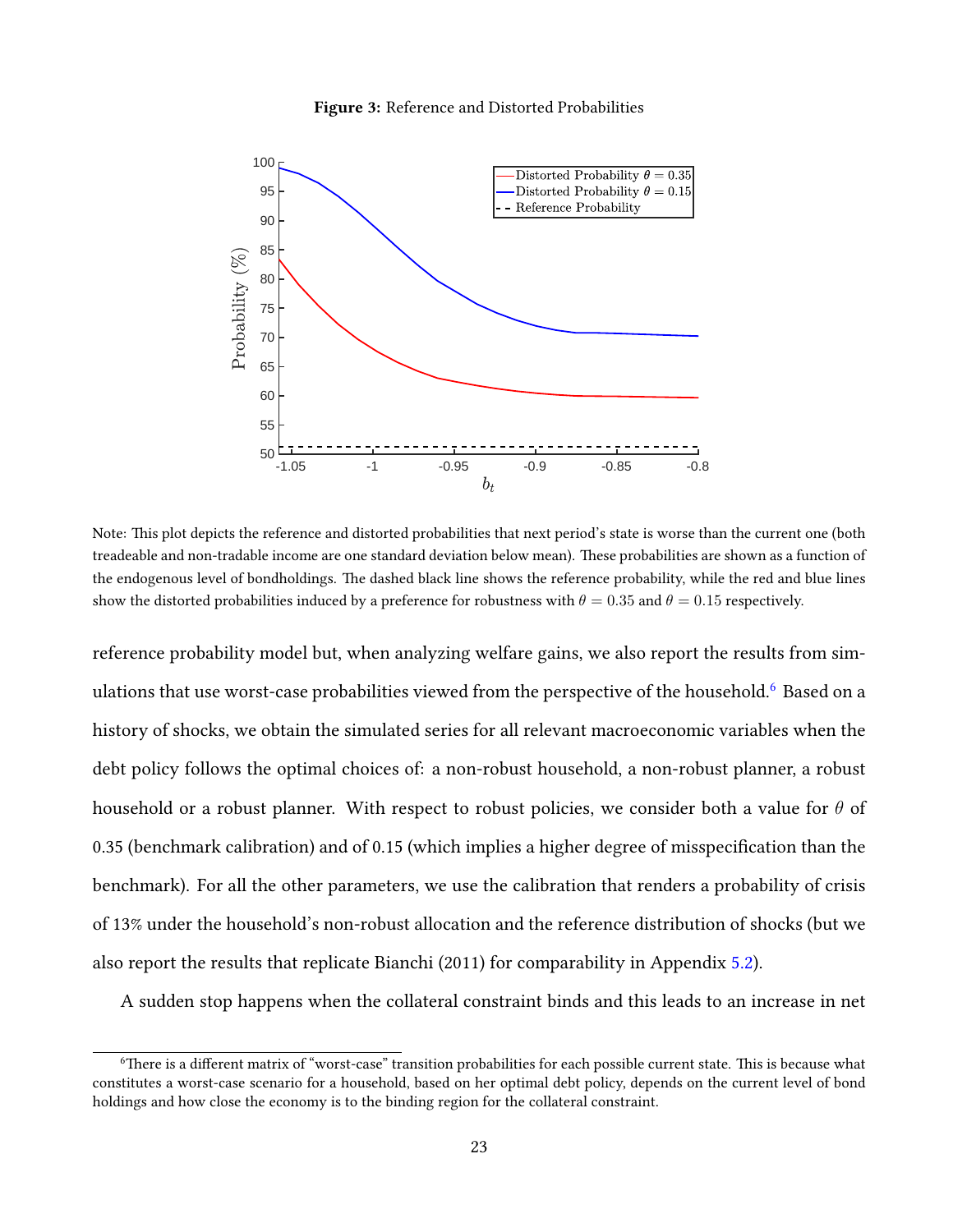**Figure 3:** Reference and Distorted Probabilities

Note: This plot depicts the reference and distorted probabilities that next period's state is worse than the current one (both treadeable and non-tradable income are one standard deviation below mean). These probabilities are shown as a function of the endogenous level of bondholdings. The dashed black line shows the reference probability, while the red and blue lines show the distorted probabilities induced by a preference for robustness with $\theta = 0.35$ and $\theta = 0.15$ respectively.

reference probability model but, when analyzing welfare gains, we also report the results from simulations that use worst-case probabilities viewed from the perspective of the household.[6] Based on a history of shocks, we obtain the simulated series for all relevant macroeconomic variables when the debt policy follows the optimal choices of: a non-robust household, a non-robust planner, a robust household or a robust planner. With respect to robust policies, we consider both a value for $\theta$ of 0.35 (benchmark calibration) and of 0.15 (which implies a higher degree of misspecification than the benchmark). For all the other parameters, we use the calibration that renders a probability of crisis of 13% under the household's non-robust allocation and the reference distribution of shocks (but we also report the results that replicate Bianchi (2011) for comparability in Appendix 5.2).

A sudden stop happens when the collateral constraint binds and this leads to an increase in net

[6] There is a different matrix of "worst-case" transition probabilities for each possible current state. This is because what constitutes a worst-case scenario for a household, based on her optimal debt policy, depends on the current level of bond holdings and how close the economy is to the binding region for the collateral constraint.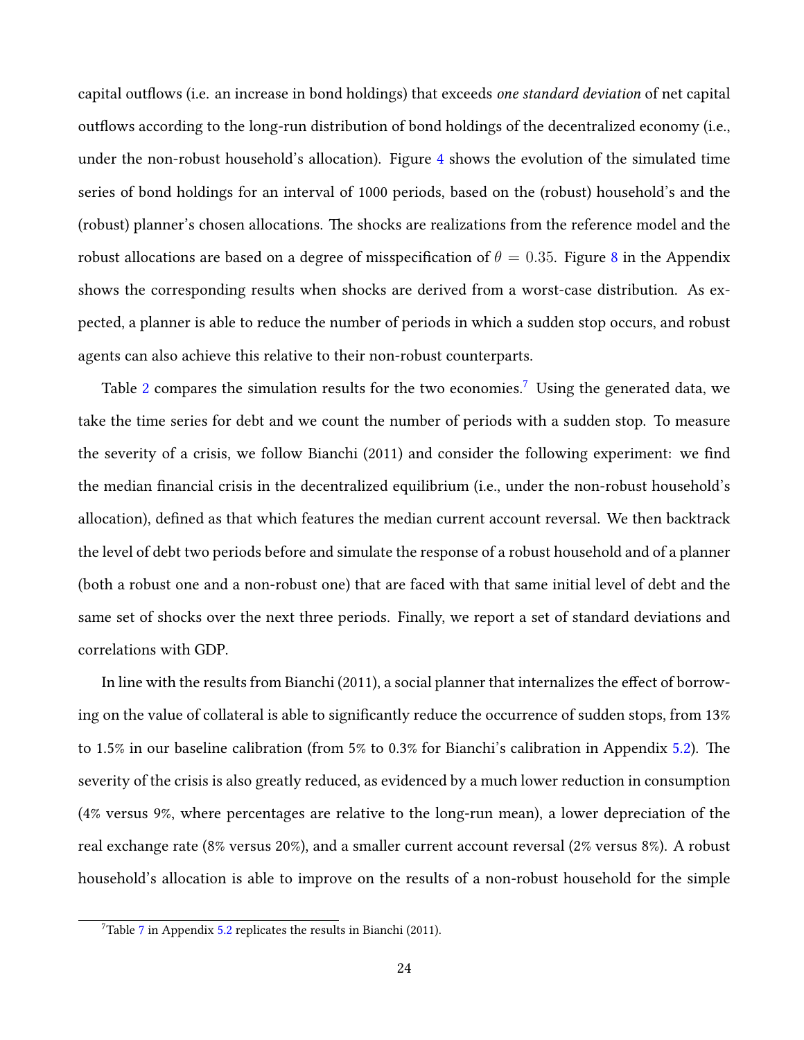capital outflows (i.e. an increase in bond holdings) that exceeds *one standard deviation* of net capital outflows according to the long-run distribution of bond holdings of the decentralized economy (i.e., under the non-robust household's allocation). Figure 4 shows the evolution of the simulated time series of bond holdings for an interval of 1000 periods, based on the (robust) household's and the (robust) planner's chosen allocations. The shocks are realizations from the reference model and the robust allocations are based on a degree of misspecification of $\theta = 0.35$. Figure 8 in the Appendix shows the corresponding results when shocks are derived from a worst-case distribution. As expected, a planner is able to reduce the number of periods in which a sudden stop occurs, and robust agents can also achieve this relative to their non-robust counterparts.

Table 2 compares the simulation results for the two economies.[7] Using the generated data, we take the time series for debt and we count the number of periods with a sudden stop. To measure the severity of a crisis, we follow Bianchi (2011) and consider the following experiment: we find the median financial crisis in the decentralized equilibrium (i.e., under the non-robust household's allocation), defined as that which features the median current account reversal. We then backtrack the level of debt two periods before and simulate the response of a robust household and of a planner (both a robust one and a non-robust one) that are faced with that same initial level of debt and the same set of shocks over the next three periods. Finally, we report a set of standard deviations and correlations with GDP.

In line with the results from Bianchi (2011), a social planner that internalizes the effect of borrowing on the value of collateral is able to significantly reduce the occurrence of sudden stops, from 13% to 1.5% in our baseline calibration (from 5% to 0.3% for Bianchi's calibration in Appendix 5.2). The severity of the crisis is also greatly reduced, as evidenced by a much lower reduction in consumption (4% versus 9%, where percentages are relative to the long-run mean), a lower depreciation of the real exchange rate (8% versus 20%), and a smaller current account reversal (2% versus 8%). A robust household's allocation is able to improve on the results of a non-robust household for the simple

[7]Table 7 in Appendix 5.2 replicates the results in Bianchi (2011).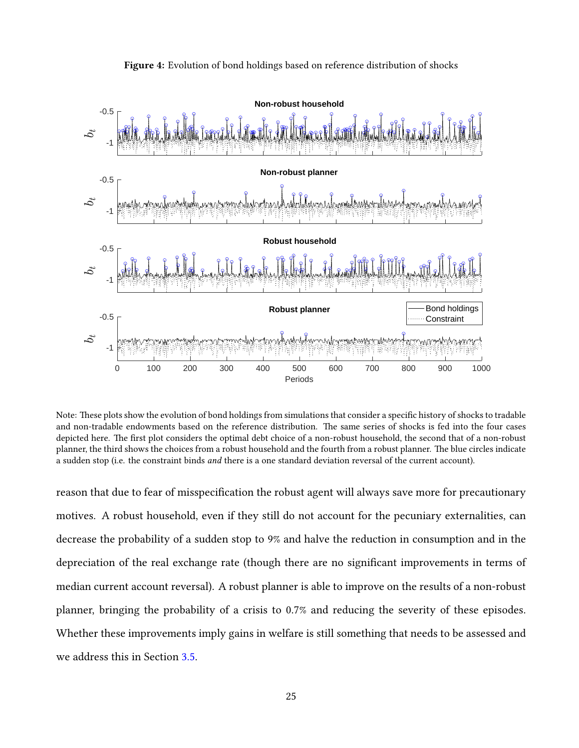**Figure 4:** Evolution of bond holdings based on reference distribution of shocks

Note: These plots show the evolution of bond holdings from simulations that consider a specific history of shocks to tradable and non-tradable endowments based on the reference distribution. The same series of shocks is fed into the four cases depicted here. The first plot considers the optimal debt choice of a non-robust household, the second that of a non-robust planner, the third shows the choices from a robust household and the fourth from a robust planner. The blue circles indicate a sudden stop (i.e. the constraint binds *and* there is a one standard deviation reversal of the current account).

reason that due to fear of misspecification the robust agent will always save more for precautionary motives. A robust household, even if they still do not account for the pecuniary externalities, can decrease the probability of a sudden stop to 9% and halve the reduction in consumption and in the depreciation of the real exchange rate (though there are no significant improvements in terms of median current account reversal). A robust planner is able to improve on the results of a non-robust planner, bringing the probability of a crisis to 0.7% and reducing the severity of these episodes. Whether these improvements imply gains in welfare is still something that needs to be assessed and we address this in Section 3.5.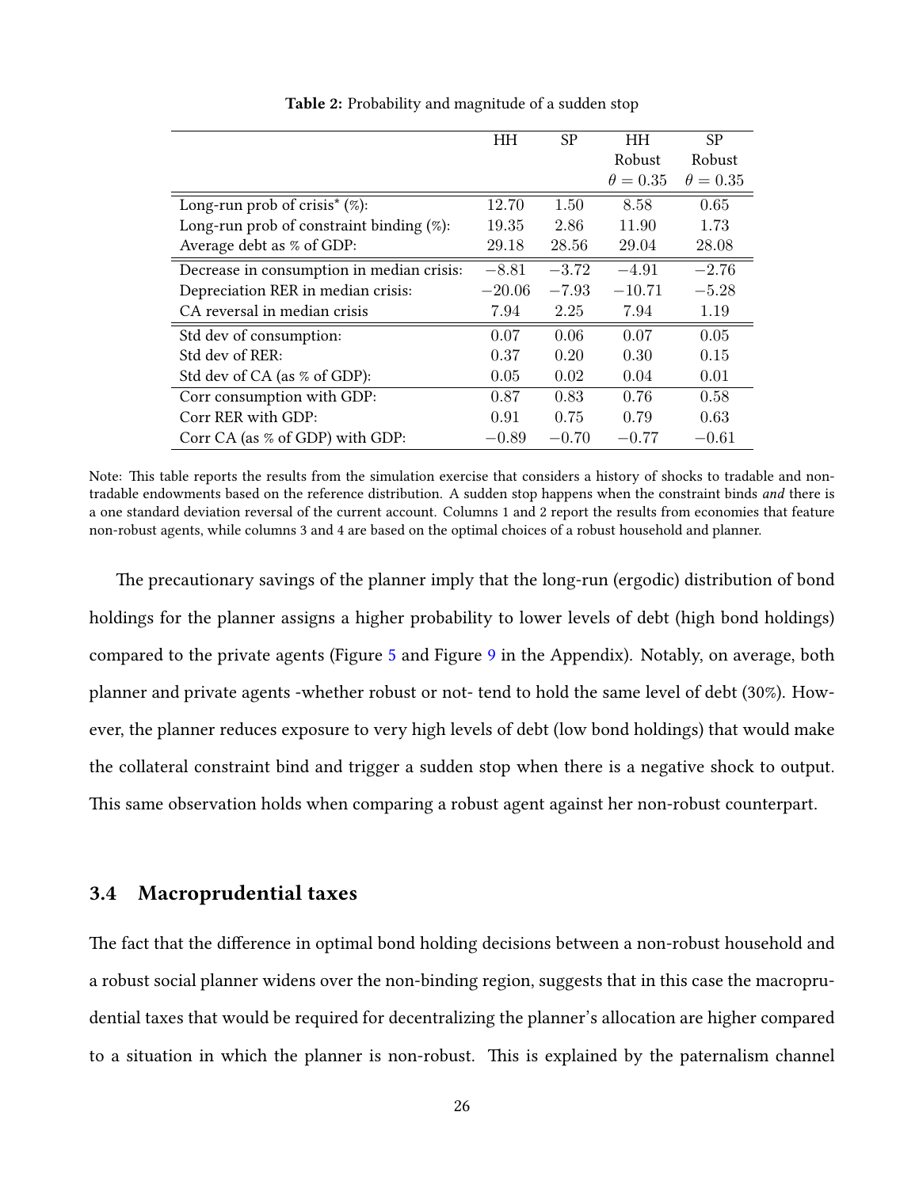**Table 2:** Probability and magnitude of a sudden stop

| | HH | SP | HH Robust $\theta = 0.35$ | SP Robust $\theta = 0.35$ |
|---|---|---|---|---|
| Long-run prob of crisis* (%): | 12.70 | 1.50 | 8.58 | 0.65 |
| Long-run prob of constraint binding (%): | 19.35 | 2.86 | 11.90 | 1.73 |
| Average debt as % of GDP: | 29.18 | 28.56 | 29.04 | 28.08 |
| Decrease in consumption in median crisis: | $-8.81$ | $-3.72$ | $-4.91$ | $-2.76$ |
| Depreciation RER in median crisis: | $-20.06$ | $-7.93$ | $-10.71$ | $-5.28$ |
| CA reversal in median crisis | 7.94 | 2.25 | 7.94 | 1.19 |
| Std dev of consumption: | 0.07 | 0.06 | 0.07 | 0.05 |
| Std dev of RER: | 0.37 | 0.20 | 0.30 | 0.15 |
| Std dev of CA (as % of GDP): | 0.05 | 0.02 | 0.04 | 0.01 |
| Corr consumption with GDP: | 0.87 | 0.83 | 0.76 | 0.58 |
| Corr RER with GDP: | 0.91 | 0.75 | 0.79 | 0.63 |
| Corr CA (as % of GDP) with GDP: | $-0.89$ | $-0.70$ | $-0.77$ | $-0.61$ |

Note: This table reports the results from the simulation exercise that considers a history of shocks to tradable and non-tradable endowments based on the reference distribution. A sudden stop happens when the constraint binds *and* there is a one standard deviation reversal of the current account. Columns 1 and 2 report the results from economies that feature non-robust agents, while columns 3 and 4 are based on the optimal choices of a robust household and planner.

The precautionary savings of the planner imply that the long-run (ergodic) distribution of bond holdings for the planner assigns a higher probability to lower levels of debt (high bond holdings) compared to the private agents (Figure 5 and Figure 9 in the Appendix). Notably, on average, both planner and private agents -whether robust or not- tend to hold the same level of debt (30%). However, the planner reduces exposure to very high levels of debt (low bond holdings) that would make the collateral constraint bind and trigger a sudden stop when there is a negative shock to output. This same observation holds when comparing a robust agent against her non-robust counterpart.

### 3.4 Macroprudential taxes

The fact that the difference in optimal bond holding decisions between a non-robust household and a robust social planner widens over the non-binding region, suggests that in this case the macroprudential taxes that would be required for decentralizing the planner's allocation are higher compared to a situation in which the planner is non-robust. This is explained by the paternalism channel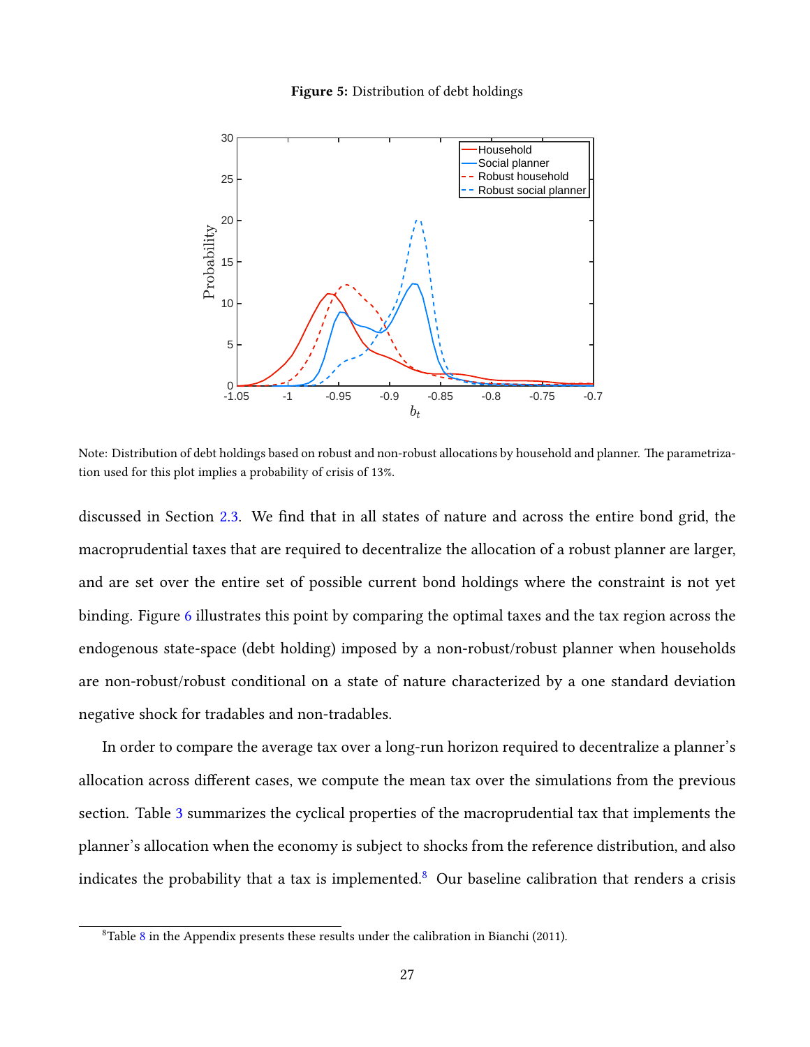**Figure 5:** Distribution of debt holdings

Note: Distribution of debt holdings based on robust and non-robust allocations by household and planner. The parametrization used for this plot implies a probability of crisis of 13%.

discussed in Section 2.3. We find that in all states of nature and across the entire bond grid, the macroprudential taxes that are required to decentralize the allocation of a robust planner are larger, and are set over the entire set of possible current bond holdings where the constraint is not yet binding. Figure 6 illustrates this point by comparing the optimal taxes and the tax region across the endogenous state-space (debt holding) imposed by a non-robust/robust planner when households are non-robust/robust conditional on a state of nature characterized by a one standard deviation negative shock for tradables and non-tradables.

In order to compare the average tax over a long-run horizon required to decentralize a planner's allocation across different cases, we compute the mean tax over the simulations from the previous section. Table 3 summarizes the cyclical properties of the macroprudential tax that implements the planner's allocation when the economy is subject to shocks from the reference distribution, and also indicates the probability that a tax is implemented.[8] Our baseline calibration that renders a crisis

[8] Table 8 in the Appendix presents these results under the calibration in Bianchi (2011).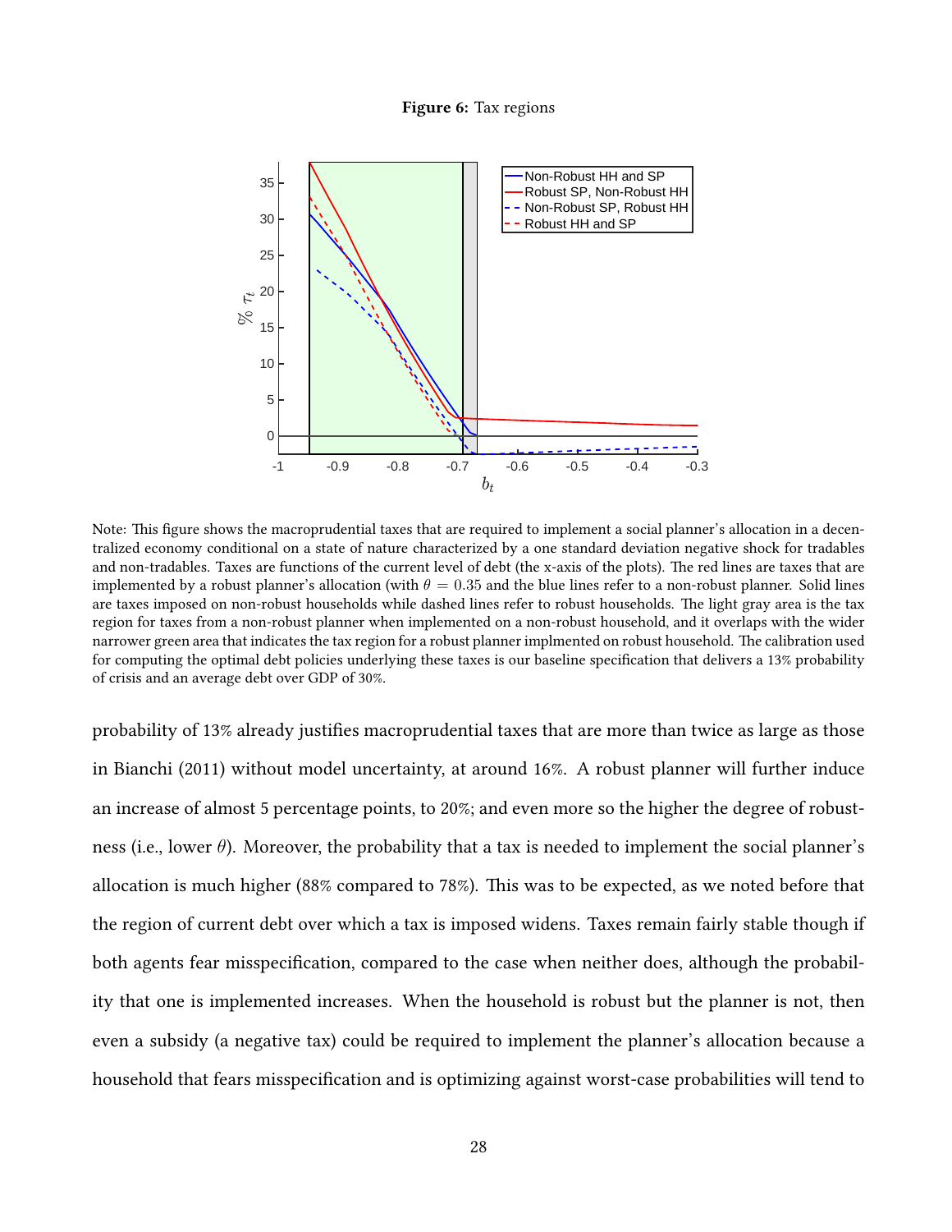**Figure 6:** Tax regions

Note: This figure shows the macroprudential taxes that are required to implement a social planner's allocation in a decentralized economy conditional on a state of nature characterized by a one standard deviation negative shock for tradables and non-tradables. Taxes are functions of the current level of debt (the x-axis of the plots). The red lines are taxes that are implemented by a robust planner's allocation (with $\theta = 0.35$ and the blue lines refer to a non-robust planner. Solid lines are taxes imposed on non-robust households while dashed lines refer to robust households. The light gray area is the tax region for taxes from a non-robust planner when implemented on a non-robust household, and it overlaps with the wider narrower green area that indicates the tax region for a robust planner implmented on robust household. The calibration used for computing the optimal debt policies underlying these taxes is our baseline specification that delivers a 13% probability of crisis and an average debt over GDP of 30%.

probability of 13% already justifies macroprudential taxes that are more than twice as large as those in Bianchi (2011) without model uncertainty, at around 16%. A robust planner will further induce an increase of almost 5 percentage points, to 20%; and even more so the higher the degree of robustness (i.e., lower $\theta$). Moreover, the probability that a tax is needed to implement the social planner's allocation is much higher (88% compared to 78%). This was to be expected, as we noted before that the region of current debt over which a tax is imposed widens. Taxes remain fairly stable though if both agents fear misspecification, compared to the case when neither does, although the probability that one is implemented increases. When the household is robust but the planner is not, then even a subsidy (a negative tax) could be required to implement the planner's allocation because a household that fears misspecification and is optimizing against worst-case probabilities will tend to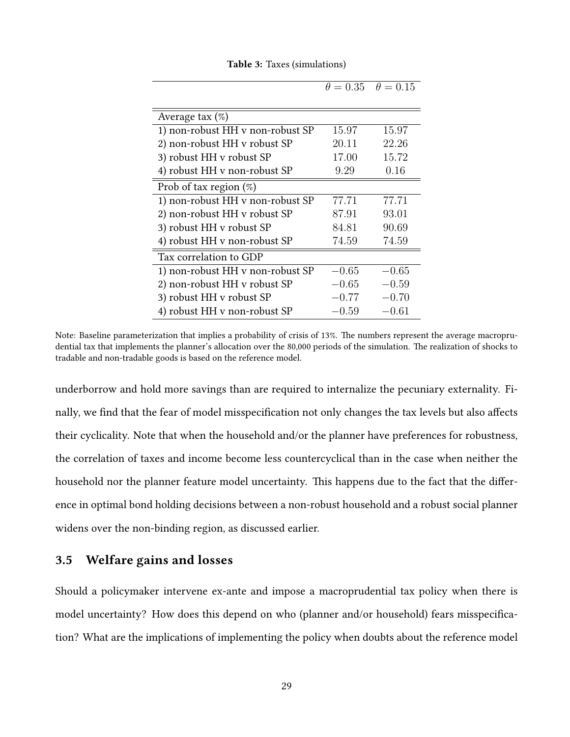**Table 3:** Taxes (simulations)

| | $\theta = 0.35$ | $\theta = 0.15$ |
|---|---|---|
| Average tax (%) | | |
| 1) non-robust HH v non-robust SP | 15.97 | 15.97 |
| 2) non-robust HH v robust SP | 20.11 | 22.26 |
| 3) robust HH v robust SP | 17.00 | 15.72 |
| 4) robust HH v non-robust SP | 9.29 | 0.16 |
| Prob of tax region (%) | | |
| 1) non-robust HH v non-robust SP | 77.71 | 77.71 |
| 2) non-robust HH v robust SP | 87.91 | 93.01 |
| 3) robust HH v robust SP | 84.81 | 90.69 |
| 4) robust HH v non-robust SP | 74.59 | 74.59 |
| Tax correlation to GDP | | |
| 1) non-robust HH v non-robust SP | $-0.65$ | $-0.65$ |
| 2) non-robust HH v robust SP | $-0.65$ | $-0.59$ |
| 3) robust HH v robust SP | $-0.77$ | $-0.70$ |
| 4) robust HH v non-robust SP | $-0.59$ | $-0.61$ |

Note: Baseline parameterization that implies a probability of crisis of 13%. The numbers represent the average macroprudential tax that implements the planner's allocation over the 80,000 periods of the simulation. The realization of shocks to tradable and non-tradable goods is based on the reference model.

underborrow and hold more savings than are required to internalize the pecuniary externality. Finally, we find that the fear of model misspecification not only changes the tax levels but also affects their cyclicality. Note that when the household and/or the planner have preferences for robustness, the correlation of taxes and income become less countercyclical than in the case when neither the household nor the planner feature model uncertainty. This happens due to the fact that the difference in optimal bond holding decisions between a non-robust household and a robust social planner widens over the non-binding region, as discussed earlier.

### 3.5 Welfare gains and losses

Should a policymaker intervene ex-ante and impose a macroprudential tax policy when there is model uncertainty? How does this depend on who (planner and/or household) fears misspecification? What are the implications of implementing the policy when doubts about the reference model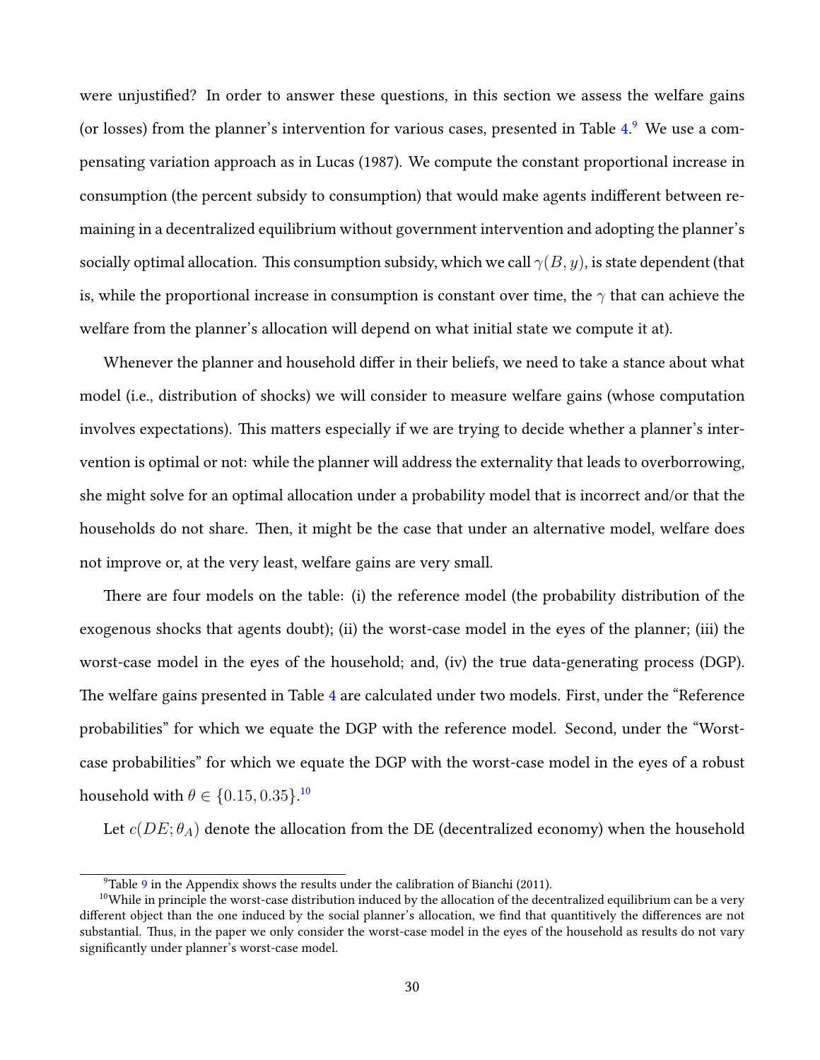were unjustified? In order to answer these questions, in this section we assess the welfare gains (or losses) from the planner's intervention for various cases, presented in Table 4.[9] We use a compensating variation approach as in Lucas (1987). We compute the constant proportional increase in consumption (the percent subsidy to consumption) that would make agents indifferent between remaining in a decentralized equilibrium without government intervention and adopting the planner's socially optimal allocation. This consumption subsidy, which we call $\gamma(B, y)$, is state dependent (that is, while the proportional increase in consumption is constant over time, the $\gamma$ that can achieve the welfare from the planner's allocation will depend on what initial state we compute it at).

Whenever the planner and household differ in their beliefs, we need to take a stance about what model (i.e., distribution of shocks) we will consider to measure welfare gains (whose computation involves expectations). This matters especially if we are trying to decide whether a planner's intervention is optimal or not: while the planner will address the externality that leads to overborrowing, she might solve for an optimal allocation under a probability model that is incorrect and/or that the households do not share. Then, it might be the case that under an alternative model, welfare does not improve or, at the very least, welfare gains are very small.

There are four models on the table: (i) the reference model (the probability distribution of the exogenous shocks that agents doubt); (ii) the worst-case model in the eyes of the planner; (iii) the worst-case model in the eyes of the household; and, (iv) the true data-generating process (DGP). The welfare gains presented in Table 4 are calculated under two models. First, under the "Reference probabilities" for which we equate the DGP with the reference model. Second, under the "Worst-case probabilities" for which we equate the DGP with the worst-case model in the eyes of a robust household with $\theta \in \{0.15, 0.35\}$.[10]

Let $c(DE; \theta_A)$ denote the allocation from the DE (decentralized economy) when the household

[9] Table 9 in the Appendix shows the results under the calibration of Bianchi (2011).

[10] While in principle the worst-case distribution induced by the allocation of the decentralized equilibrium can be a very different object than the one induced by the social planner's allocation, we find that quantitively the differences are not substantial. Thus, in the paper we only consider the worst-case model in the eyes of the household as results do not vary significantly under planner's worst-case model.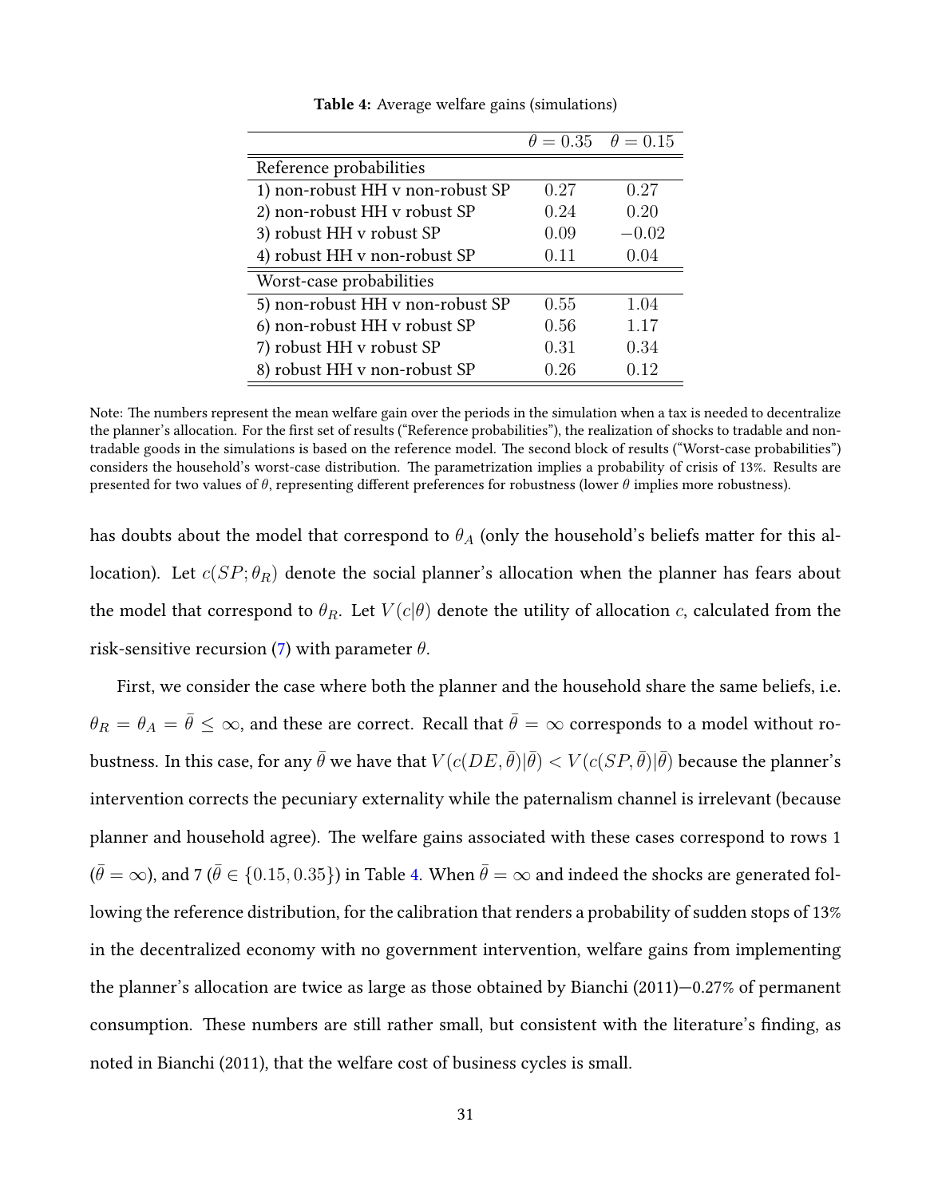**Table 4:** Average welfare gains (simulations)

| | $\theta = 0.35$ | $\theta = 0.15$ |
|---|---|---|
| Reference probabilities | | |
| 1) non-robust HH v non-robust SP | $0.27$ | $0.27$ |
| 2) non-robust HH v robust SP | $0.24$ | $0.20$ |
| 3) robust HH v robust SP | $0.09$ | $-0.02$ |
| 4) robust HH v non-robust SP | $0.11$ | $0.04$ |
| Worst-case probabilities | | |
| 5) non-robust HH v non-robust SP | $0.55$ | $1.04$ |
| 6) non-robust HH v robust SP | $0.56$ | $1.17$ |
| 7) robust HH v robust SP | $0.31$ | $0.34$ |
| 8) robust HH v non-robust SP | $0.26$ | $0.12$ |

Note: The numbers represent the mean welfare gain over the periods in the simulation when a tax is needed to decentralize the planner's allocation. For the first set of results ("Reference probabilities"), the realization of shocks to tradable and non-tradable goods in the simulations is based on the reference model. The second block of results ("Worst-case probabilities") considers the household's worst-case distribution. The parametrization implies a probability of crisis of 13%. Results are presented for two values of $\theta$, representing different preferences for robustness (lower $\theta$ implies more robustness).

has doubts about the model that correspond to $\theta_A$ (only the household's beliefs matter for this allocation). Let $c(SP; \theta_R)$ denote the social planner's allocation when the planner has fears about the model that correspond to $\theta_R$. Let $V(c|\theta)$ denote the utility of allocation $c$, calculated from the risk-sensitive recursion (7) with parameter $\theta$.

First, we consider the case where both the planner and the household share the same beliefs, i.e. $\theta_R = \theta_A = \bar{\theta} \leq \infty$, and these are correct. Recall that $\bar{\theta} = \infty$ corresponds to a model without robustness. In this case, for any $\bar{\theta}$ we have that $V(c(DE, \bar{\theta})|\bar{\theta}) < V(c(SP, \bar{\theta})|\bar{\theta})$ because the planner's intervention corrects the pecuniary externality while the paternalism channel is irrelevant (because planner and household agree). The welfare gains associated with these cases correspond to rows 1 ($\bar{\theta} = \infty$), and 7 ($\bar{\theta} \in \{0.15, 0.35\}$) in Table 4. When $\bar{\theta} = \infty$ and indeed the shocks are generated following the reference distribution, for the calibration that renders a probability of sudden stops of 13% in the decentralized economy with no government intervention, welfare gains from implementing the planner's allocation are twice as large as those obtained by Bianchi (2011)—0.27% of permanent consumption. These numbers are still rather small, but consistent with the literature's finding, as noted in Bianchi (2011), that the welfare cost of business cycles is small.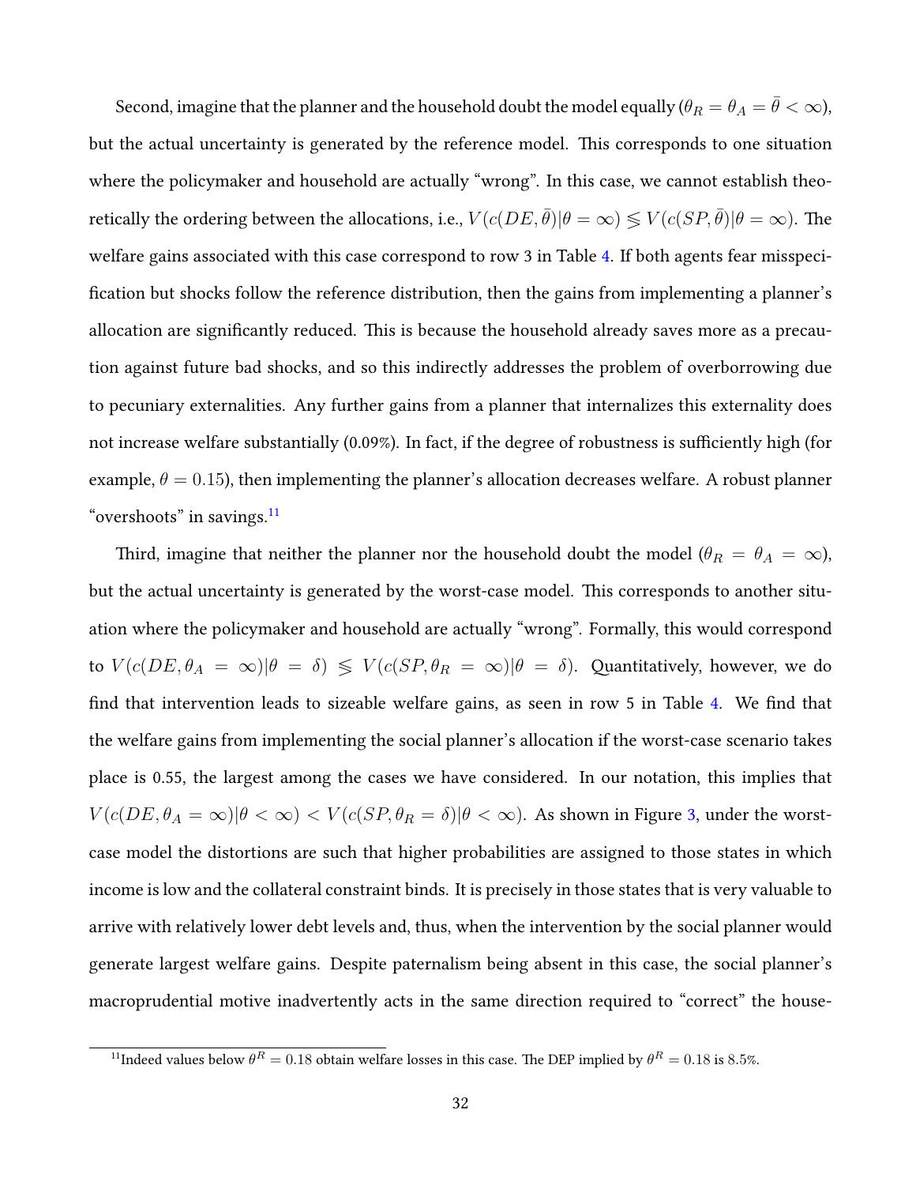Second, imagine that the planner and the household doubt the model equally ($\theta_R = \theta_A = \bar{\theta} < \infty$), but the actual uncertainty is generated by the reference model. This corresponds to one situation where the policymaker and household are actually "wrong". In this case, we cannot establish theoretically the ordering between the allocations, i.e., $V(c(DE, \bar{\theta})|\theta = \infty) \lesseqgtr V(c(SP, \bar{\theta})|\theta = \infty)$. The welfare gains associated with this case correspond to row 3 in Table 4. If both agents fear misspecification but shocks follow the reference distribution, then the gains from implementing a planner's allocation are significantly reduced. This is because the household already saves more as a precaution against future bad shocks, and so this indirectly addresses the problem of overborrowing due to pecuniary externalities. Any further gains from a planner that internalizes this externality does not increase welfare substantially (0.09%). In fact, if the degree of robustness is sufficiently high (for example, $\theta = 0.15$), then implementing the planner's allocation decreases welfare. A robust planner "overshoots" in savings.[11]

Third, imagine that neither the planner nor the household doubt the model ($\theta_R = \theta_A = \infty$), but the actual uncertainty is generated by the worst-case model. This corresponds to another situation where the policymaker and household are actually "wrong". Formally, this would correspond to $V(c(DE, \theta_A = \infty)|\theta = \delta) \lesseqgtr V(c(SP, \theta_R = \infty)|\theta = \delta)$. Quantitatively, however, we do find that intervention leads to sizeable welfare gains, as seen in row 5 in Table 4. We find that the welfare gains from implementing the social planner's allocation if the worst-case scenario takes place is 0.55, the largest among the cases we have considered. In our notation, this implies that $V(c(DE, \theta_A = \infty)|\theta < \infty) < V(c(SP, \theta_R = \delta)|\theta < \infty)$. As shown in Figure 3, under the worst-case model the distortions are such that higher probabilities are assigned to those states in which income is low and the collateral constraint binds. It is precisely in those states that is very valuable to arrive with relatively lower debt levels and, thus, when the intervention by the social planner would generate largest welfare gains. Despite paternalism being absent in this case, the social planner's macroprudential motive inadvertently acts in the same direction required to "correct" the house-

[11] Indeed values below $\theta^R = 0.18$ obtain welfare losses in this case. The DEP implied by $\theta^R = 0.18$ is 8.5%.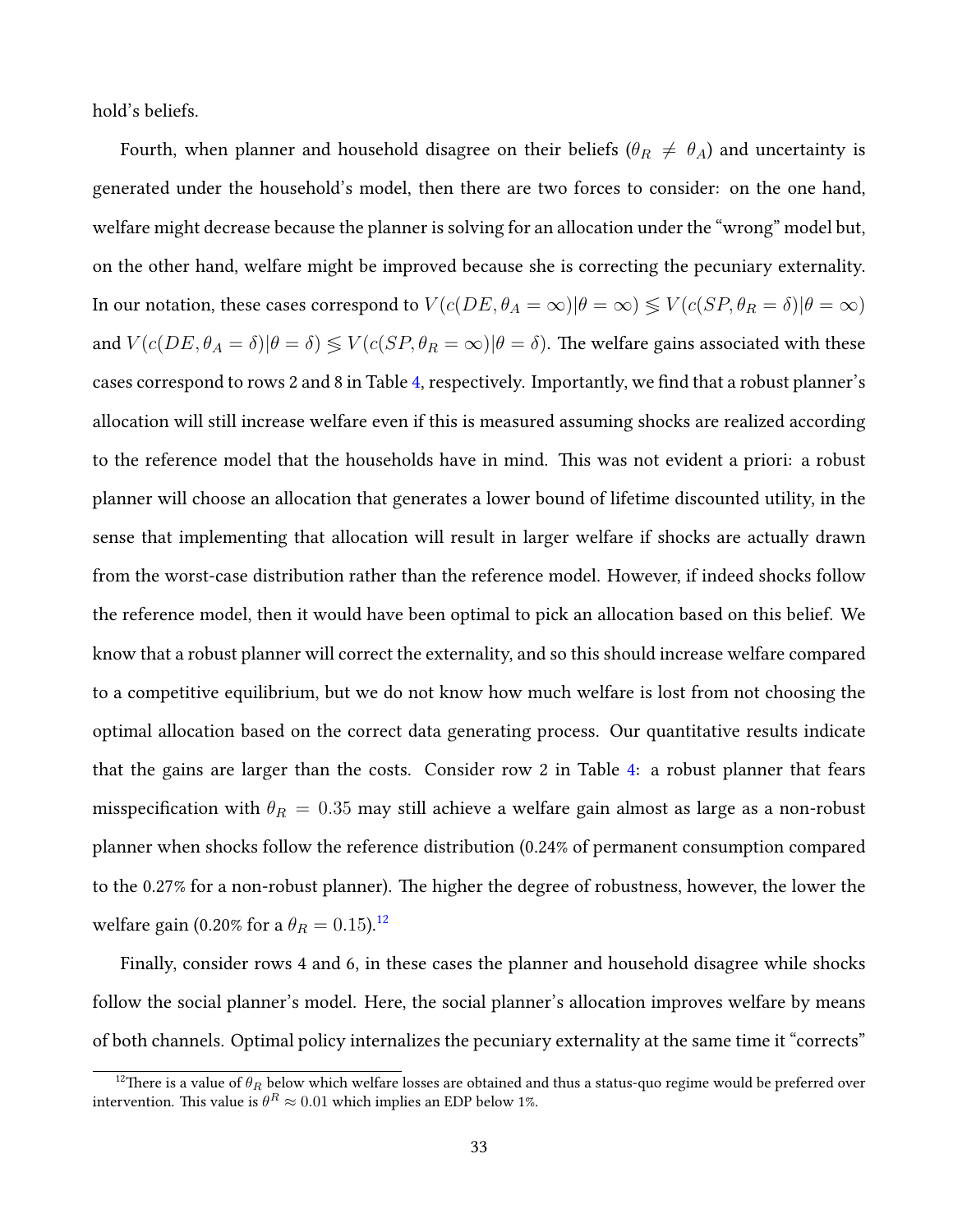hold's beliefs.

Fourth, when planner and household disagree on their beliefs ($\theta_R \neq \theta_A$) and uncertainty is generated under the household's model, then there are two forces to consider: on the one hand, welfare might decrease because the planner is solving for an allocation under the "wrong" model but, on the other hand, welfare might be improved because she is correcting the pecuniary externality. In our notation, these cases correspond to $V(c(DE, \theta_A = \infty)|\theta = \infty) \lesseqgtr V(c(SP, \theta_R = \delta)|\theta = \infty)$ and $V(c(DE, \theta_A = \delta)|\theta = \delta) \lesseqgtr V(c(SP, \theta_R = \infty)|\theta = \delta)$. The welfare gains associated with these cases correspond to rows 2 and 8 in Table 4, respectively. Importantly, we find that a robust planner's allocation will still increase welfare even if this is measured assuming shocks are realized according to the reference model that the households have in mind. This was not evident a priori: a robust planner will choose an allocation that generates a lower bound of lifetime discounted utility, in the sense that implementing that allocation will result in larger welfare if shocks are actually drawn from the worst-case distribution rather than the reference model. However, if indeed shocks follow the reference model, then it would have been optimal to pick an allocation based on this belief. We know that a robust planner will correct the externality, and so this should increase welfare compared to a competitive equilibrium, but we do not know how much welfare is lost from not choosing the optimal allocation based on the correct data generating process. Our quantitative results indicate that the gains are larger than the costs. Consider row 2 in Table 4: a robust planner that fears misspecification with $\theta_R = 0.35$ may still achieve a welfare gain almost as large as a non-robust planner when shocks follow the reference distribution (0.24% of permanent consumption compared to the 0.27% for a non-robust planner). The higher the degree of robustness, however, the lower the welfare gain (0.20% for a $\theta_R = 0.15$).[12]

Finally, consider rows 4 and 6, in these cases the planner and household disagree while shocks follow the social planner's model. Here, the social planner's allocation improves welfare by means of both channels. Optimal policy internalizes the pecuniary externality at the same time it "corrects"

[12] There is a value of $\theta_R$ below which welfare losses are obtained and thus a status-quo regime would be preferred over intervention. This value is $\theta^R \approx 0.01$ which implies an EDP below 1%.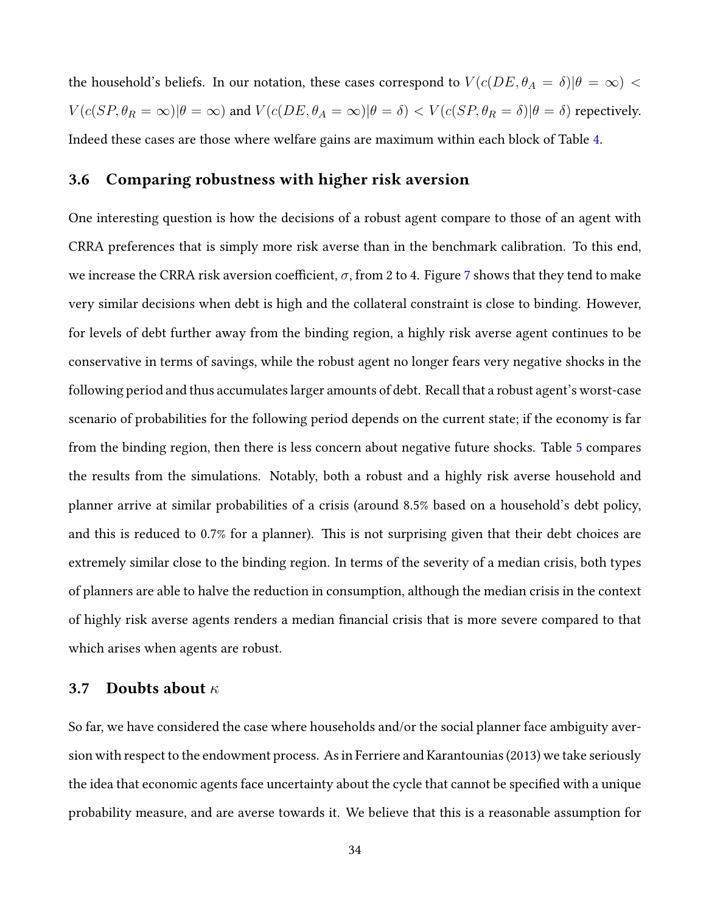the household's beliefs. In our notation, these cases correspond to $V(c(DE, \theta_A = \delta)|\theta = \infty) < V(c(SP, \theta_R = \infty)|\theta = \infty)$ and $V(c(DE, \theta_A = \infty)|\theta = \delta) < V(c(SP, \theta_R = \delta)|\theta = \delta)$ repectively. Indeed these cases are those where welfare gains are maximum within each block of Table 4.

### 3.6 Comparing robustness with higher risk aversion

One interesting question is how the decisions of a robust agent compare to those of an agent with CRRA preferences that is simply more risk averse than in the benchmark calibration. To this end, we increase the CRRA risk aversion coefficient, $\sigma$, from 2 to 4. Figure 7 shows that they tend to make very similar decisions when debt is high and the collateral constraint is close to binding. However, for levels of debt further away from the binding region, a highly risk averse agent continues to be conservative in terms of savings, while the robust agent no longer fears very negative shocks in the following period and thus accumulates larger amounts of debt. Recall that a robust agent's worst-case scenario of probabilities for the following period depends on the current state; if the economy is far from the binding region, then there is less concern about negative future shocks. Table 5 compares the results from the simulations. Notably, both a robust and a highly risk averse household and planner arrive at similar probabilities of a crisis (around 8.5% based on a household's debt policy, and this is reduced to 0.7% for a planner). This is not surprising given that their debt choices are extremely similar close to the binding region. In terms of the severity of a median crisis, both types of planners are able to halve the reduction in consumption, although the median crisis in the context of highly risk averse agents renders a median financial crisis that is more severe compared to that which arises when agents are robust.

### 3.7 Doubts about $\kappa$

So far, we have considered the case where households and/or the social planner face ambiguity aversion with respect to the endowment process. As in Ferriere and Karantounias (2013) we take seriously the idea that economic agents face uncertainty about the cycle that cannot be specified with a unique probability measure, and are averse towards it. We believe that this is a reasonable assumption for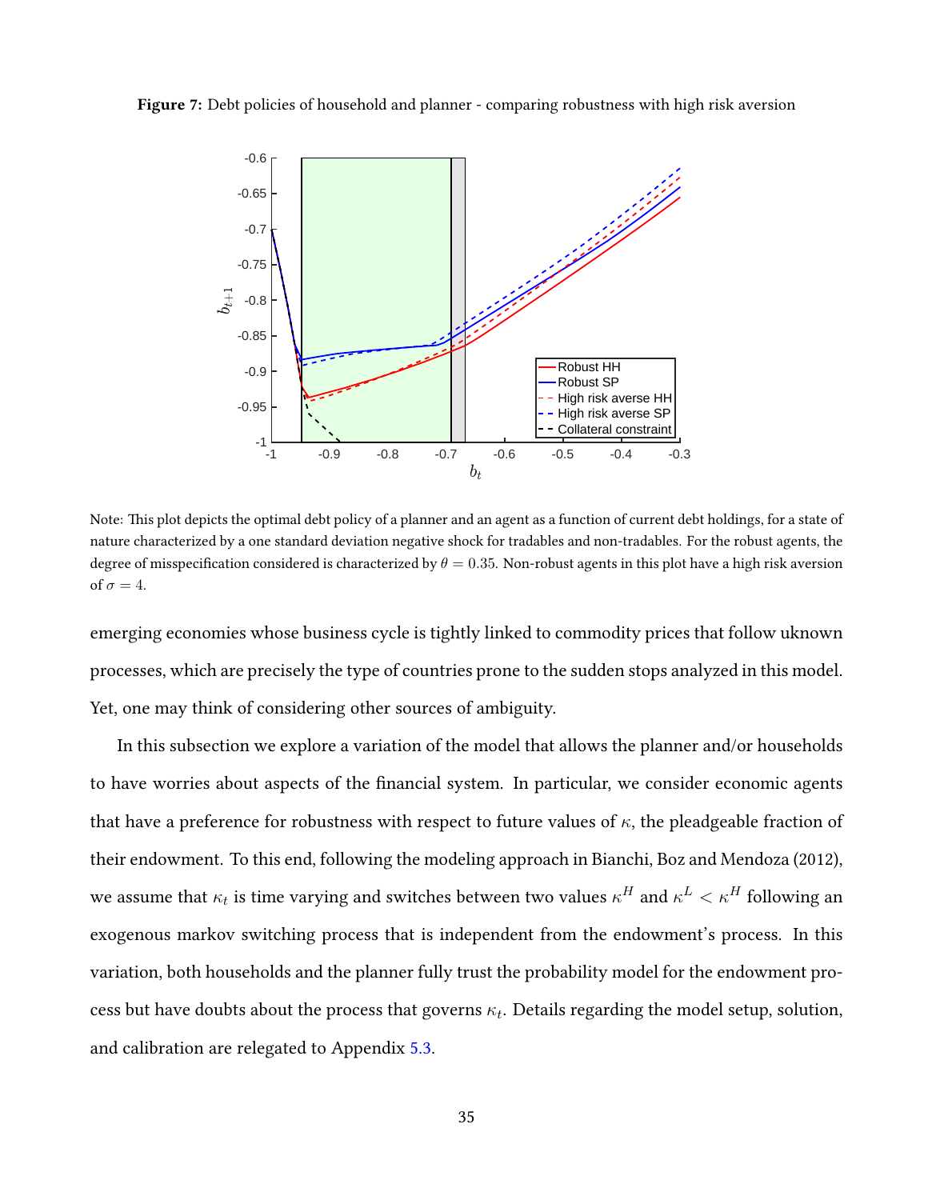**Figure 7:** Debt policies of household and planner - comparing robustness with high risk aversion

Note: This plot depicts the optimal debt policy of a planner and an agent as a function of current debt holdings, for a state of nature characterized by a one standard deviation negative shock for tradables and non-tradables. For the robust agents, the degree of misspecification considered is characterized by $\theta = 0.35$. Non-robust agents in this plot have a high risk aversion of $\sigma = 4$.

emerging economies whose business cycle is tightly linked to commodity prices that follow uknown processes, which are precisely the type of countries prone to the sudden stops analyzed in this model. Yet, one may think of considering other sources of ambiguity.

In this subsection we explore a variation of the model that allows the planner and/or households to have worries about aspects of the financial system. In particular, we consider economic agents that have a preference for robustness with respect to future values of $\kappa$, the pleadgeable fraction of their endowment. To this end, following the modeling approach in Bianchi, Boz and Mendoza (2012), we assume that $\kappa_t$ is time varying and switches between two values $\kappa^H$ and $\kappa^L < \kappa^H$ following an exogenous markov switching process that is independent from the endowment's process. In this variation, both households and the planner fully trust the probability model for the endowment process but have doubts about the process that governs $\kappa_t$. Details regarding the model setup, solution, and calibration are relegated to Appendix 5.3.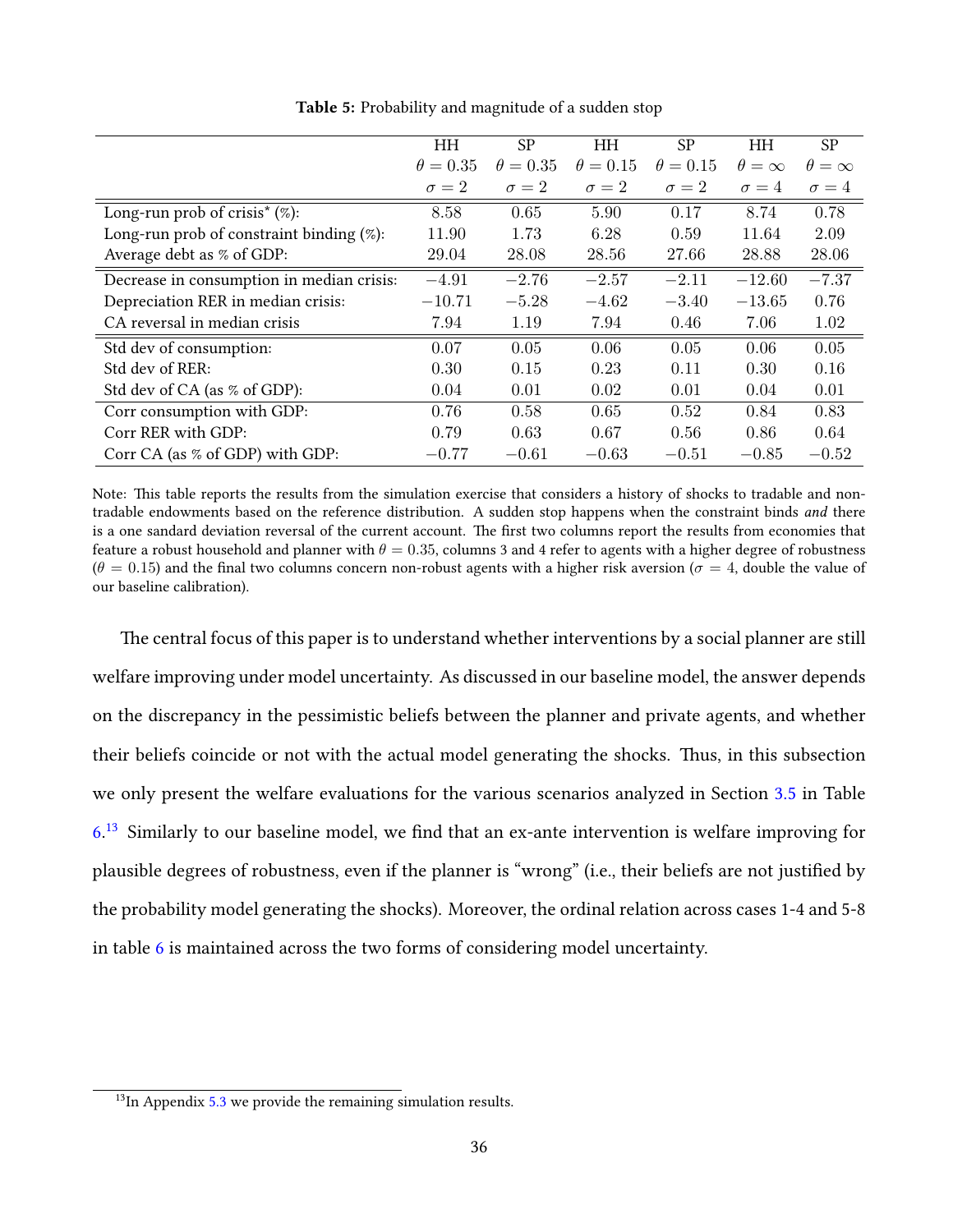**Table 5:** Probability and magnitude of a sudden stop

| | HH $\theta = 0.35$ $\sigma = 2$ | SP $\theta = 0.35$ $\sigma = 2$ | HH $\theta = 0.15$ $\sigma = 2$ | SP $\theta = 0.15$ $\sigma = 2$ | HH $\theta = \infty$ $\sigma = 4$ | SP $\theta = \infty$ $\sigma = 4$ |
|---|---|---|---|---|---|---|
| Long-run prob of crisis* (%): | 8.58 | 0.65 | 5.90 | 0.17 | 8.74 | 0.78 |
| Long-run prob of constraint binding (%): | 11.90 | 1.73 | 6.28 | 0.59 | 11.64 | 2.09 |
| Average debt as % of GDP: | 29.04 | 28.08 | 28.56 | 27.66 | 28.88 | 28.06 |
| Decrease in consumption in median crisis: | $-4.91$ | $-2.76$ | $-2.57$ | $-2.11$ | $-12.60$ | $-7.37$ |
| Depreciation RER in median crisis: | $-10.71$ | $-5.28$ | $-4.62$ | $-3.40$ | $-13.65$ | 0.76 |
| CA reversal in median crisis | 7.94 | 1.19 | 7.94 | 0.46 | 7.06 | 1.02 |
| Std dev of consumption: | 0.07 | 0.05 | 0.06 | 0.05 | 0.06 | 0.05 |
| Std dev of RER: | 0.30 | 0.15 | 0.23 | 0.11 | 0.30 | 0.16 |
| Std dev of CA (as % of GDP): | 0.04 | 0.01 | 0.02 | 0.01 | 0.04 | 0.01 |
| Corr consumption with GDP: | 0.76 | 0.58 | 0.65 | 0.52 | 0.84 | 0.83 |
| Corr RER with GDP: | 0.79 | 0.63 | 0.67 | 0.56 | 0.86 | 0.64 |
| Corr CA (as % of GDP) with GDP: | $-0.77$ | $-0.61$ | $-0.63$ | $-0.51$ | $-0.85$ | $-0.52$ |

Note: This table reports the results from the simulation exercise that considers a history of shocks to tradable and non-tradable endowments based on the reference distribution. A sudden stop happens when the constraint binds *and* there is a one sandard deviation reversal of the current account. The first two columns report the results from economies that feature a robust household and planner with $\theta = 0.35$, columns 3 and 4 refer to agents with a higher degree of robustness ($\theta = 0.15$) and the final two columns concern non-robust agents with a higher risk aversion ($\sigma = 4$, double the value of our baseline calibration).

The central focus of this paper is to understand whether interventions by a social planner are still welfare improving under model uncertainty. As discussed in our baseline model, the answer depends on the discrepancy in the pessimistic beliefs between the planner and private agents, and whether their beliefs coincide or not with the actual model generating the shocks. Thus, in this subsection we only present the welfare evaluations for the various scenarios analyzed in Section 3.5 in Table 6.[13] Similarly to our baseline model, we find that an ex-ante intervention is welfare improving for plausible degrees of robustness, even if the planner is "wrong" (i.e., their beliefs are not justified by the probability model generating the shocks). Moreover, the ordinal relation across cases 1-4 and 5-8 in table 6 is maintained across the two forms of considering model uncertainty.

[13] In Appendix 5.3 we provide the remaining simulation results.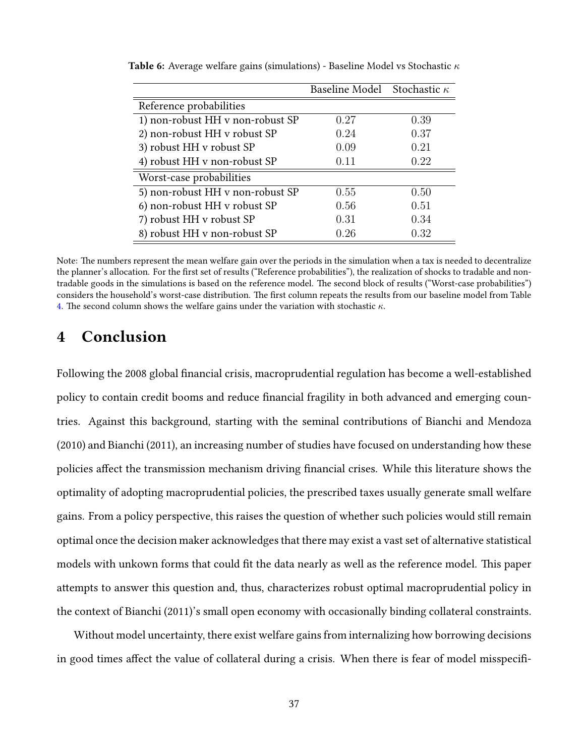**Table 6:** Average welfare gains (simulations) - Baseline Model vs Stochastic $\kappa$

| | Baseline Model | Stochastic $\kappa$ |
|---|---|---|
| Reference probabilities | | |
| 1) non-robust HH v non-robust SP | 0.27 | 0.39 |
| 2) non-robust HH v robust SP | 0.24 | 0.37 |
| 3) robust HH v robust SP | 0.09 | 0.21 |
| 4) robust HH v non-robust SP | 0.11 | 0.22 |
| Worst-case probabilities | | |
| 5) non-robust HH v non-robust SP | 0.55 | 0.50 |
| 6) non-robust HH v robust SP | 0.56 | 0.51 |
| 7) robust HH v robust SP | 0.31 | 0.34 |
| 8) robust HH v non-robust SP | 0.26 | 0.32 |

Note: The numbers represent the mean welfare gain over the periods in the simulation when a tax is needed to decentralize the planner's allocation. For the first set of results ("Reference probabilities"), the realization of shocks to tradable and non-tradable goods in the simulations is based on the reference model. The second block of results ("Worst-case probabilities") considers the household's worst-case distribution. The first column repeats the results from our baseline model from Table 4. The second column shows the welfare gains under the variation with stochastic $\kappa$.

# 4 Conclusion

Following the 2008 global financial crisis, macroprudential regulation has become a well-established policy to contain credit booms and reduce financial fragility in both advanced and emerging countries. Against this background, starting with the seminal contributions of Bianchi and Mendoza (2010) and Bianchi (2011), an increasing number of studies have focused on understanding how these policies affect the transmission mechanism driving financial crises. While this literature shows the optimality of adopting macroprudential policies, the prescribed taxes usually generate small welfare gains. From a policy perspective, this raises the question of whether such policies would still remain optimal once the decision maker acknowledges that there may exist a vast set of alternative statistical models with unkown forms that could fit the data nearly as well as the reference model. This paper attempts to answer this question and, thus, characterizes robust optimal macroprudential policy in the context of Bianchi (2011)'s small open economy with occasionally binding collateral constraints.

Without model uncertainty, there exist welfare gains from internalizing how borrowing decisions in good times affect the value of collateral during a crisis. When there is fear of model misspecifi-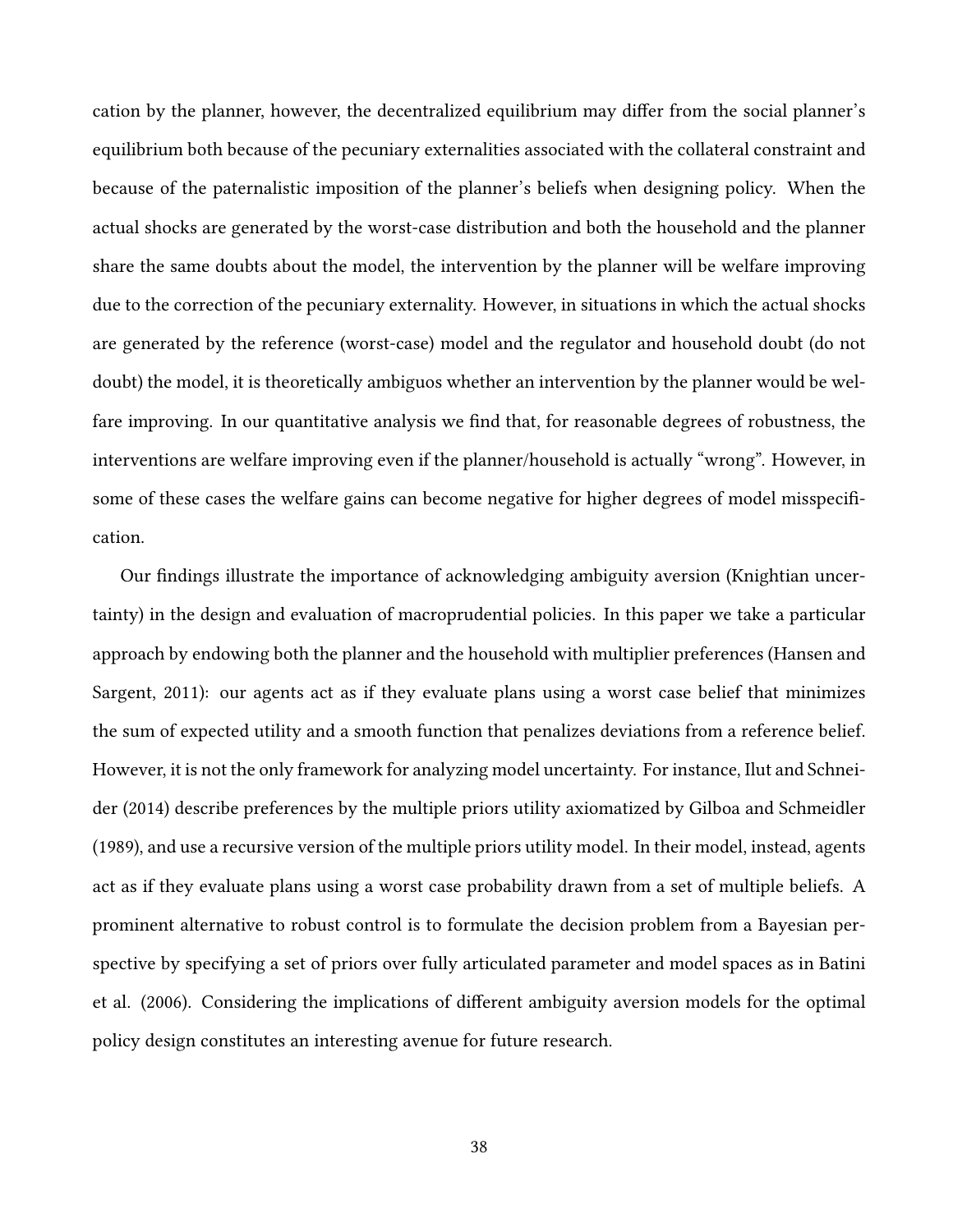cation by the planner, however, the decentralized equilibrium may differ from the social planner's equilibrium both because of the pecuniary externalities associated with the collateral constraint and because of the paternalistic imposition of the planner's beliefs when designing policy. When the actual shocks are generated by the worst-case distribution and both the household and the planner share the same doubts about the model, the intervention by the planner will be welfare improving due to the correction of the pecuniary externality. However, in situations in which the actual shocks are generated by the reference (worst-case) model and the regulator and household doubt (do not doubt) the model, it is theoretically ambiguos whether an intervention by the planner would be welfare improving. In our quantitative analysis we find that, for reasonable degrees of robustness, the interventions are welfare improving even if the planner/household is actually "wrong". However, in some of these cases the welfare gains can become negative for higher degrees of model misspecification.

Our findings illustrate the importance of acknowledging ambiguity aversion (Knightian uncertainty) in the design and evaluation of macroprudential policies. In this paper we take a particular approach by endowing both the planner and the household with multiplier preferences (Hansen and Sargent, 2011): our agents act as if they evaluate plans using a worst case belief that minimizes the sum of expected utility and a smooth function that penalizes deviations from a reference belief. However, it is not the only framework for analyzing model uncertainty. For instance, Ilut and Schneider (2014) describe preferences by the multiple priors utility axiomatized by Gilboa and Schmeidler (1989), and use a recursive version of the multiple priors utility model. In their model, instead, agents act as if they evaluate plans using a worst case probability drawn from a set of multiple beliefs. A prominent alternative to robust control is to formulate the decision problem from a Bayesian perspective by specifying a set of priors over fully articulated parameter and model spaces as in Batini et al. (2006). Considering the implications of different ambiguity aversion models for the optimal policy design constitutes an interesting avenue for future research.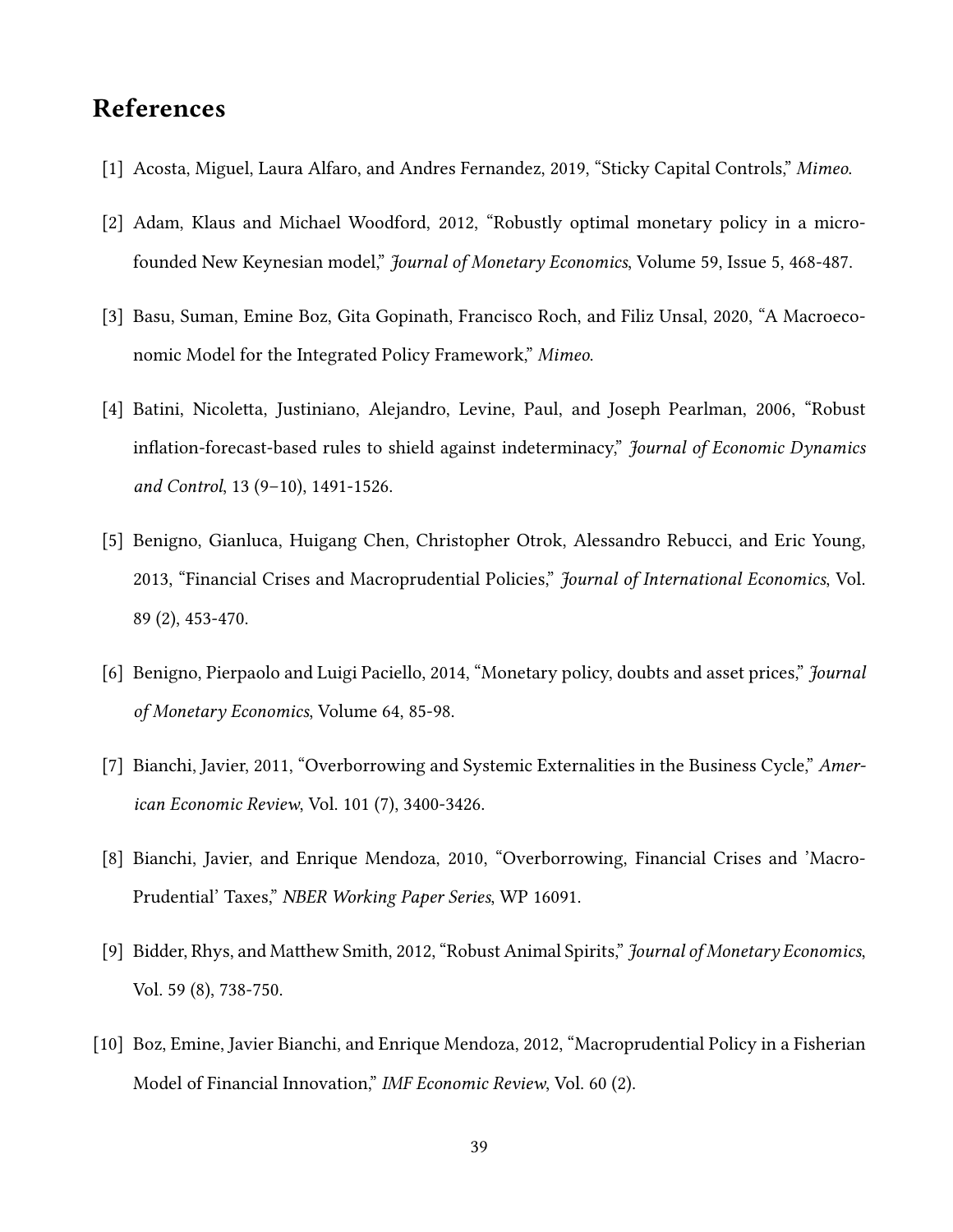# References

[1] Acosta, Miguel, Laura Alfaro, and Andres Fernandez, 2019, "Sticky Capital Controls," *Mimeo*.

[2] Adam, Klaus and Michael Woodford, 2012, "Robustly optimal monetary policy in a micro-founded New Keynesian model," *Journal of Monetary Economics*, Volume 59, Issue 5, 468-487.

[3] Basu, Suman, Emine Boz, Gita Gopinath, Francisco Roch, and Filiz Unsal, 2020, "A Macroeconomic Model for the Integrated Policy Framework," *Mimeo*.

[4] Batini, Nicoletta, Justiniano, Alejandro, Levine, Paul, and Joseph Pearlman, 2006, "Robust inflation-forecast-based rules to shield against indeterminacy," *Journal of Economic Dynamics and Control*, 13 (9–10), 1491-1526.

[5] Benigno, Gianluca, Huigang Chen, Christopher Otrok, Alessandro Rebucci, and Eric Young, 2013, "Financial Crises and Macroprudential Policies," *Journal of International Economics*, Vol. 89 (2), 453-470.

[6] Benigno, Pierpaolo and Luigi Paciello, 2014, "Monetary policy, doubts and asset prices," *Journal of Monetary Economics*, Volume 64, 85-98.

[7] Bianchi, Javier, 2011, "Overborrowing and Systemic Externalities in the Business Cycle," *American Economic Review*, Vol. 101 (7), 3400-3426.

[8] Bianchi, Javier, and Enrique Mendoza, 2010, "Overborrowing, Financial Crises and 'Macro-Prudential' Taxes," *NBER Working Paper Series*, WP 16091.

[9] Bidder, Rhys, and Matthew Smith, 2012, "Robust Animal Spirits," *Journal of Monetary Economics*, Vol. 59 (8), 738-750.

[10] Boz, Emine, Javier Bianchi, and Enrique Mendoza, 2012, "Macroprudential Policy in a Fisherian Model of Financial Innovation," *IMF Economic Review*, Vol. 60 (2).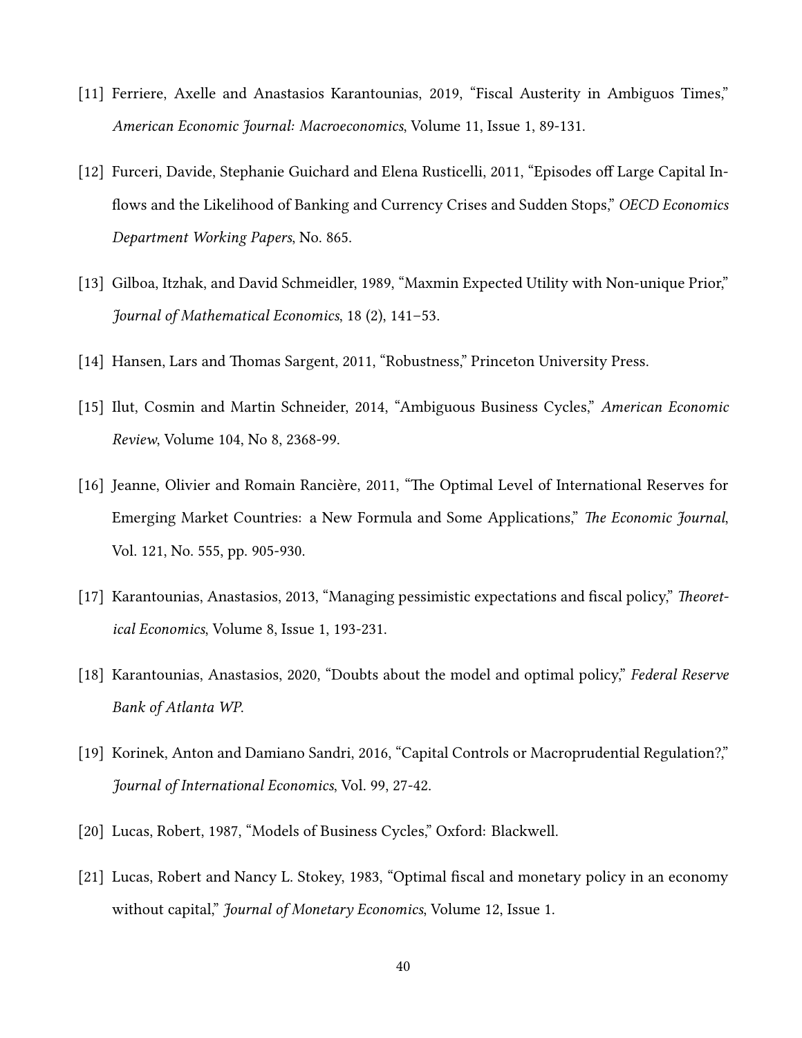[11] Ferriere, Axelle and Anastasios Karantounias, 2019, "Fiscal Austerity in Ambiguos Times," *American Economic Journal: Macroeconomics*, Volume 11, Issue 1, 89-131.

[12] Furceri, Davide, Stephanie Guichard and Elena Rusticelli, 2011, "Episodes off Large Capital Inflows and the Likelihood of Banking and Currency Crises and Sudden Stops," *OECD Economics Department Working Papers*, No. 865.

[13] Gilboa, Itzhak, and David Schmeidler, 1989, "Maxmin Expected Utility with Non-unique Prior," *Journal of Mathematical Economics*, 18 (2), 141–53.

[14] Hansen, Lars and Thomas Sargent, 2011, "Robustness," Princeton University Press.

[15] Ilut, Cosmin and Martin Schneider, 2014, "Ambiguous Business Cycles," *American Economic Review*, Volume 104, No 8, 2368-99.

[16] Jeanne, Olivier and Romain Rancière, 2011, "The Optimal Level of International Reserves for Emerging Market Countries: a New Formula and Some Applications," *The Economic Journal*, Vol. 121, No. 555, pp. 905-930.

[17] Karantounias, Anastasios, 2013, "Managing pessimistic expectations and fiscal policy," *Theoretical Economics*, Volume 8, Issue 1, 193-231.

[18] Karantounias, Anastasios, 2020, "Doubts about the model and optimal policy," *Federal Reserve Bank of Atlanta WP*.

[19] Korinek, Anton and Damiano Sandri, 2016, "Capital Controls or Macroprudential Regulation?," *Journal of International Economics*, Vol. 99, 27-42.

[20] Lucas, Robert, 1987, "Models of Business Cycles," Oxford: Blackwell.

[21] Lucas, Robert and Nancy L. Stokey, 1983, "Optimal fiscal and monetary policy in an economy without capital," *Journal of Monetary Economics*, Volume 12, Issue 1.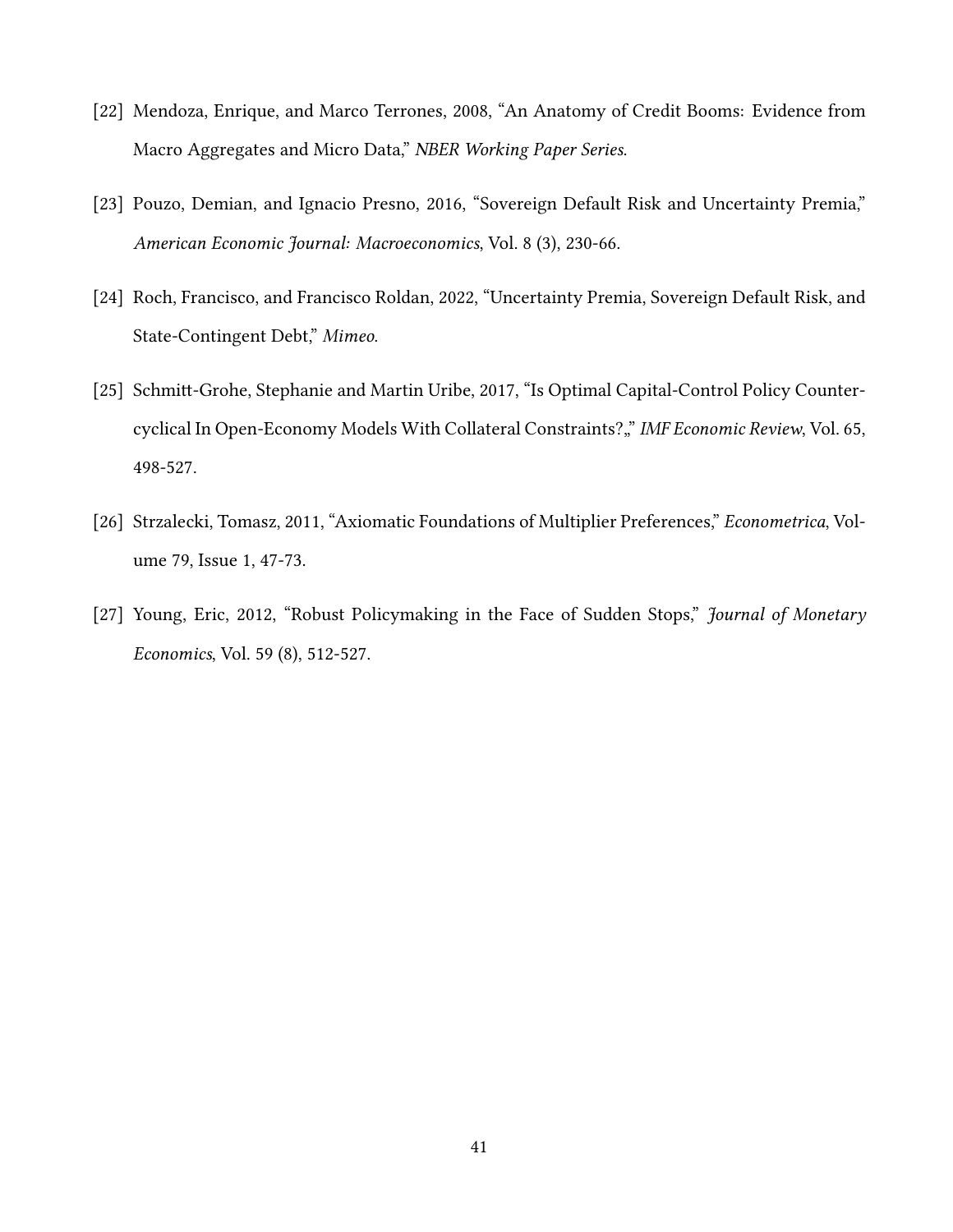[22] Mendoza, Enrique, and Marco Terrones, 2008, "An Anatomy of Credit Booms: Evidence from Macro Aggregates and Micro Data," *NBER Working Paper Series*.

[23] Pouzo, Demian, and Ignacio Presno, 2016, "Sovereign Default Risk and Uncertainty Premia," *American Economic Journal: Macroeconomics*, Vol. 8 (3), 230-66.

[24] Roch, Francisco, and Francisco Roldan, 2022, "Uncertainty Premia, Sovereign Default Risk, and State-Contingent Debt," *Mimeo*.

[25] Schmitt-Grohe, Stephanie and Martin Uribe, 2017, "Is Optimal Capital-Control Policy Countercyclical In Open-Economy Models With Collateral Constraints?,," *IMF Economic Review*, Vol. 65, 498-527.

[26] Strzalecki, Tomasz, 2011, "Axiomatic Foundations of Multiplier Preferences," *Econometrica*, Volume 79, Issue 1, 47-73.

[27] Young, Eric, 2012, "Robust Policymaking in the Face of Sudden Stops," *Journal of Monetary Economics*, Vol. 59 (8), 512-527.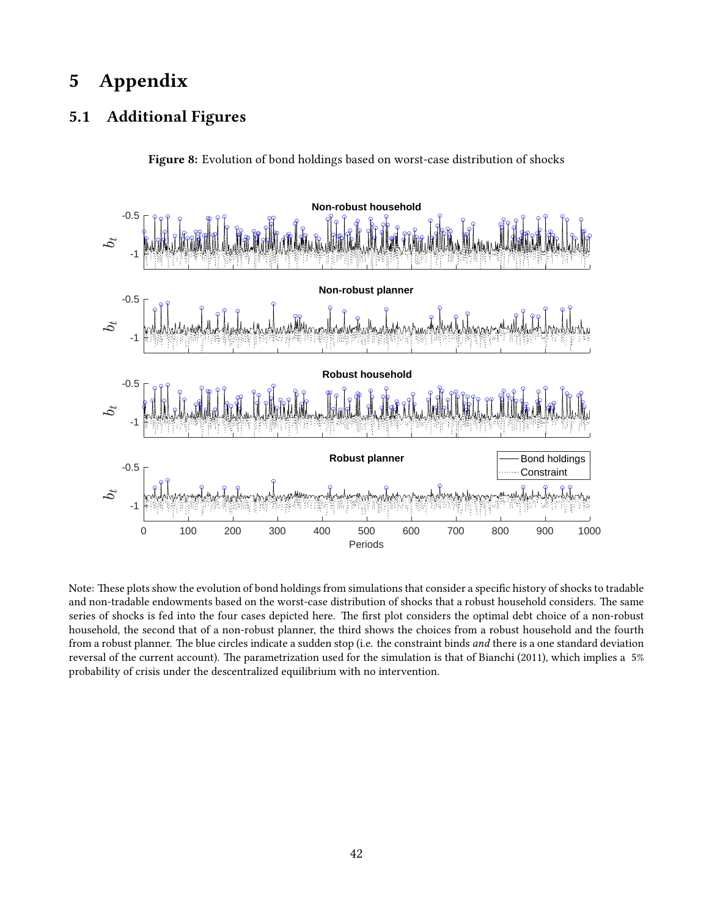# 5 Appendix

## 5.1 Additional Figures

**Figure 8:** Evolution of bond holdings based on worst-case distribution of shocks

Note: These plots show the evolution of bond holdings from simulations that consider a specific history of shocks to tradable and non-tradable endowments based on the worst-case distribution of shocks that a robust household considers. The same series of shocks is fed into the four cases depicted here. The first plot considers the optimal debt choice of a non-robust household, the second that of a non-robust planner, the third shows the choices from a robust household and the fourth from a robust planner. The blue circles indicate a sudden stop (i.e. the constraint binds *and* there is a one standard deviation reversal of the current account). The parametrization used for the simulation is that of Bianchi (2011), which implies a 5% probability of crisis under the descentralized equilibrium with no intervention.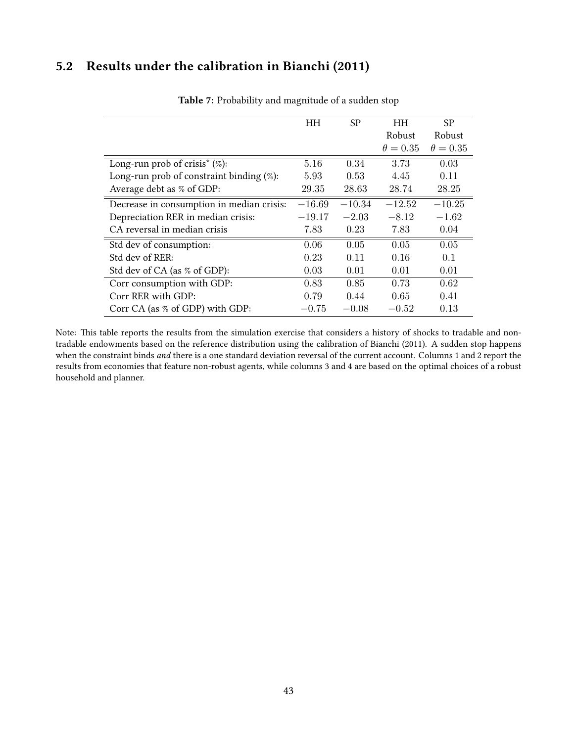## 5.2 Results under the calibration in Bianchi (2011)

**Table 7:** Probability and magnitude of a sudden stop

| | HH | SP | HH Robust $\theta = 0.35$ | SP Robust $\theta = 0.35$ |
|---|---|---|---|---|
| Long-run prob of crisis* (%): | 5.16 | 0.34 | 3.73 | 0.03 |
| Long-run prob of constraint binding (%): | 5.93 | 0.53 | 4.45 | 0.11 |
| Average debt as % of GDP: | 29.35 | 28.63 | 28.74 | 28.25 |
| Decrease in consumption in median crisis: | $-16.69$ | $-10.34$ | $-12.52$ | $-10.25$ |
| Depreciation RER in median crisis: | $-19.17$ | $-2.03$ | $-8.12$ | $-1.62$ |
| CA reversal in median crisis | 7.83 | 0.23 | 7.83 | 0.04 |
| Std dev of consumption: | 0.06 | 0.05 | 0.05 | 0.05 |
| Std dev of RER: | 0.23 | 0.11 | 0.16 | 0.1 |
| Std dev of CA (as % of GDP): | 0.03 | 0.01 | 0.01 | 0.01 |
| Corr consumption with GDP: | 0.83 | 0.85 | 0.73 | 0.62 |
| Corr RER with GDP: | 0.79 | 0.44 | 0.65 | 0.41 |
| Corr CA (as % of GDP) with GDP: | $-0.75$ | $-0.08$ | $-0.52$ | 0.13 |

Note: This table reports the results from the simulation exercise that considers a history of shocks to tradable and non-tradable endowments based on the reference distribution using the calibration of Bianchi (2011). A sudden stop happens when the constraint binds *and* there is a one standard deviation reversal of the current account. Columns 1 and 2 report the results from economies that feature non-robust agents, while columns 3 and 4 are based on the optimal choices of a robust household and planner.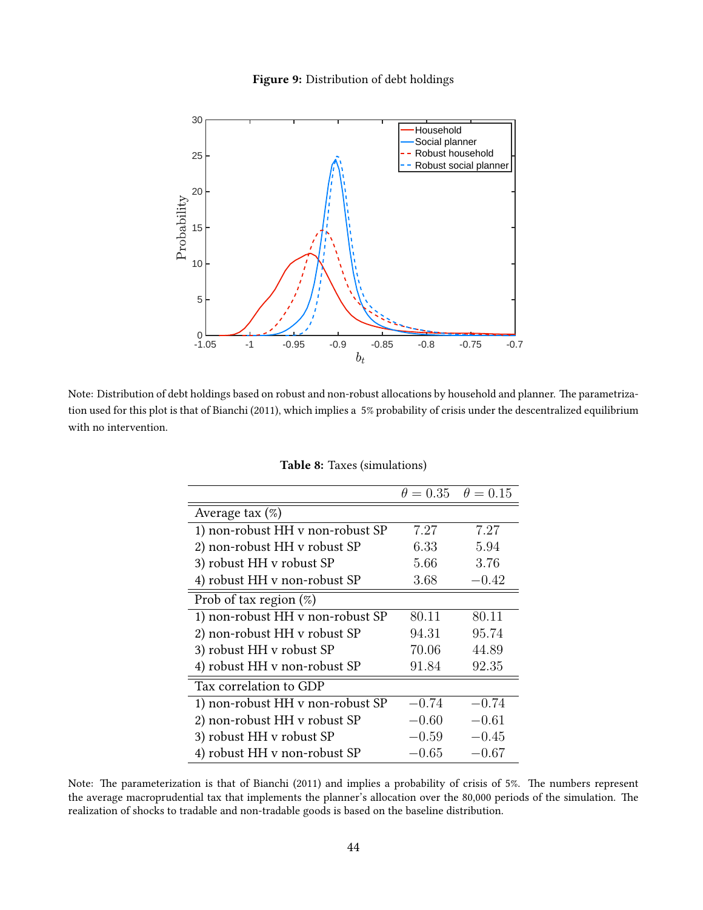**Figure 9:** Distribution of debt holdings

Note: Distribution of debt holdings based on robust and non-robust allocations by household and planner. The parametrization used for this plot is that of Bianchi (2011), which implies a 5% probability of crisis under the descentralized equilibrium with no intervention.

**Table 8:** Taxes (simulations)

| | $\theta = 0.35$ | $\theta = 0.15$ |
|---|---|---|
| Average tax (%) | | |
| 1) non-robust HH v non-robust SP | 7.27 | 7.27 |
| 2) non-robust HH v robust SP | 6.33 | 5.94 |
| 3) robust HH v robust SP | 5.66 | 3.76 |
| 4) robust HH v non-robust SP | 3.68 | −0.42 |
| Prob of tax region (%) | | |
| 1) non-robust HH v non-robust SP | 80.11 | 80.11 |
| 2) non-robust HH v robust SP | 94.31 | 95.74 |
| 3) robust HH v robust SP | 70.06 | 44.89 |
| 4) robust HH v non-robust SP | 91.84 | 92.35 |
| Tax correlation to GDP | | |
| 1) non-robust HH v non-robust SP | −0.74 | −0.74 |
| 2) non-robust HH v robust SP | −0.60 | −0.61 |
| 3) robust HH v robust SP | −0.59 | −0.45 |
| 4) robust HH v non-robust SP | −0.65 | −0.67 |

Note: The parameterization is that of Bianchi (2011) and implies a probability of crisis of 5%. The numbers represent the average macroprudential tax that implements the planner's allocation over the 80,000 periods of the simulation. The realization of shocks to tradable and non-tradable goods is based on the baseline distribution.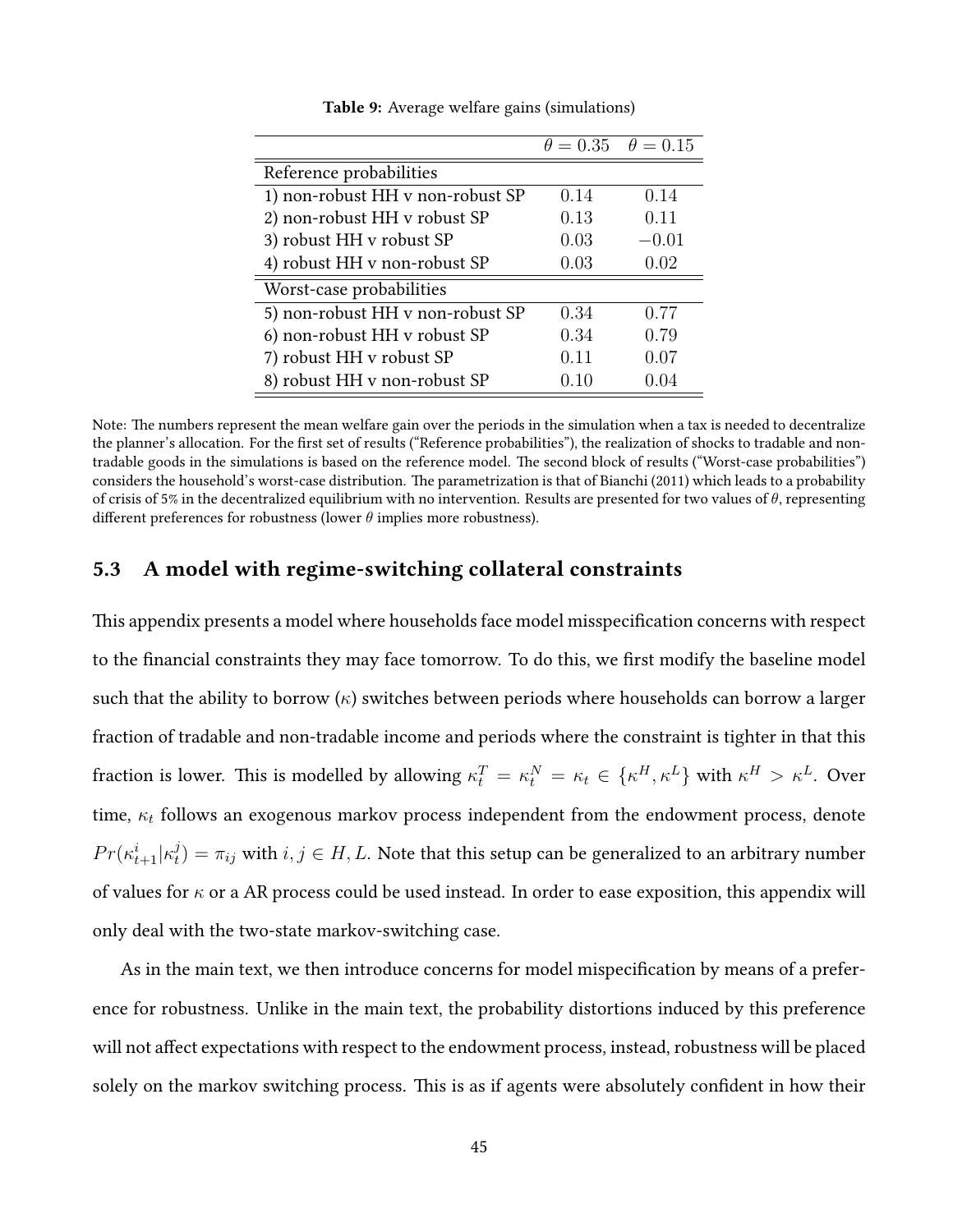**Table 9:** Average welfare gains (simulations)

| | $\theta = 0.35$ | $\theta = 0.15$ |
|---|---|---|
| Reference probabilities | | |
| 1) non-robust HH v non-robust SP | $0.14$ | $0.14$ |
| 2) non-robust HH v robust SP | $0.13$ | $0.11$ |
| 3) robust HH v robust SP | $0.03$ | $-0.01$ |
| 4) robust HH v non-robust SP | $0.03$ | $0.02$ |
| Worst-case probabilities | | |
| 5) non-robust HH v non-robust SP | $0.34$ | $0.77$ |
| 6) non-robust HH v robust SP | $0.34$ | $0.79$ |
| 7) robust HH v robust SP | $0.11$ | $0.07$ |
| 8) robust HH v non-robust SP | $0.10$ | $0.04$ |

Note: The numbers represent the mean welfare gain over the periods in the simulation when a tax is needed to decentralize the planner's allocation. For the first set of results ("Reference probabilities"), the realization of shocks to tradable and non-tradable goods in the simulations is based on the reference model. The second block of results ("Worst-case probabilities") considers the household's worst-case distribution. The parametrization is that of Bianchi (2011) which leads to a probability of crisis of 5% in the decentralized equilibrium with no intervention. Results are presented for two values of $\theta$, representing different preferences for robustness (lower $\theta$ implies more robustness).

## 5.3 A model with regime-switching collateral constraints

This appendix presents a model where households face model misspecification concerns with respect to the financial constraints they may face tomorrow. To do this, we first modify the baseline model such that the ability to borrow ($\kappa$) switches between periods where households can borrow a larger fraction of tradable and non-tradable income and periods where the constraint is tighter in that this fraction is lower. This is modelled by allowing $\kappa_t^T = \kappa_t^N = \kappa_t \in \{\kappa^H, \kappa^L\}$ with $\kappa^H > \kappa^L$. Over time, $\kappa_t$ follows an exogenous markov process independent from the endowment process, denote $Pr(\kappa_{t+1}^i | \kappa_t^j) = \pi_{ij}$ with $i, j \in H, L$. Note that this setup can be generalized to an arbitrary number of values for $\kappa$ or a AR process could be used instead. In order to ease exposition, this appendix will only deal with the two-state markov-switching case.

As in the main text, we then introduce concerns for model mispecification by means of a preference for robustness. Unlike in the main text, the probability distortions induced by this preference will not affect expectations with respect to the endowment process, instead, robustness will be placed solely on the markov switching process. This is as if agents were absolutely confident in how their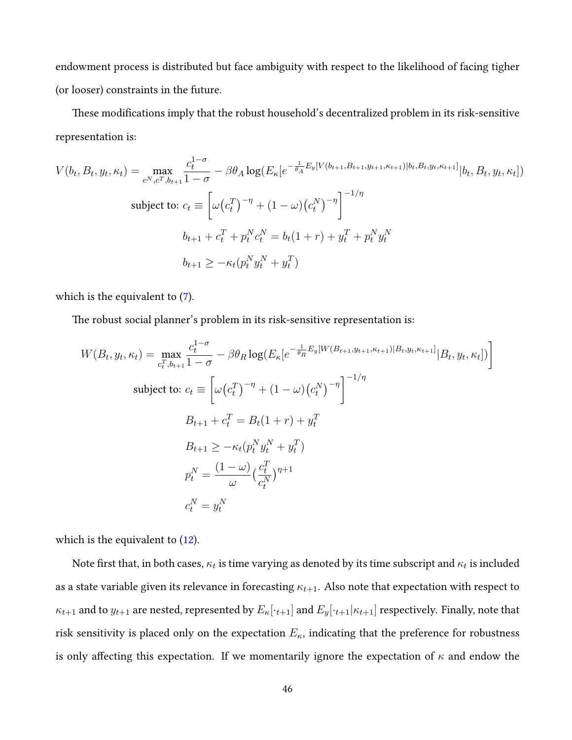endowment process is distributed but face ambiguity with respect to the likelihood of facing tigher (or looser) constraints in the future.

These modifications imply that the robust household's decentralized problem in its risk-sensitive representation is:

$$
\begin{aligned}
V(b_t, B_t, y_t, \kappa_t) = \max_{c^N, c^T, b_{t+1}} \frac{c_t^{1-\sigma}}{1-\sigma} - \beta\theta_A \log(E_\kappa[e^{-\frac{1}{\theta_A}E_y[V(b_{t+1}, B_{t+1}, y_{t+1}, \kappa_{t+1})|b_t, B_t, y_t, \kappa_{t+1}]}|b_t, B_t, y_t, \kappa_t]) \\
\text{subject to: } c_t \equiv \left[\omega\big(c_t^T\big)^{-\eta} + (1-\omega)\big(c_t^N\big)^{-\eta}\right]^{-1/\eta} \\
b_{t+1} + c_t^T + p_t^N c_t^N = b_t(1+r) + y_t^T + p_t^N y_t^N \\
b_{t+1} \geq -\kappa_t(p_t^N y_t^N + y_t^T)
\end{aligned}
$$

which is the equivalent to (7).

The robust social planner's problem in its risk-sensitive representation is:

$$
\begin{aligned}
W(B_t, y_t, \kappa_t) = \max_{c_t^T, b_{t+1}} \frac{c_t^{1-\sigma}}{1-\sigma} - \beta\theta_R \log(E_\kappa[e^{-\frac{1}{\theta_R}E_y[W(B_{t+1}, y_{t+1}, \kappa_{t+1})|B_t, y_t, \kappa_{t+1}]}|B_t, y_t, \kappa_t])\Bigg] \\
\text{subject to: } c_t \equiv \left[\omega\big(c_t^T\big)^{-\eta} + (1-\omega)\big(c_t^N\big)^{-\eta}\right]^{-1/\eta} \\
B_{t+1} + c_t^T = B_t(1+r) + y_t^T \\
B_{t+1} \geq -\kappa_t(p_t^N y_t^N + y_t^T) \\
p_t^N = \frac{(1-\omega)}{\omega}\big(\frac{c_t^T}{c_t^N}\big)^{\eta+1} \\
c_t^N = y_t^N
\end{aligned}
$$

which is the equivalent to (12).

Note first that, in both cases, $\kappa_t$ is time varying as denoted by its time subscript and $\kappa_t$ is included as a state variable given its relevance in forecasting $\kappa_{t+1}$. Also note that expectation with respect to $\kappa_{t+1}$ and to $y_{t+1}$ are nested, represented by $E_\kappa[\cdot_{t+1}]$ and $E_y[\cdot_{t+1}|\kappa_{t+1}]$ respectively. Finally, note that risk sensitivity is placed only on the expectation $E_\kappa$, indicating that the preference for robustness is only affecting this expectation. If we momentarily ignore the expectation of $\kappa$ and endow the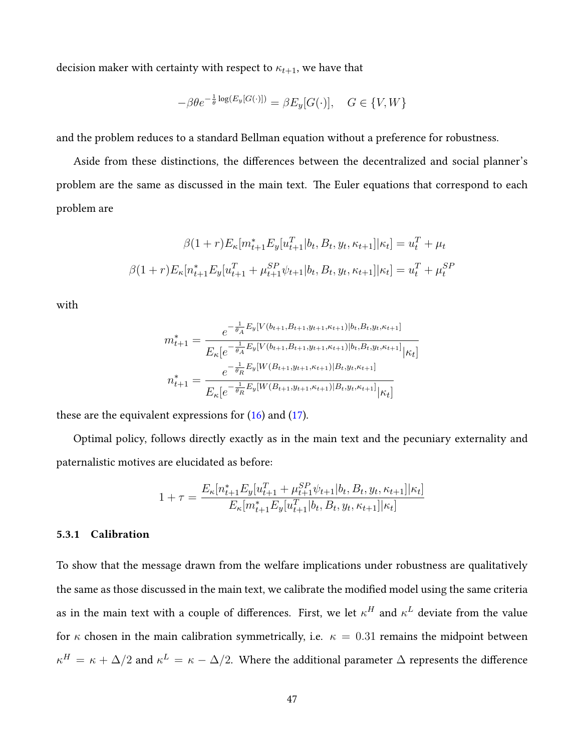decision maker with certainty with respect to $\kappa_{t+1}$, we have that

$$-\beta\theta e^{-\frac{1}{\theta}\log(E_y[G(\cdot)])} = \beta E_y[G(\cdot)], \quad G \in \{V, W\}$$

and the problem reduces to a standard Bellman equation without a preference for robustness.

Aside from these distinctions, the differences between the decentralized and social planner's problem are the same as discussed in the main text. The Euler equations that correspond to each problem are

$$\beta(1+r)E_\kappa[m^*_{t+1}E_y[u^T_{t+1}|b_t, B_t, y_t, \kappa_{t+1}]|\kappa_t] = u^T_t + \mu_t$$

$$\beta(1+r)E_\kappa[n^*_{t+1}E_y[u^T_{t+1} + \mu^{SP}_{t+1}\psi_{t+1}|b_t, B_t, y_t, \kappa_{t+1}]|\kappa_t] = u^T_t + \mu^{SP}_t$$

with

$$m^*_{t+1} = \frac{e^{-\frac{1}{\theta_A}E_y[V(b_{t+1},B_{t+1},y_{t+1},\kappa_{t+1})|b_t,B_t,y_t,\kappa_{t+1}]}}{E_\kappa[e^{-\frac{1}{\theta_A}E_y[V(b_{t+1},B_{t+1},y_{t+1},\kappa_{t+1})|b_t,B_t,y_t,\kappa_{t+1}]}|\kappa_t]}$$

$$n^*_{t+1} = \frac{e^{-\frac{1}{\theta_R}E_y[W(B_{t+1},y_{t+1},\kappa_{t+1})|B_t,y_t,\kappa_{t+1}]}}{E_\kappa[e^{-\frac{1}{\theta_R}E_y[W(B_{t+1},y_{t+1},\kappa_{t+1})|B_t,y_t,\kappa_{t+1}]}|\kappa_t]}$$

these are the equivalent expressions for (16) and (17).

Optimal policy, follows directly exactly as in the main text and the pecuniary externality and paternalistic motives are elucidated as before:

$$1+\tau = \frac{E_\kappa[n^*_{t+1}E_y[u^T_{t+1} + \mu^{SP}_{t+1}\psi_{t+1}|b_t, B_t, y_t, \kappa_{t+1}]|\kappa_t]}{E_\kappa[m^*_{t+1}E_y[u^T_{t+1}|b_t, B_t, y_t, \kappa_{t+1}]|\kappa_t]}$$

### 5.3.1 Calibration

To show that the message drawn from the welfare implications under robustness are qualitatively the same as those discussed in the main text, we calibrate the modified model using the same criteria as in the main text with a couple of differences. First, we let $\kappa^H$ and $\kappa^L$ deviate from the value for $\kappa$ chosen in the main calibration symmetrically, i.e. $\kappa = 0.31$ remains the midpoint between $\kappa^H = \kappa + \Delta/2$ and $\kappa^L = \kappa - \Delta/2$. Where the additional parameter $\Delta$ represents the difference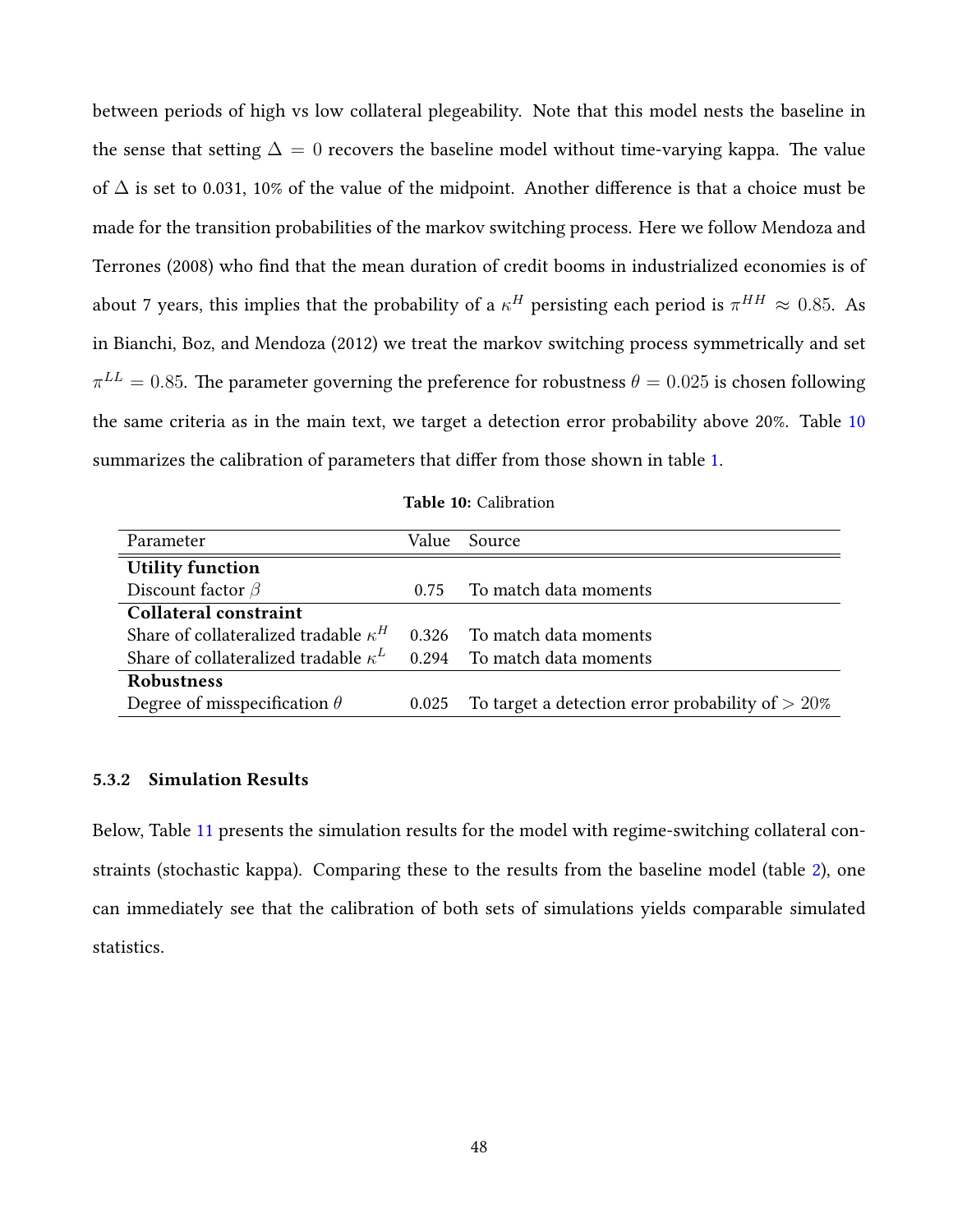between periods of high vs low collateral plegeability. Note that this model nests the baseline in the sense that setting $\Delta = 0$ recovers the baseline model without time-varying kappa. The value of $\Delta$ is set to 0.031, 10% of the value of the midpoint. Another difference is that a choice must be made for the transition probabilities of the markov switching process. Here we follow Mendoza and Terrones (2008) who find that the mean duration of credit booms in industrialized economies is of about 7 years, this implies that the probability of a $\kappa^H$ persisting each period is $\pi^{HH} \approx 0.85$. As in Bianchi, Boz, and Mendoza (2012) we treat the markov switching process symmetrically and set $\pi^{LL} = 0.85$. The parameter governing the preference for robustness $\theta = 0.025$ is chosen following the same criteria as in the main text, we target a detection error probability above 20%. Table 10 summarizes the calibration of parameters that differ from those shown in table 1.

**Table 10:** Calibration

| Parameter | Value | Source |
|---|---|---|
| **Utility function** | | |
| Discount factor $\beta$ | 0.75 | To match data moments |
| **Collateral constraint** | | |
| Share of collateralized tradable $\kappa^H$ | 0.326 | To match data moments |
| Share of collateralized tradable $\kappa^L$ | 0.294 | To match data moments |
| **Robustness** | | |
| Degree of misspecification $\theta$ | 0.025 | To target a detection error probability of $> 20\%$ |

#### 5.3.2 Simulation Results

Below, Table 11 presents the simulation results for the model with regime-switching collateral constraints (stochastic kappa). Comparing these to the results from the baseline model (table 2), one can immediately see that the calibration of both sets of simulations yields comparable simulated statistics.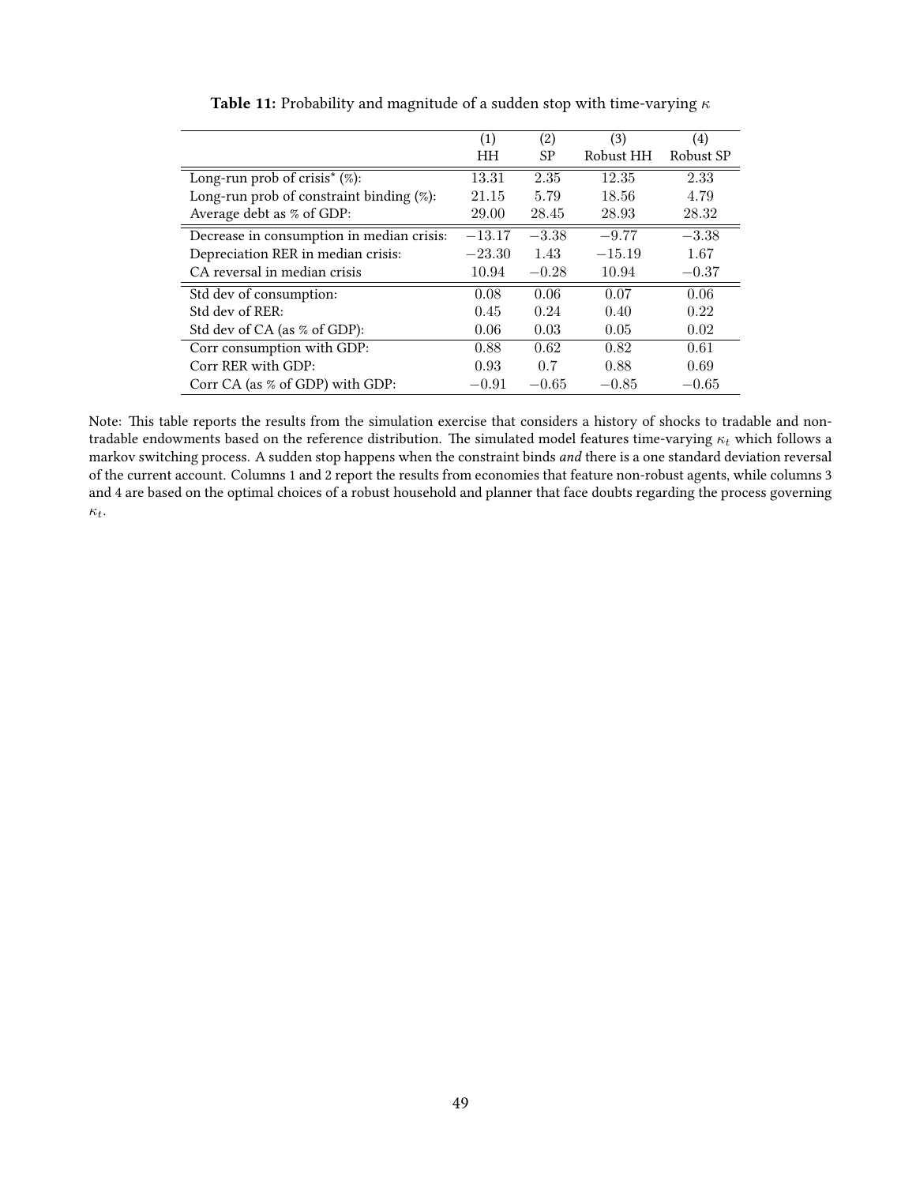**Table 11:** Probability and magnitude of a sudden stop with time-varying $\kappa$

| | (1) HH | (2) SP | (3) Robust HH | (4) Robust SP |
|---|---|---|---|---|
| Long-run prob of crisis* (%): | 13.31 | 2.35 | 12.35 | 2.33 |
| Long-run prob of constraint binding (%): | 21.15 | 5.79 | 18.56 | 4.79 |
| Average debt as % of GDP: | 29.00 | 28.45 | 28.93 | 28.32 |
| Decrease in consumption in median crisis: | −13.17 | −3.38 | −9.77 | −3.38 |
| Depreciation RER in median crisis: | −23.30 | 1.43 | −15.19 | 1.67 |
| CA reversal in median crisis | 10.94 | −0.28 | 10.94 | −0.37 |
| Std dev of consumption: | 0.08 | 0.06 | 0.07 | 0.06 |
| Std dev of RER: | 0.45 | 0.24 | 0.40 | 0.22 |
| Std dev of CA (as % of GDP): | 0.06 | 0.03 | 0.05 | 0.02 |
| Corr consumption with GDP: | 0.88 | 0.62 | 0.82 | 0.61 |
| Corr RER with GDP: | 0.93 | 0.7 | 0.88 | 0.69 |
| Corr CA (as % of GDP) with GDP: | −0.91 | −0.65 | −0.85 | −0.65 |

Note: This table reports the results from the simulation exercise that considers a history of shocks to tradable and non-tradable endowments based on the reference distribution. The simulated model features time-varying $\kappa_t$ which follows a markov switching process. A sudden stop happens when the constraint binds *and* there is a one standard deviation reversal of the current account. Columns 1 and 2 report the results from economies that feature non-robust agents, while columns 3 and 4 are based on the optimal choices of a robust household and planner that face doubts regarding the process governing $\kappa_t$.